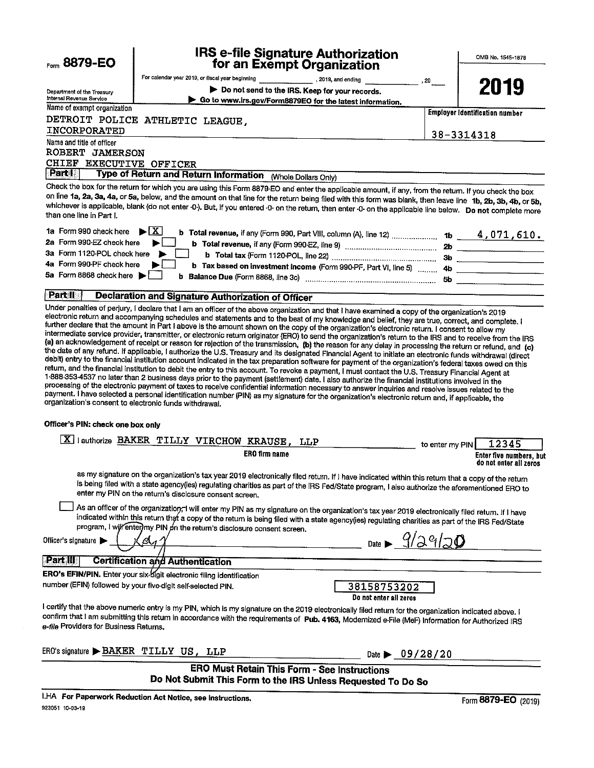Form **8879-EO**

Department of the Treasury
Internal Revenue Service

# IRS e-file Signature Authorization for an Exempt Organization

For calendar year 2019, or fiscal year beginning ________, 2019, and ending ________, 20___

▶ Do not send to the IRS. Keep for your records.
▶ Go to www.irs.gov/Form8879EO for the latest information.

OMB No. 1545-1878

**2019**

Name of exempt organization: DETROIT POLICE ATHLETIC LEAGUE, INCORPORATED

Employer identification number: 38-3314318

Name and title of officer: ROBERT JAMERSON, CHIEF EXECUTIVE OFFICER

## Part I — Type of Return and Return Information (Whole Dollars Only)

Check the box for the return for which you are using this Form 8879-EO and enter the applicable amount, if any, from the return. If you check the box on line **1a**, **2a**, **3a**, **4a**, or **5a**, below, and the amount on that line for the return being filed with this form was blank, then leave line **1b**, **2b**, **3b**, **4b**, or **5b**, whichever is applicable, blank (do not enter -0-). But, if you entered -0- on the return, then enter -0- on the applicable line below. **Do not** complete more than one line in Part I.

| | | | |
|---|---|---|---|
| **1a** Form 990 check here ▶ [X] | **b Total revenue,** if any (Form 990, Part VIII, column (A), line 12) | **1b** | 4,071,610. |
| **2a** Form 990-EZ check here ▶ [ ] | **b Total revenue,** if any (Form 990-EZ, line 9) | **2b** | |
| **3a** Form 1120-POL check here ▶ [ ] | **b Total tax** (Form 1120-POL, line 22) | **3b** | |
| **4a** Form 990-PF check here ▶ [ ] | **b Tax based on investment income** (Form 990-PF, Part VI, line 5) | **4b** | |
| **5a** Form 8868 check here ▶ [ ] | **b Balance Due** (Form 8868, line 3c) | **5b** | |

## Part II — Declaration and Signature Authorization of Officer

Under penalties of perjury, I declare that I am an officer of the above organization and that I have examined a copy of the organization's 2019 electronic return and accompanying schedules and statements and to the best of my knowledge and belief, they are true, correct, and complete. I further declare that the amount in Part I above is the amount shown on the copy of the organization's electronic return. I consent to allow my intermediate service provider, transmitter, or electronic return originator (ERO) to send the organization's return to the IRS and to receive from the IRS **(a)** an acknowledgement of receipt or reason for rejection of the transmission, **(b)** the reason for any delay in processing the return or refund, and **(c)** the date of any refund. If applicable, I authorize the U.S. Treasury and its designated Financial Agent to initiate an electronic funds withdrawal (direct debit) entry to the financial institution account indicated in the tax preparation software for payment of the organization's federal taxes owed on this return, and the financial institution to debit the entry to this account. To revoke a payment, I must contact the U.S. Treasury Financial Agent at 1-888-353-4537 no later than 2 business days prior to the payment (settlement) date. I also authorize the financial institutions involved in the processing of the electronic payment of taxes to receive confidential information necessary to answer inquiries and resolve issues related to the payment. I have selected a personal identification number (PIN) as my signature for the organization's electronic return and, if applicable, the organization's consent to electronic funds withdrawal.

**Officer's PIN: check one box only**

[X] I authorize BAKER TILLY VIRCHOW KRAUSE, LLP (ERO firm name) to enter my PIN 12345 (Enter five numbers, but do not enter all zeros)

as my signature on the organization's tax year 2019 electronically filed return. If I have indicated within this return that a copy of the return is being filed with a state agency(ies) regulating charities as part of the IRS Fed/State program, I also authorize the aforementioned ERO to enter my PIN on the return's disclosure consent screen.

[ ] As an officer of the organization, I will enter my PIN as my signature on the organization's tax year 2019 electronically filed return. If I have indicated within this return that a copy of the return is being filed with a state agency(ies) regulating charities as part of the IRS Fed/State program, I will enter my PIN on the return's disclosure consent screen.

Officer's signature ▶ [signature] Date ▶ 9/29/20

## Part III — Certification and Authentication

**ERO's EFIN/PIN.** Enter your six-digit electronic filing identification number (EFIN) followed by your five-digit self-selected PIN. 38158753202 (Do not enter all zeros)

I certify that the above numeric entry is my PIN, which is my signature on the 2019 electronically filed return for the organization indicated above. I confirm that I am submitting this return in accordance with the requirements of **Pub. 4163**, Modernized e-File (MeF) Information for Authorized IRS *e-file* Providers for Business Returns.

ERO's signature ▶ BAKER TILLY US, LLP Date ▶ 09/28/20

**ERO Must Retain This Form - See Instructions**
**Do Not Submit This Form to the IRS Unless Requested To Do So**

LHA **For Paperwork Reduction Act Notice, see instructions.** Form **8879-EO** (2019)

923051 10-03-19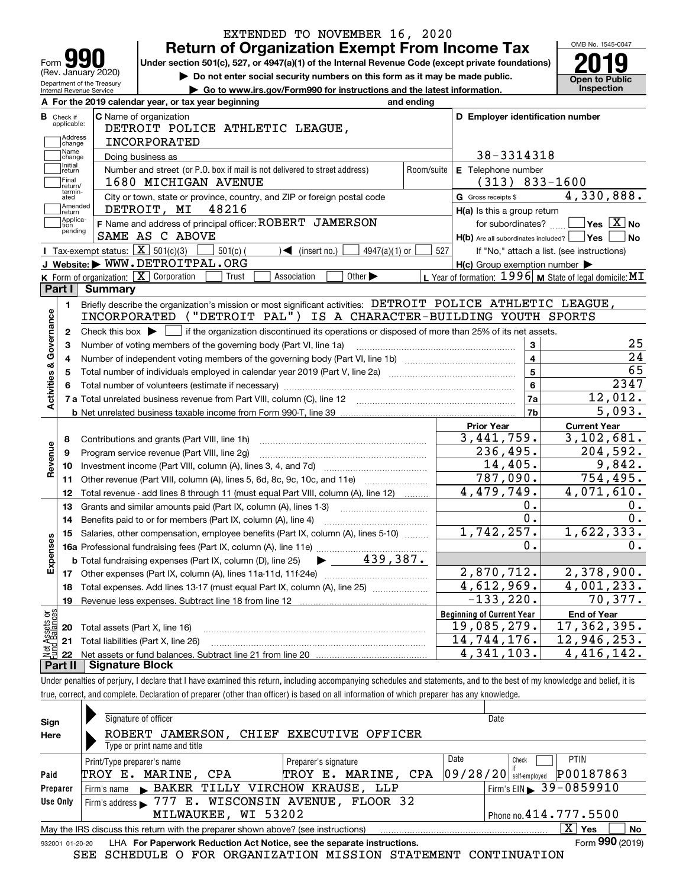EXTENDED TO NOVEMBER 16, 2020

# Form 990 — Return of Organization Exempt From Income Tax

Form **990** (Rev. January 2020)
Department of the Treasury
Internal Revenue Service

**Under section 501(c), 527, or 4947(a)(1) of the Internal Revenue Code (except private foundations)**

▶ Do not enter social security numbers on this form as it may be made public.

▶ Go to www.irs.gov/Form990 for instructions and the latest information.

OMB No. 1545-0047

**2019**

**Open to Public Inspection**

**A** For the 2019 calendar year, or tax year beginning and ending

**B** Check if applicable: Address change, Name change, Initial return, Final return/terminated, Amended return, Application pending

**C** Name of organization: DETROIT POLICE ATHLETIC LEAGUE, INCORPORATED

Doing business as

Number and street (or P.O. box if mail is not delivered to street address): 1680 MICHIGAN AVENUE — Room/suite

City or town, state or province, country, and ZIP or foreign postal code: DETROIT, MI 48216

**D** Employer identification number: 38-3314318

**E** Telephone number: (313) 833-1600

**G** Gross receipts $ 4,330,888.

**F** Name and address of principal officer: ROBERT JAMERSON, SAME AS C ABOVE

**H(a)** Is this a group return for subordinates? ☐ Yes ☒ No

**H(b)** Are all subordinates included? ☐ Yes ☐ No — If "No," attach a list. (see instructions)

**H(c)** Group exemption number ▶

**I** Tax-exempt status: ☒ 501(c)(3) ☐ 501(c) ( ) ◀ (insert no.) ☐ 4947(a)(1) or ☐ 527

**J** Website: ▶ WWW.DETROITPAL.ORG

**K** Form of organization: ☒ Corporation ☐ Trust ☐ Association ☐ Other ▶

**L** Year of formation: 1996 **M** State of legal domicile: MI

## Part I — Summary

**Activities & Governance**

1. Briefly describe the organization's mission or most significant activities: DETROIT POLICE ATHLETIC LEAGUE, INCORPORATED ("DETROIT PAL") IS A CHARACTER-BUILDING YOUTH SPORTS
2. Check this box ▶ ☐ if the organization discontinued its operations or disposed of more than 25% of its net assets.

| Line | Description | | Value |
|---|---|---|---|
| 3 | Number of voting members of the governing body (Part VI, line 1a) | 3 | 25 |
| 4 | Number of independent voting members of the governing body (Part VI, line 1b) | 4 | 24 |
| 5 | Total number of individuals employed in calendar year 2019 (Part V, line 2a) | 5 | 65 |
| 6 | Total number of volunteers (estimate if necessary) | 6 | 2347 |
| 7a | Total unrelated business revenue from Part VIII, column (C), line 12 | 7a | 12,012. |
| 7b | Net unrelated business taxable income from Form 990-T, line 39 | 7b | 5,093. |

| Line | Description | Prior Year | Current Year |
|---|---|---|---|
| **Revenue** | | | |
| 8 | Contributions and grants (Part VIII, line 1h) | 3,441,759. | 3,102,681. |
| 9 | Program service revenue (Part VIII, line 2g) | 236,495. | 204,592. |
| 10 | Investment income (Part VIII, column (A), lines 3, 4, and 7d) | 14,405. | 9,842. |
| 11 | Other revenue (Part VIII, column (A), lines 5, 6d, 8c, 9c, 10c, and 11e) | 787,090. | 754,495. |
| 12 | Total revenue - add lines 8 through 11 (must equal Part VIII, column (A), line 12) | 4,479,749. | 4,071,610. |
| **Expenses** | | | |
| 13 | Grants and similar amounts paid (Part IX, column (A), lines 1-3) | 0. | 0. |
| 14 | Benefits paid to or for members (Part IX, column (A), line 4) | 0. | 0. |
| 15 | Salaries, other compensation, employee benefits (Part IX, column (A), lines 5-10) | 1,742,257. | 1,622,333. |
| 16a | Professional fundraising fees (Part IX, column (A), line 11e) | 0. | 0. |
| b | Total fundraising expenses (Part IX, column (D), line 25) ▶ 439,387. | | |
| 17 | Other expenses (Part IX, column (A), lines 11a-11d, 11f-24e) | 2,870,712. | 2,378,900. |
| 18 | Total expenses. Add lines 13-17 (must equal Part IX, column (A), line 25) | 4,612,969. | 4,001,233. |
| 19 | Revenue less expenses. Subtract line 18 from line 12 | -133,220. | 70,377. |
| **Net Assets or Fund Balances** | | **Beginning of Current Year** | **End of Year** |
| 20 | Total assets (Part X, line 16) | 19,085,279. | 17,362,395. |
| 21 | Total liabilities (Part X, line 26) | 14,744,176. | 12,946,253. |
| 22 | Net assets or fund balances. Subtract line 21 from line 20 | 4,341,103. | 4,416,142. |

## Part II — Signature Block

Under penalties of perjury, I declare that I have examined this return, including accompanying schedules and statements, and to the best of my knowledge and belief, it is true, correct, and complete. Declaration of preparer (other than officer) is based on all information of which preparer has any knowledge.

**Sign Here**

Signature of officer — Date

ROBERT JAMERSON, CHIEF EXECUTIVE OFFICER
Type or print name and title

**Paid Preparer Use Only**

| Print/Type preparer's name | Preparer's signature | Date | Check if self-employed | PTIN |
|---|---|---|---|---|
| TROY E. MARINE, CPA | TROY E. MARINE, CPA | 09/28/20 | ☐ | P00187863 |

Firm's name ▶ BAKER TILLY VIRCHOW KRAUSE, LLP — Firm's EIN ▶ 39-0859910

Firm's address ▶ 777 E. WISCONSIN AVENUE, FLOOR 32, MILWAUKEE, WI 53202 — Phone no. 414.777.5500

May the IRS discuss this return with the preparer shown above? (see instructions) ☒ Yes ☐ No

932001 01-20-20 LHA **For Paperwork Reduction Act Notice, see the separate instructions.** Form **990** (2019)

SEE SCHEDULE O FOR ORGANIZATION MISSION STATEMENT CONTINUATION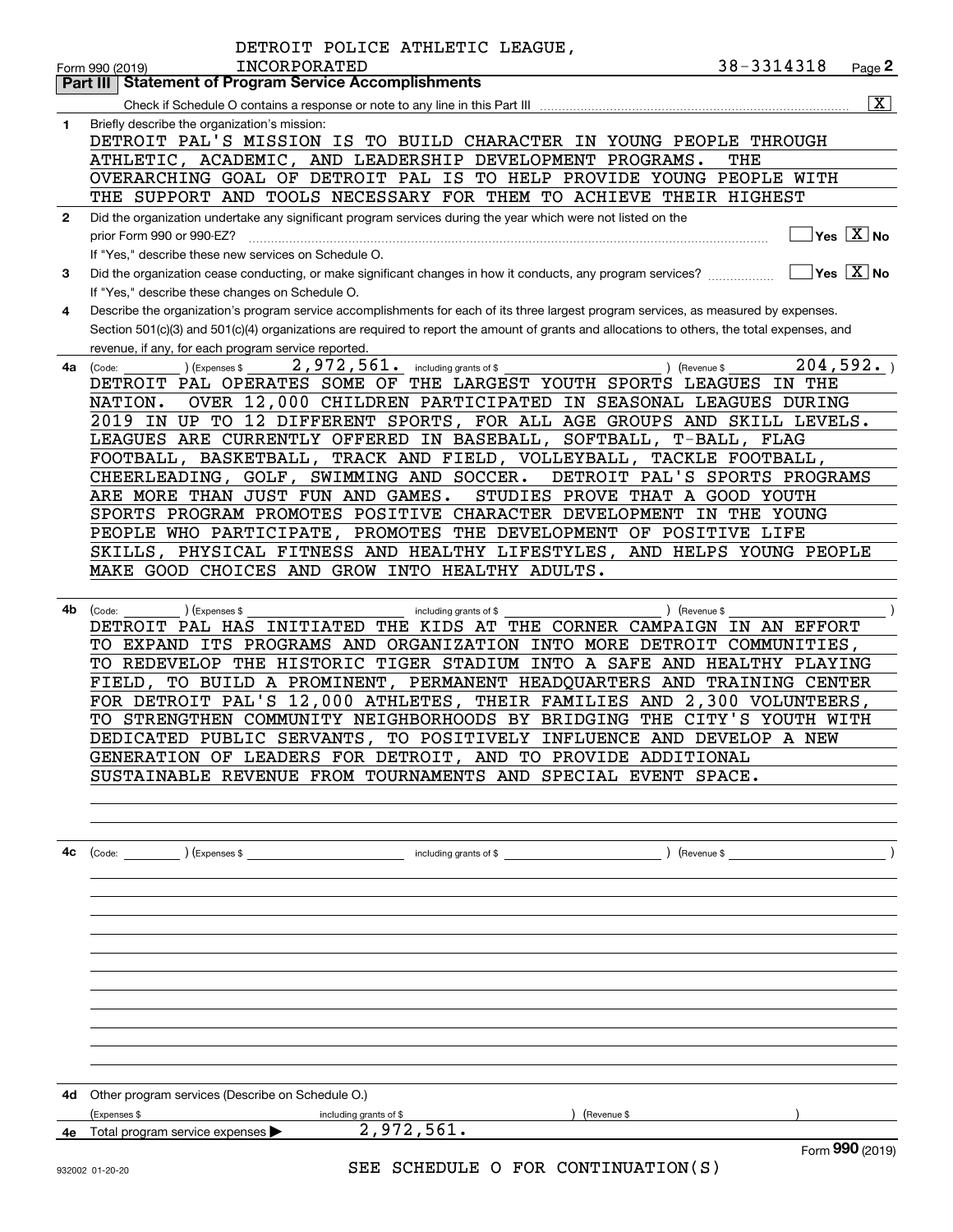DETROIT POLICE ATHLETIC LEAGUE, INCORPORATED 38-3314318

Form 990 (2019)

## Part III Statement of Program Service Accomplishments

Check if Schedule O contains a response or note to any line in this Part III [X]

**1** Briefly describe the organization's mission:

DETROIT PAL'S MISSION IS TO BUILD CHARACTER IN YOUNG PEOPLE THROUGH ATHLETIC, ACADEMIC, AND LEADERSHIP DEVELOPMENT PROGRAMS. THE OVERARCHING GOAL OF DETROIT PAL IS TO HELP PROVIDE YOUNG PEOPLE WITH THE SUPPORT AND TOOLS NECESSARY FOR THEM TO ACHIEVE THEIR HIGHEST

**2** Did the organization undertake any significant program services during the year which were not listed on the prior Form 990 or 990-EZ? [ ] Yes [X] No

If "Yes," describe these new services on Schedule O.

**3** Did the organization cease conducting, or make significant changes in how it conducts, any program services? [ ] Yes [X] No

If "Yes," describe these changes on Schedule O.

**4** Describe the organization's program service accomplishments for each of its three largest program services, as measured by expenses. Section 501(c)(3) and 501(c)(4) organizations are required to report the amount of grants and allocations to others, the total expenses, and revenue, if any, for each program service reported.

**4a** (Code: ) (Expenses $ 2,972,561. including grants of $ ) (Revenue $ 204,592. )

DETROIT PAL OPERATES SOME OF THE LARGEST YOUTH SPORTS LEAGUES IN THE NATION. OVER 12,000 CHILDREN PARTICIPATED IN SEASONAL LEAGUES DURING 2019 IN UP TO 12 DIFFERENT SPORTS, FOR ALL AGE GROUPS AND SKILL LEVELS. LEAGUES ARE CURRENTLY OFFERED IN BASEBALL, SOFTBALL, T-BALL, FLAG FOOTBALL, BASKETBALL, TRACK AND FIELD, VOLLEYBALL, TACKLE FOOTBALL, CHEERLEADING, GOLF, SWIMMING AND SOCCER. DETROIT PAL'S SPORTS PROGRAMS ARE MORE THAN JUST FUN AND GAMES. STUDIES PROVE THAT A GOOD YOUTH SPORTS PROGRAM PROMOTES POSITIVE CHARACTER DEVELOPMENT IN THE YOUNG PEOPLE WHO PARTICIPATE, PROMOTES THE DEVELOPMENT OF POSITIVE LIFE SKILLS, PHYSICAL FITNESS AND HEALTHY LIFESTYLES, AND HELPS YOUNG PEOPLE MAKE GOOD CHOICES AND GROW INTO HEALTHY ADULTS.

**4b** (Code: ) (Expenses $ including grants of $ ) (Revenue $ )

DETROIT PAL HAS INITIATED THE KIDS AT THE CORNER CAMPAIGN IN AN EFFORT TO EXPAND ITS PROGRAMS AND ORGANIZATION INTO MORE DETROIT COMMUNITIES, TO REDEVELOP THE HISTORIC TIGER STADIUM INTO A SAFE AND HEALTHY PLAYING FIELD, TO BUILD A PROMINENT, PERMANENT HEADQUARTERS AND TRAINING CENTER FOR DETROIT PAL'S 12,000 ATHLETES, THEIR FAMILIES AND 2,300 VOLUNTEERS, TO STRENGTHEN COMMUNITY NEIGHBORHOODS BY BRIDGING THE CITY'S YOUTH WITH DEDICATED PUBLIC SERVANTS, TO POSITIVELY INFLUENCE AND DEVELOP A NEW GENERATION OF LEADERS FOR DETROIT, AND TO PROVIDE ADDITIONAL SUSTAINABLE REVENUE FROM TOURNAMENTS AND SPECIAL EVENT SPACE.

**4c** (Code: ) (Expenses $ including grants of $ ) (Revenue $ )

**4d** Other program services (Describe on Schedule O.)

(Expenses $ including grants of $ ) (Revenue $ )

**4e** Total program service expenses ▶ 2,972,561.

Form **990** (2019)

SEE SCHEDULE O FOR CONTINUATION(S)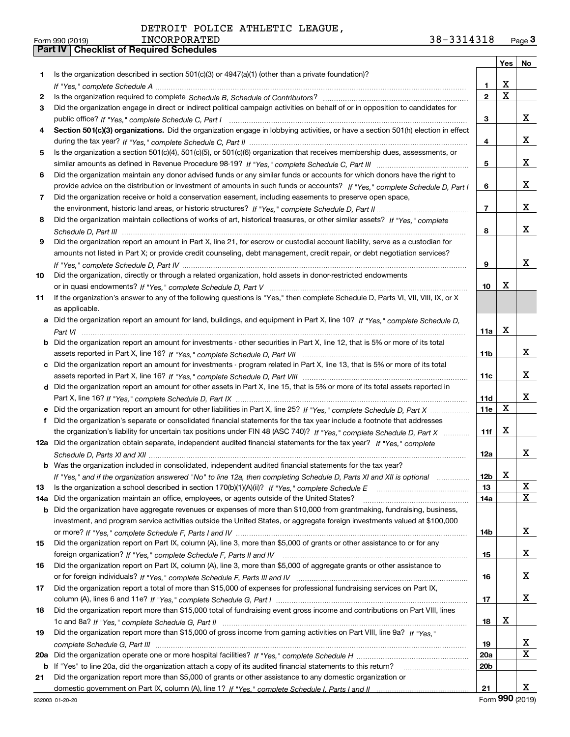DETROIT POLICE ATHLETIC LEAGUE, INCORPORATED

Form 990 (2019) 38-3314318 Page 3

**Part IV | Checklist of Required Schedules**

| | | | Yes | No |
|---|---|---|---|---|
| 1 | Is the organization described in section 501(c)(3) or 4947(a)(1) (other than a private foundation)? *If "Yes," complete Schedule A* | 1 | X | |
| 2 | Is the organization required to complete *Schedule B, Schedule of Contributors*? | 2 | X | |
| 3 | Did the organization engage in direct or indirect political campaign activities on behalf of or in opposition to candidates for public office? *If "Yes," complete Schedule C, Part I* | 3 | | X |
| 4 | **Section 501(c)(3) organizations.** Did the organization engage in lobbying activities, or have a section 501(h) election in effect during the tax year? *If "Yes," complete Schedule C, Part II* | 4 | | X |
| 5 | Is the organization a section 501(c)(4), 501(c)(5), or 501(c)(6) organization that receives membership dues, assessments, or similar amounts as defined in Revenue Procedure 98-19? *If "Yes," complete Schedule C, Part III* | 5 | | X |
| 6 | Did the organization maintain any donor advised funds or any similar funds or accounts for which donors have the right to provide advice on the distribution or investment of amounts in such funds or accounts? *If "Yes," complete Schedule D, Part I* | 6 | | X |
| 7 | Did the organization receive or hold a conservation easement, including easements to preserve open space, the environment, historic land areas, or historic structures? *If "Yes," complete Schedule D, Part II* | 7 | | X |
| 8 | Did the organization maintain collections of works of art, historical treasures, or other similar assets? *If "Yes," complete Schedule D, Part III* | 8 | | X |
| 9 | Did the organization report an amount in Part X, line 21, for escrow or custodial account liability, serve as a custodian for amounts not listed in Part X; or provide credit counseling, debt management, credit repair, or debt negotiation services? *If "Yes," complete Schedule D, Part IV* | 9 | | X |
| 10 | Did the organization, directly or through a related organization, hold assets in donor-restricted endowments or in quasi endowments? *If "Yes," complete Schedule D, Part V* | 10 | X | |
| 11 | If the organization's answer to any of the following questions is "Yes," then complete Schedule D, Parts VI, VII, VIII, IX, or X as applicable. | | | |
| a | Did the organization report an amount for land, buildings, and equipment in Part X, line 10? *If "Yes," complete Schedule D, Part VI* | 11a | X | |
| b | Did the organization report an amount for investments - other securities in Part X, line 12, that is 5% or more of its total assets reported in Part X, line 16? *If "Yes," complete Schedule D, Part VII* | 11b | | X |
| c | Did the organization report an amount for investments - program related in Part X, line 13, that is 5% or more of its total assets reported in Part X, line 16? *If "Yes," complete Schedule D, Part VIII* | 11c | | X |
| d | Did the organization report an amount for other assets in Part X, line 15, that is 5% or more of its total assets reported in Part X, line 16? *If "Yes," complete Schedule D, Part IX* | 11d | | X |
| e | Did the organization report an amount for other liabilities in Part X, line 25? *If "Yes," complete Schedule D, Part X* | 11e | X | |
| f | Did the organization's separate or consolidated financial statements for the tax year include a footnote that addresses the organization's liability for uncertain tax positions under FIN 48 (ASC 740)? *If "Yes," complete Schedule D, Part X* | 11f | X | |
| 12a | Did the organization obtain separate, independent audited financial statements for the tax year? *If "Yes," complete Schedule D, Parts XI and XII* | 12a | | X |
| b | Was the organization included in consolidated, independent audited financial statements for the tax year? *If "Yes," and if the organization answered "No" to line 12a, then completing Schedule D, Parts XI and XII is optional* | 12b | X | |
| 13 | Is the organization a school described in section 170(b)(1)(A)(ii)? *If "Yes," complete Schedule E* | 13 | | X |
| 14a | Did the organization maintain an office, employees, or agents outside of the United States? | 14a | | X |
| b | Did the organization have aggregate revenues or expenses of more than $10,000 from grantmaking, fundraising, business, investment, and program service activities outside the United States, or aggregate foreign investments valued at $100,000 or more? *If "Yes," complete Schedule F, Parts I and IV* | 14b | | X |
| 15 | Did the organization report on Part IX, column (A), line 3, more than $5,000 of grants or other assistance to or for any foreign organization? *If "Yes," complete Schedule F, Parts II and IV* | 15 | | X |
| 16 | Did the organization report on Part IX, column (A), line 3, more than $5,000 of aggregate grants or other assistance to or for foreign individuals? *If "Yes," complete Schedule F, Parts III and IV* | 16 | | X |
| 17 | Did the organization report a total of more than $15,000 of expenses for professional fundraising services on Part IX, column (A), lines 6 and 11e? *If "Yes," complete Schedule G, Part I* | 17 | | X |
| 18 | Did the organization report more than $15,000 total of fundraising event gross income and contributions on Part VIII, lines 1c and 8a? *If "Yes," complete Schedule G, Part II* | 18 | X | |
| 19 | Did the organization report more than $15,000 of gross income from gaming activities on Part VIII, line 9a? *If "Yes," complete Schedule G, Part III* | 19 | | X |
| 20a | Did the organization operate one or more hospital facilities? *If "Yes," complete Schedule H* | 20a | | X |
| b | If "Yes" to line 20a, did the organization attach a copy of its audited financial statements to this return? | 20b | | |
| 21 | Did the organization report more than $5,000 of grants or other assistance to any domestic organization or domestic government on Part IX, column (A), line 1? *If "Yes," complete Schedule I, Parts I and II* | 21 | | X |

932003 01-20-20 Form **990** (2019)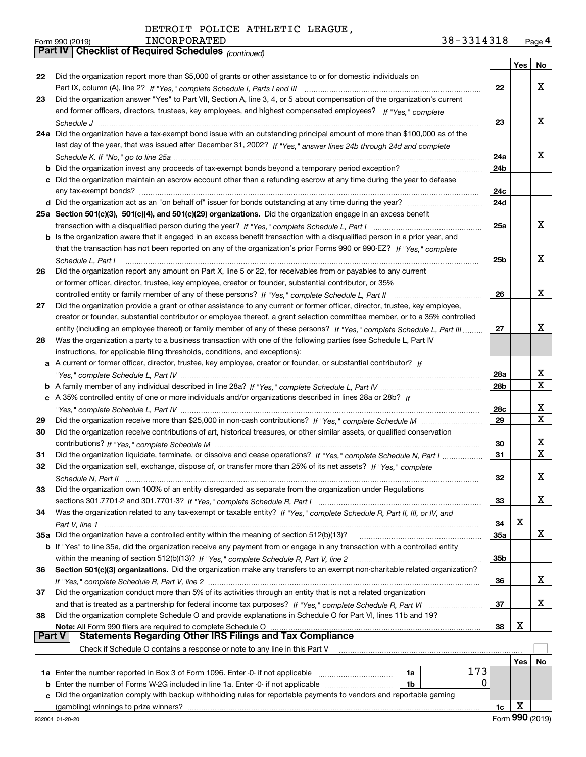DETROIT POLICE ATHLETIC LEAGUE, INCORPORATED 38-3314318

Form 990 (2019)

## Part IV | Checklist of Required Schedules *(continued)*

| | | | Yes | No |
|---|---|---|---|---|
| 22 | Did the organization report more than $5,000 of grants or other assistance to or for domestic individuals on Part IX, column (A), line 2? *If "Yes," complete Schedule I, Parts I and III* | 22 | | X |
| 23 | Did the organization answer "Yes" to Part VII, Section A, line 3, 4, or 5 about compensation of the organization's current and former officers, directors, trustees, key employees, and highest compensated employees? *If "Yes," complete Schedule J* | 23 | | X |
| 24a | Did the organization have a tax-exempt bond issue with an outstanding principal amount of more than $100,000 as of the last day of the year, that was issued after December 31, 2002? *If "Yes," answer lines 24b through 24d and complete Schedule K. If "No," go to line 25a* | 24a | | X |
| b | Did the organization invest any proceeds of tax-exempt bonds beyond a temporary period exception? | 24b | | |
| c | Did the organization maintain an escrow account other than a refunding escrow at any time during the year to defease any tax-exempt bonds? | 24c | | |
| d | Did the organization act as an "on behalf of" issuer for bonds outstanding at any time during the year? | 24d | | |
| 25a | **Section 501(c)(3), 501(c)(4), and 501(c)(29) organizations.** Did the organization engage in an excess benefit transaction with a disqualified person during the year? *If "Yes," complete Schedule L, Part I* | 25a | | X |
| b | Is the organization aware that it engaged in an excess benefit transaction with a disqualified person in a prior year, and that the transaction has not been reported on any of the organization's prior Forms 990 or 990-EZ? *If "Yes," complete Schedule L, Part I* | 25b | | X |
| 26 | Did the organization report any amount on Part X, line 5 or 22, for receivables from or payables to any current or former officer, director, trustee, key employee, creator or founder, substantial contributor, or 35% controlled entity or family member of any of these persons? *If "Yes," complete Schedule L, Part II* | 26 | | X |
| 27 | Did the organization provide a grant or other assistance to any current or former officer, director, trustee, key employee, creator or founder, substantial contributor or employee thereof, a grant selection committee member, or to a 35% controlled entity (including an employee thereof) or family member of any of these persons? *If "Yes," complete Schedule L, Part III* | 27 | | X |
| 28 | Was the organization a party to a business transaction with one of the following parties (see Schedule L, Part IV instructions, for applicable filing thresholds, conditions, and exceptions): | | | |
| a | A current or former officer, director, trustee, key employee, creator or founder, or substantial contributor? *If "Yes," complete Schedule L, Part IV* | 28a | | X |
| b | A family member of any individual described in line 28a? *If "Yes," complete Schedule L, Part IV* | 28b | | X |
| c | A 35% controlled entity of one or more individuals and/or organizations described in lines 28a or 28b? *If "Yes," complete Schedule L, Part IV* | 28c | | X |
| 29 | Did the organization receive more than $25,000 in non-cash contributions? *If "Yes," complete Schedule M* | 29 | | X |
| 30 | Did the organization receive contributions of art, historical treasures, or other similar assets, or qualified conservation contributions? *If "Yes," complete Schedule M* | 30 | | X |
| 31 | Did the organization liquidate, terminate, or dissolve and cease operations? *If "Yes," complete Schedule N, Part I* | 31 | | X |
| 32 | Did the organization sell, exchange, dispose of, or transfer more than 25% of its net assets? *If "Yes," complete Schedule N, Part II* | 32 | | X |
| 33 | Did the organization own 100% of an entity disregarded as separate from the organization under Regulations sections 301.7701-2 and 301.7701-3? *If "Yes," complete Schedule R, Part I* | 33 | | X |
| 34 | Was the organization related to any tax-exempt or taxable entity? *If "Yes," complete Schedule R, Part II, III, or IV, and Part V, line 1* | 34 | X | |
| 35a | Did the organization have a controlled entity within the meaning of section 512(b)(13)? | 35a | | X |
| b | If "Yes" to line 35a, did the organization receive any payment from or engage in any transaction with a controlled entity within the meaning of section 512(b)(13)? *If "Yes," complete Schedule R, Part V, line 2* | 35b | | |
| 36 | **Section 501(c)(3) organizations.** Did the organization make any transfers to an exempt non-charitable related organization? *If "Yes," complete Schedule R, Part V, line 2* | 36 | | X |
| 37 | Did the organization conduct more than 5% of its activities through an entity that is not a related organization and that is treated as a partnership for federal income tax purposes? *If "Yes," complete Schedule R, Part VI* | 37 | | X |
| 38 | Did the organization complete Schedule O and provide explanations in Schedule O for Part VI, lines 11b and 19? **Note:** All Form 990 filers are required to complete Schedule O | 38 | X | |

## Part V | Statements Regarding Other IRS Filings and Tax Compliance

Check if Schedule O contains a response or note to any line in this Part V ☐

| | | | | Yes | No |
|---|---|---|---|---|---|
| 1a | Enter the number reported in Box 3 of Form 1096. Enter -0- if not applicable | 1a | 173 | | |
| b | Enter the number of Forms W-2G included in line 1a. Enter -0- if not applicable | 1b | 0 | | |
| c | Did the organization comply with backup withholding rules for reportable payments to vendors and reportable gaming (gambling) winnings to prize winners? | | 1c | X | |

932004 01-20-20

Form **990** (2019)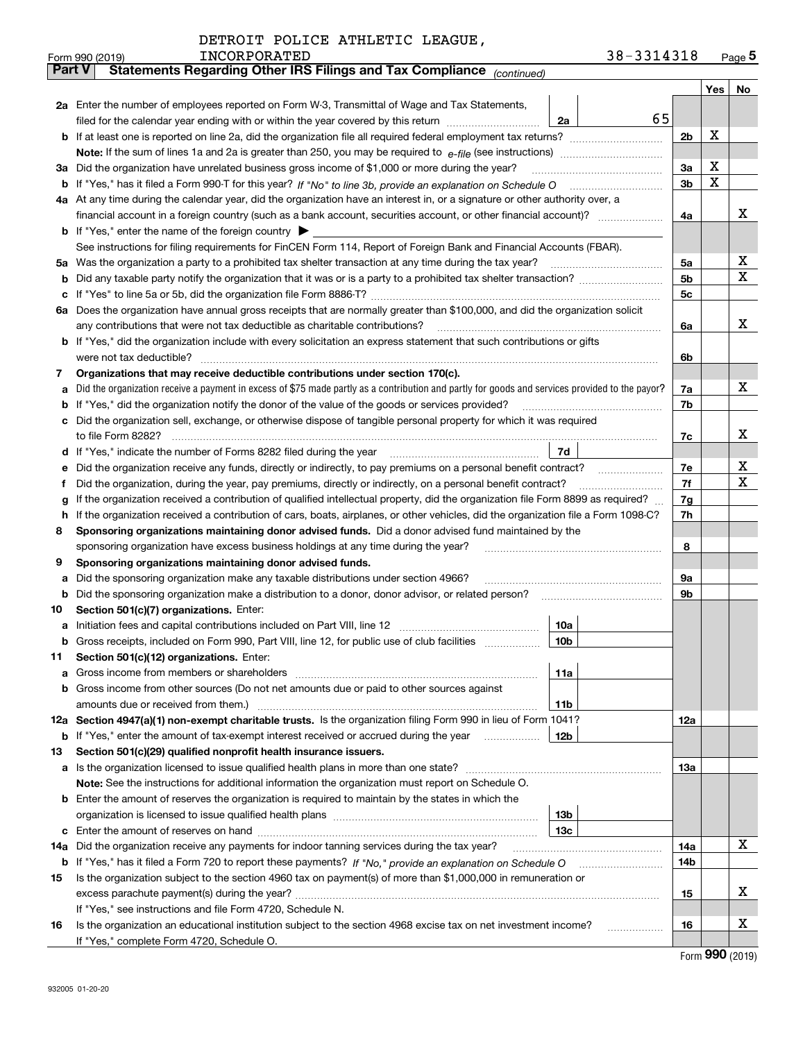DETROIT POLICE ATHLETIC LEAGUE, INCORPORATED

Form 990 (2019) 38-3314318 Page 5

**Part V Statements Regarding Other IRS Filings and Tax Compliance** *(continued)*

| | | | | | Yes | No |
|---|---|---|---|---|---|---|
| **2a** | Enter the number of employees reported on Form W-3, Transmittal of Wage and Tax Statements, filed for the calendar year ending with or within the year covered by this return | 2a | 65 | | | |
| **b** | If at least one is reported on line 2a, did the organization file all required federal employment tax returns? | | | 2b | X | |
| | **Note:** If the sum of lines 1a and 2a is greater than 250, you may be required to *e-file* (see instructions) | | | | | |
| **3a** | Did the organization have unrelated business gross income of $1,000 or more during the year? | | | 3a | X | |
| **b** | If "Yes," has it filed a Form 990-T for this year? *If "No" to line 3b, provide an explanation on Schedule O* | | | 3b | X | |
| **4a** | At any time during the calendar year, did the organization have an interest in, or a signature or other authority over, a financial account in a foreign country (such as a bank account, securities account, or other financial account)? | | | 4a | | X |
| **b** | If "Yes," enter the name of the foreign country ▶ | | | | | |
| | See instructions for filing requirements for FinCEN Form 114, Report of Foreign Bank and Financial Accounts (FBAR). | | | | | |
| **5a** | Was the organization a party to a prohibited tax shelter transaction at any time during the tax year? | | | 5a | | X |
| **b** | Did any taxable party notify the organization that it was or is a party to a prohibited tax shelter transaction? | | | 5b | | X |
| **c** | If "Yes" to line 5a or 5b, did the organization file Form 8886-T? | | | 5c | | |
| **6a** | Does the organization have annual gross receipts that are normally greater than $100,000, and did the organization solicit any contributions that were not tax deductible as charitable contributions? | | | 6a | | X |
| **b** | If "Yes," did the organization include with every solicitation an express statement that such contributions or gifts were not tax deductible? | | | 6b | | |
| **7** | **Organizations that may receive deductible contributions under section 170(c).** | | | | | |
| **a** | Did the organization receive a payment in excess of $75 made partly as a contribution and partly for goods and services provided to the payor? | | | 7a | | X |
| **b** | If "Yes," did the organization notify the donor of the value of the goods or services provided? | | | 7b | | |
| **c** | Did the organization sell, exchange, or otherwise dispose of tangible personal property for which it was required to file Form 8282? | | | 7c | | X |
| **d** | If "Yes," indicate the number of Forms 8282 filed during the year | 7d | | | | |
| **e** | Did the organization receive any funds, directly or indirectly, to pay premiums on a personal benefit contract? | | | 7e | | X |
| **f** | Did the organization, during the year, pay premiums, directly or indirectly, on a personal benefit contract? | | | 7f | | X |
| **g** | If the organization received a contribution of qualified intellectual property, did the organization file Form 8899 as required? | | | 7g | | |
| **h** | If the organization received a contribution of cars, boats, airplanes, or other vehicles, did the organization file a Form 1098-C? | | | 7h | | |
| **8** | **Sponsoring organizations maintaining donor advised funds.** Did a donor advised fund maintained by the sponsoring organization have excess business holdings at any time during the year? | | | 8 | | |
| **9** | **Sponsoring organizations maintaining donor advised funds.** | | | | | |
| **a** | Did the sponsoring organization make any taxable distributions under section 4966? | | | 9a | | |
| **b** | Did the sponsoring organization make a distribution to a donor, donor advisor, or related person? | | | 9b | | |
| **10** | **Section 501(c)(7) organizations.** Enter: | | | | | |
| **a** | Initiation fees and capital contributions included on Part VIII, line 12 | 10a | | | | |
| **b** | Gross receipts, included on Form 990, Part VIII, line 12, for public use of club facilities | 10b | | | | |
| **11** | **Section 501(c)(12) organizations.** Enter: | | | | | |
| **a** | Gross income from members or shareholders | 11a | | | | |
| **b** | Gross income from other sources (Do not net amounts due or paid to other sources against amounts due or received from them.) | 11b | | | | |
| **12a** | **Section 4947(a)(1) non-exempt charitable trusts.** Is the organization filing Form 990 in lieu of Form 1041? | | | 12a | | |
| **b** | If "Yes," enter the amount of tax-exempt interest received or accrued during the year | 12b | | | | |
| **13** | **Section 501(c)(29) qualified nonprofit health insurance issuers.** | | | | | |
| **a** | Is the organization licensed to issue qualified health plans in more than one state? | | | 13a | | |
| | **Note:** See the instructions for additional information the organization must report on Schedule O. | | | | | |
| **b** | Enter the amount of reserves the organization is required to maintain by the states in which the organization is licensed to issue qualified health plans | 13b | | | | |
| **c** | Enter the amount of reserves on hand | 13c | | | | |
| **14a** | Did the organization receive any payments for indoor tanning services during the tax year? | | | 14a | | X |
| **b** | If "Yes," has it filed a Form 720 to report these payments? *If "No," provide an explanation on Schedule O* | | | 14b | | |
| **15** | Is the organization subject to the section 4960 tax on payment(s) of more than $1,000,000 in remuneration or excess parachute payment(s) during the year? | | | 15 | | X |
| | If "Yes," see instructions and file Form 4720, Schedule N. | | | | | |
| **16** | Is the organization an educational institution subject to the section 4968 excise tax on net investment income? | | | 16 | | X |
| | If "Yes," complete Form 4720, Schedule O. | | | | | |

Form **990** (2019)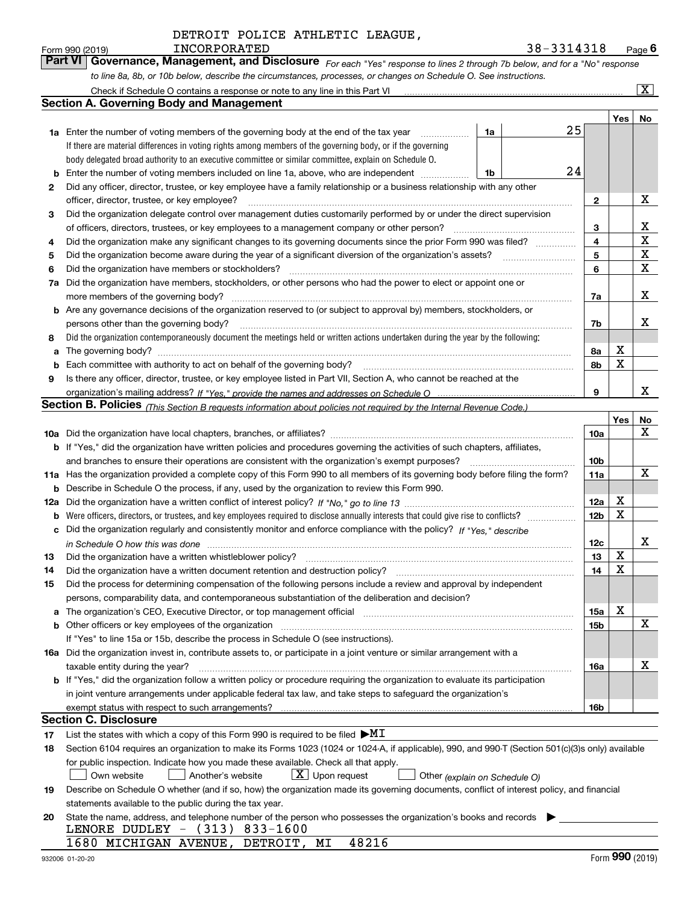DETROIT POLICE ATHLETIC LEAGUE, INCORPORATED

Form 990 (2019) 38-3314318 Page 6

## Part VI Governance, Management, and Disclosure

*For each "Yes" response to lines 2 through 7b below, and for a "No" response to line 8a, 8b, or 10b below, describe the circumstances, processes, or changes on Schedule O. See instructions.*

Check if Schedule O contains a response or note to any line in this Part VI [X]

### Section A. Governing Body and Management

| | | | | Yes | No |
|---|---|---|---|---|---|
| **1a** | Enter the number of voting members of the governing body at the end of the tax year. If there are material differences in voting rights among members of the governing body, or if the governing body delegated broad authority to an executive committee or similar committee, explain on Schedule O. | 1a: 25 | | | |
| **b** | Enter the number of voting members included on line 1a, above, who are independent | 1b: 24 | | | |
| **2** | Did any officer, director, trustee, or key employee have a family relationship or a business relationship with any other officer, director, trustee, or key employee? | | 2 | | X |
| **3** | Did the organization delegate control over management duties customarily performed by or under the direct supervision of officers, directors, trustees, or key employees to a management company or other person? | | 3 | | X |
| **4** | Did the organization make any significant changes to its governing documents since the prior Form 990 was filed? | | 4 | | X |
| **5** | Did the organization become aware during the year of a significant diversion of the organization's assets? | | 5 | | X |
| **6** | Did the organization have members or stockholders? | | 6 | | X |
| **7a** | Did the organization have members, stockholders, or other persons who had the power to elect or appoint one or more members of the governing body? | | 7a | | X |
| **b** | Are any governance decisions of the organization reserved to (or subject to approval by) members, stockholders, or persons other than the governing body? | | 7b | | X |
| **8** | Did the organization contemporaneously document the meetings held or written actions undertaken during the year by the following: | | | | |
| **a** | The governing body? | | 8a | X | |
| **b** | Each committee with authority to act on behalf of the governing body? | | 8b | X | |
| **9** | Is there any officer, director, trustee, or key employee listed in Part VII, Section A, who cannot be reached at the organization's mailing address? *If "Yes," provide the names and addresses on Schedule O* | | 9 | | X |

### Section B. Policies *(This Section B requests information about policies not required by the Internal Revenue Code.)*

| | | | Yes | No |
|---|---|---|---|---|
| **10a** | Did the organization have local chapters, branches, or affiliates? | 10a | | X |
| **b** | If "Yes," did the organization have written policies and procedures governing the activities of such chapters, affiliates, and branches to ensure their operations are consistent with the organization's exempt purposes? | 10b | | |
| **11a** | Has the organization provided a complete copy of this Form 990 to all members of its governing body before filing the form? | 11a | | X |
| **b** | Describe in Schedule O the process, if any, used by the organization to review this Form 990. | | | |
| **12a** | Did the organization have a written conflict of interest policy? *If "No," go to line 13* | 12a | X | |
| **b** | Were officers, directors, or trustees, and key employees required to disclose annually interests that could give rise to conflicts? | 12b | X | |
| **c** | Did the organization regularly and consistently monitor and enforce compliance with the policy? *If "Yes," describe in Schedule O how this was done* | 12c | | X |
| **13** | Did the organization have a written whistleblower policy? | 13 | X | |
| **14** | Did the organization have a written document retention and destruction policy? | 14 | X | |
| **15** | Did the process for determining compensation of the following persons include a review and approval by independent persons, comparability data, and contemporaneous substantiation of the deliberation and decision? | | | |
| **a** | The organization's CEO, Executive Director, or top management official | 15a | X | |
| **b** | Other officers or key employees of the organization | 15b | | X |
| | If "Yes" to line 15a or 15b, describe the process in Schedule O (see instructions). | | | |
| **16a** | Did the organization invest in, contribute assets to, or participate in a joint venture or similar arrangement with a taxable entity during the year? | 16a | | X |
| **b** | If "Yes," did the organization follow a written policy or procedure requiring the organization to evaluate its participation in joint venture arrangements under applicable federal tax law, and take steps to safeguard the organization's exempt status with respect to such arrangements? | 16b | | |

### Section C. Disclosure

**17** List the states with which a copy of this Form 990 is required to be filed ▶MI

**18** Section 6104 requires an organization to make its Forms 1023 (1024 or 1024-A, if applicable), 990, and 990-T (Section 501(c)(3)s only) available for public inspection. Indicate how you made these available. Check all that apply.

[ ] Own website [ ] Another's website [X] Upon request [ ] Other *(explain on Schedule O)*

**19** Describe on Schedule O whether (and if so, how) the organization made its governing documents, conflict of interest policy, and financial statements available to the public during the tax year.

**20** State the name, address, and telephone number of the person who possesses the organization's books and records ▶

LENORE DUDLEY - (313) 833-1600
1680 MICHIGAN AVENUE, DETROIT, MI 48216

932006 01-20-20 Form 990 (2019)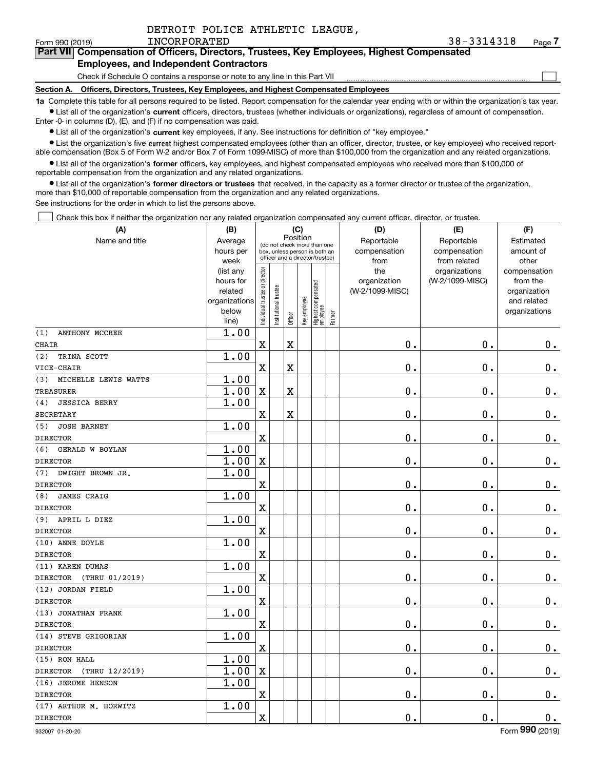DETROIT POLICE ATHLETIC LEAGUE, INCORPORATED

38-3314318

Form 990 (2019)

**Part VII Compensation of Officers, Directors, Trustees, Key Employees, Highest Compensated Employees, and Independent Contractors**

Check if Schedule O contains a response or note to any line in this Part VII

**Section A. Officers, Directors, Trustees, Key Employees, and Highest Compensated Employees**

**1a** Complete this table for all persons required to be listed. Report compensation for the calendar year ending with or within the organization's tax year.

- List all of the organization's **current** officers, directors, trustees (whether individuals or organizations), regardless of amount of compensation. Enter -0- in columns (D), (E), and (F) if no compensation was paid.
- List all of the organization's **current** key employees, if any. See instructions for definition of "key employee."
- List the organization's five **current** highest compensated employees (other than an officer, director, trustee, or key employee) who received reportable compensation (Box 5 of Form W-2 and/or Box 7 of Form 1099-MISC) of more than $100,000 from the organization and any related organizations.
- List all of the organization's **former** officers, key employees, and highest compensated employees who received more than $100,000 of reportable compensation from the organization and any related organizations.
- List all of the organization's **former directors or trustees** that received, in the capacity as a former director or trustee of the organization, more than $10,000 of reportable compensation from the organization and any related organizations.

See instructions for the order in which to list the persons above.

Check this box if neither the organization nor any related organization compensated any current officer, director, or trustee.

| (A) Name and title | (B) Average hours per week (list any hours for related organizations below line) | (C) Individual trustee or director | (C) Institutional trustee | (C) Officer | (C) Key employee | (C) Highest compensated employee | (C) Former | (D) Reportable compensation from the organization (W-2/1099-MISC) | (E) Reportable compensation from related organizations (W-2/1099-MISC) | (F) Estimated amount of other compensation from the organization and related organizations |
|---|---|---|---|---|---|---|---|---|---|---|
| (1) ANTHONY MCCREE<br>CHAIR | 1.00 | X | | X | | | | 0. | 0. | 0. |
| (2) TRINA SCOTT<br>VICE-CHAIR | 1.00 | X | | X | | | | 0. | 0. | 0. |
| (3) MICHELLE LEWIS WATTS<br>TREASURER | 1.00<br>1.00 | X | | X | | | | 0. | 0. | 0. |
| (4) JESSICA BERRY<br>SECRETARY | 1.00 | X | | X | | | | 0. | 0. | 0. |
| (5) JOSH BARNEY<br>DIRECTOR | 1.00 | X | | | | | | 0. | 0. | 0. |
| (6) GERALD W BOYLAN<br>DIRECTOR | 1.00<br>1.00 | X | | | | | | 0. | 0. | 0. |
| (7) DWIGHT BROWN JR.<br>DIRECTOR | 1.00 | X | | | | | | 0. | 0. | 0. |
| (8) JAMES CRAIG<br>DIRECTOR | 1.00 | X | | | | | | 0. | 0. | 0. |
| (9) APRIL L DIEZ<br>DIRECTOR | 1.00 | X | | | | | | 0. | 0. | 0. |
| (10) ANNE DOYLE<br>DIRECTOR | 1.00 | X | | | | | | 0. | 0. | 0. |
| (11) KAREN DUMAS<br>DIRECTOR (THRU 01/2019) | 1.00 | X | | | | | | 0. | 0. | 0. |
| (12) JORDAN FIELD<br>DIRECTOR | 1.00 | X | | | | | | 0. | 0. | 0. |
| (13) JONATHAN FRANK<br>DIRECTOR | 1.00 | X | | | | | | 0. | 0. | 0. |
| (14) STEVE GRIGORIAN<br>DIRECTOR | 1.00 | X | | | | | | 0. | 0. | 0. |
| (15) RON HALL<br>DIRECTOR (THRU 12/2019) | 1.00<br>1.00 | X | | | | | | 0. | 0. | 0. |
| (16) JEROME HENSON<br>DIRECTOR | 1.00 | X | | | | | | 0. | 0. | 0. |
| (17) ARTHUR M. HORWITZ<br>DIRECTOR | 1.00 | X | | | | | | 0. | 0. | 0. |

932007 01-20-20

Form **990** (2019)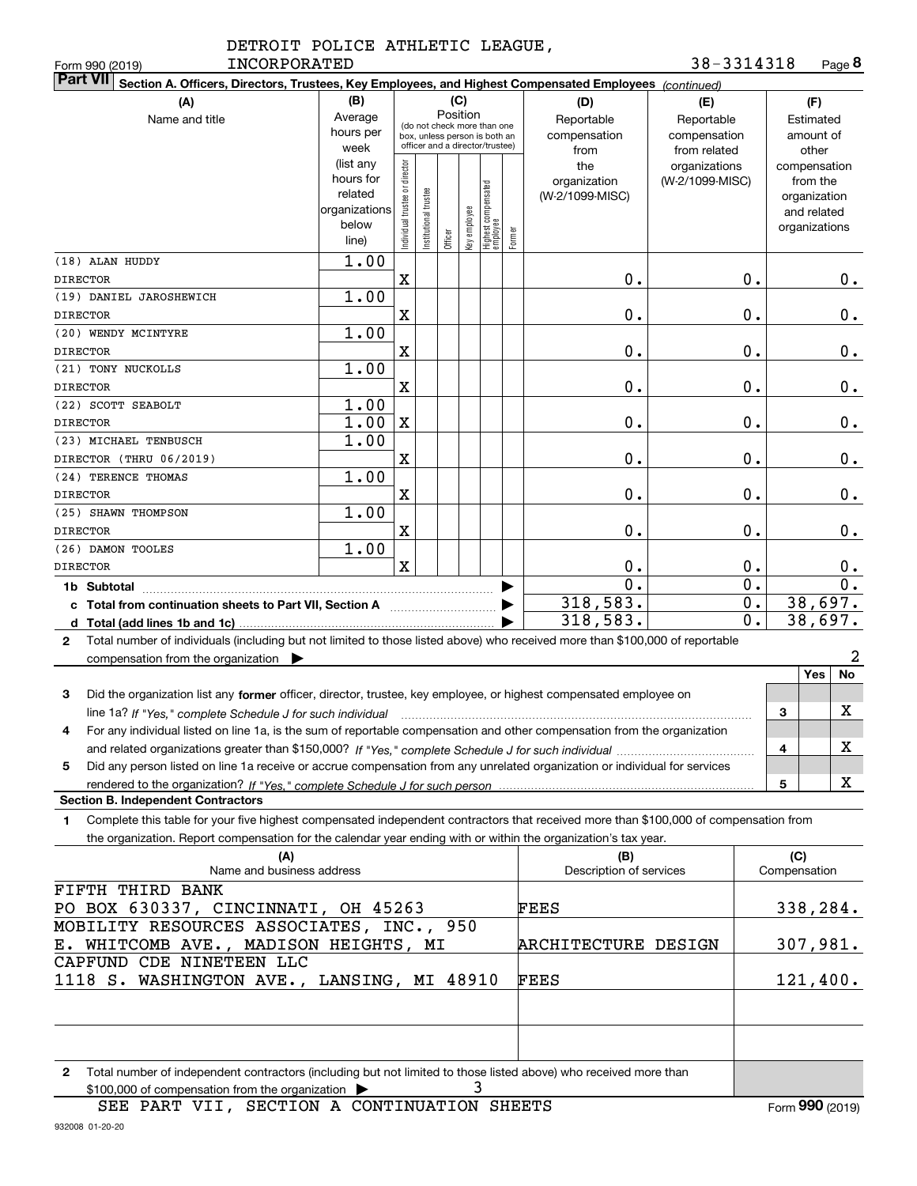DETROIT POLICE ATHLETIC LEAGUE, INCORPORATED

Form 990 (2019) 38-3314318 Page 8

**Part VII Section A. Officers, Directors, Trustees, Key Employees, and Highest Compensated Employees** *(continued)*

| (A) Name and title | (B) Average hours per week (list any hours for related organizations below line) | (C) Individual trustee or director | Institutional trustee | Officer | Key employee | Highest compensated employee | Former | (D) Reportable compensation from the organization (W-2/1099-MISC) | (E) Reportable compensation from related organizations (W-2/1099-MISC) | (F) Estimated amount of other compensation from the organization and related organizations |
|---|---|---|---|---|---|---|---|---|---|---|
| (18) ALAN HUDDY<br>DIRECTOR | 1.00 | X | | | | | | 0. | 0. | 0. |
| (19) DANIEL JAROSHEWICH<br>DIRECTOR | 1.00 | X | | | | | | 0. | 0. | 0. |
| (20) WENDY MCINTYRE<br>DIRECTOR | 1.00 | X | | | | | | 0. | 0. | 0. |
| (21) TONY NUCKOLLS<br>DIRECTOR | 1.00 | X | | | | | | 0. | 0. | 0. |
| (22) SCOTT SEABOLT<br>DIRECTOR | 1.00<br>1.00 | X | | | | | | 0. | 0. | 0. |
| (23) MICHAEL TENBUSCH<br>DIRECTOR (THRU 06/2019) | 1.00 | X | | | | | | 0. | 0. | 0. |
| (24) TERENCE THOMAS<br>DIRECTOR | 1.00 | X | | | | | | 0. | 0. | 0. |
| (25) SHAWN THOMPSON<br>DIRECTOR | 1.00 | X | | | | | | 0. | 0. | 0. |
| (26) DAMON TOOLES<br>DIRECTOR | 1.00 | X | | | | | | 0. | 0. | 0. |
| **1b Subtotal** | | | | | | | | 0. | 0. | 0. |
| **c Total from continuation sheets to Part VII, Section A** | | | | | | | | 318,583. | 0. | 38,697. |
| **d Total (add lines 1b and 1c)** | | | | | | | | 318,583. | 0. | 38,697. |

**2** Total number of individuals (including but not limited to those listed above) who received more than $100,000 of reportable compensation from the organization ▶ 2

| | | Yes | No |
|---|---|---|---|
| **3** Did the organization list any **former** officer, director, trustee, key employee, or highest compensated employee on line 1a? *If "Yes," complete Schedule J for such individual* | 3 | | X |
| **4** For any individual listed on line 1a, is the sum of reportable compensation and other compensation from the organization and related organizations greater than $150,000? *If "Yes," complete Schedule J for such individual* | 4 | | X |
| **5** Did any person listed on line 1a receive or accrue compensation from any unrelated organization or individual for services rendered to the organization? *If "Yes," complete Schedule J for such person* | 5 | | X |

**Section B. Independent Contractors**

**1** Complete this table for your five highest compensated independent contractors that received more than $100,000 of compensation from the organization. Report compensation for the calendar year ending with or within the organization's tax year.

| (A) Name and business address | (B) Description of services | (C) Compensation |
|---|---|---|
| FIFTH THIRD BANK<br>PO BOX 630337, CINCINNATI, OH 45263 | FEES | 338,284. |
| MOBILITY RESOURCES ASSOCIATES, INC., 950 E. WHITCOMB AVE., MADISON HEIGHTS, MI | ARCHITECTURE DESIGN | 307,981. |
| CAPFUND CDE NINETEEN LLC<br>1118 S. WASHINGTON AVE., LANSING, MI 48910 | FEES | 121,400. |
| | | |
| | | |

**2** Total number of independent contractors (including but not limited to those listed above) who received more than $100,000 of compensation from the organization ▶ 3

SEE PART VII, SECTION A CONTINUATION SHEETS

Form **990** (2019)

932008 01-20-20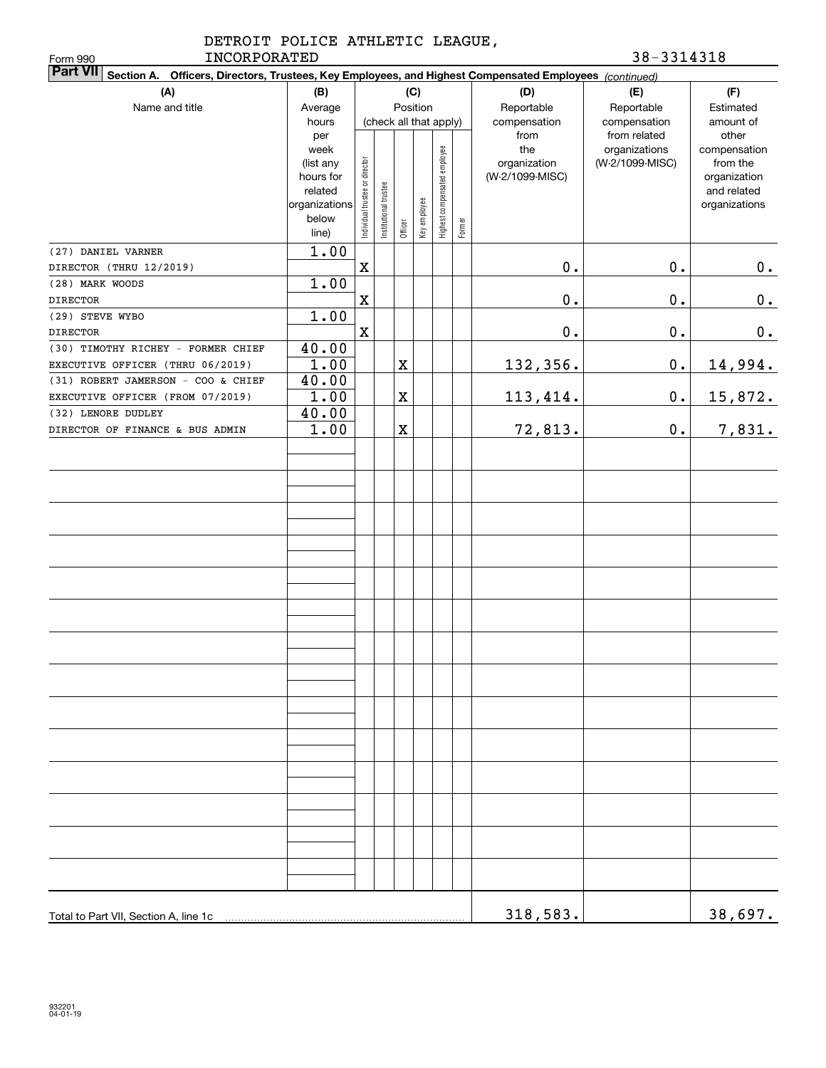DETROIT POLICE ATHLETIC LEAGUE, INCORPORATED

Form 990 38-3314318

**Part VII** Section A. Officers, Directors, Trustees, Key Employees, and Highest Compensated Employees *(continued)*

| (A) Name and title | (B) Average hours per week (list any hours for related organizations below line) | (C) Position (check all that apply): Individual trustee or director | Institutional trustee | Officer | Key employee | Highest compensated employee | Former | (D) Reportable compensation from the organization (W-2/1099-MISC) | (E) Reportable compensation from related organizations (W-2/1099-MISC) | (F) Estimated amount of other compensation from the organization and related organizations |
|---|---|---|---|---|---|---|---|---|---|---|
| (27) DANIEL VARNER<br>DIRECTOR (THRU 12/2019) | 1.00 | X | | | | | | 0. | 0. | 0. |
| (28) MARK WOODS<br>DIRECTOR | 1.00 | X | | | | | | 0. | 0. | 0. |
| (29) STEVE WYBO<br>DIRECTOR | 1.00 | X | | | | | | 0. | 0. | 0. |
| (30) TIMOTHY RICHEY - FORMER CHIEF EXECUTIVE OFFICER (THRU 06/2019) | 40.00<br>1.00 | | | X | | | | 132,356. | 0. | 14,994. |
| (31) ROBERT JAMERSON - COO & CHIEF EXECUTIVE OFFICER (FROM 07/2019) | 40.00<br>1.00 | | | X | | | | 113,414. | 0. | 15,872. |
| (32) LENORE DUDLEY<br>DIRECTOR OF FINANCE & BUS ADMIN | 40.00<br>1.00 | | | X | | | | 72,813. | 0. | 7,831. |
| Total to Part VII, Section A, line 1c | | | | | | | | 318,583. | | 38,697. |

932201 04-01-19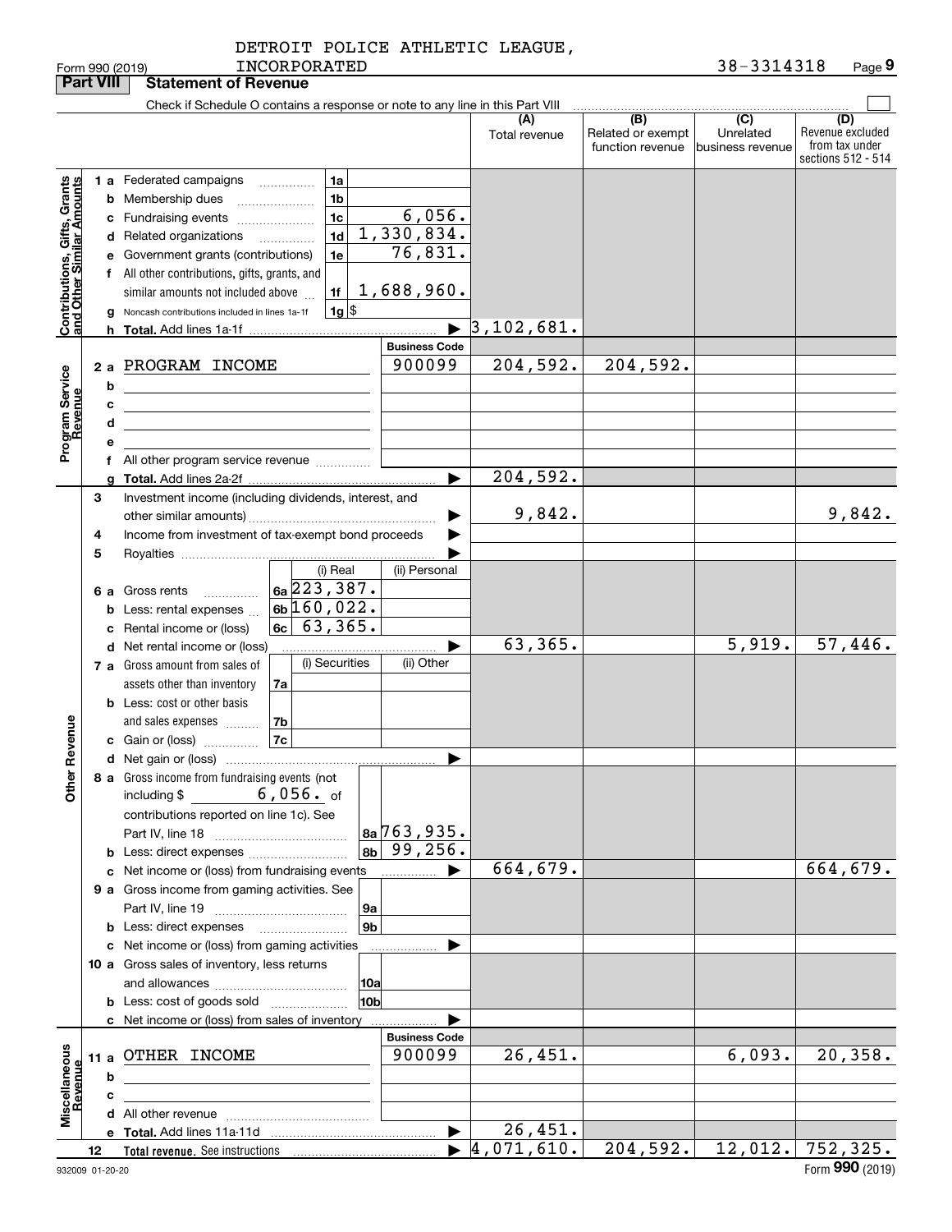DETROIT POLICE ATHLETIC LEAGUE, INCORPORATED

Form 990 (2019) 38-3314318 Page 9

**Part VIII Statement of Revenue**

Check if Schedule O contains a response or note to any line in this Part VIII

| | | | | (A) Total revenue | (B) Related or exempt function revenue | (C) Unrelated business revenue | (D) Revenue excluded from tax under sections 512 - 514 |
|---|---|---|---|---|---|---|---|
| **Contributions, Gifts, Grants and Other Similar Amounts** | 1 a Federated campaigns | 1a | | | | | |
| | b Membership dues | 1b | | | | | |
| | c Fundraising events | 1c | 6,056. | | | | |
| | d Related organizations | 1d | 1,330,834. | | | | |
| | e Government grants (contributions) | 1e | 76,831. | | | | |
| | f All other contributions, gifts, grants, and similar amounts not included above | 1f | 1,688,960. | | | | |
| | g Noncash contributions included in lines 1a-1f | 1g | $ | | | | |
| | h Total. Add lines 1a-1f | | ▶ | 3,102,681. | | | |
| | | | Business Code | | | | |
| **Program Service Revenue** | 2 a PROGRAM INCOME | | 900099 | 204,592. | 204,592. | | |
| | b | | | | | | |
| | c | | | | | | |
| | d | | | | | | |
| | e | | | | | | |
| | f All other program service revenue | | | | | | |
| | g Total. Add lines 2a-2f | | ▶ | 204,592. | | | |
| **Other Revenue** | 3 Investment income (including dividends, interest, and other similar amounts) | | ▶ | 9,842. | | | 9,842. |
| | 4 Income from investment of tax-exempt bond proceeds | | ▶ | | | | |
| | 5 Royalties | | ▶ | | | | |
| | | (i) Real | (ii) Personal | | | | |
| | 6 a Gross rents | 6a 223,387. | | | | | |
| | b Less: rental expenses | 6b 160,022. | | | | | |
| | c Rental income or (loss) | 6c 63,365. | | | | | |
| | d Net rental income or (loss) | | ▶ | 63,365. | | 5,919. | 57,446. |
| | | (i) Securities | (ii) Other | | | | |
| | 7 a Gross amount from sales of assets other than inventory | 7a | | | | | |
| | b Less: cost or other basis and sales expenses | 7b | | | | | |
| | c Gain or (loss) | 7c | | | | | |
| | d Net gain or (loss) | | ▶ | | | | |
| | 8 a Gross income from fundraising events (not including $ 6,056. of contributions reported on line 1c). See Part IV, line 18 | 8a | 763,935. | | | | |
| | b Less: direct expenses | 8b | 99,256. | | | | |
| | c Net income or (loss) from fundraising events | | ▶ | 664,679. | | | 664,679. |
| | 9 a Gross income from gaming activities. See Part IV, line 19 | 9a | | | | | |
| | b Less: direct expenses | 9b | | | | | |
| | c Net income or (loss) from gaming activities | | ▶ | | | | |
| | 10 a Gross sales of inventory, less returns and allowances | 10a | | | | | |
| | b Less: cost of goods sold | 10b | | | | | |
| | c Net income or (loss) from sales of inventory | | ▶ | | | | |
| | | | Business Code | | | | |
| **Miscellaneous Revenue** | 11 a OTHER INCOME | | 900099 | 26,451. | | 6,093. | 20,358. |
| | b | | | | | | |
| | c | | | | | | |
| | d All other revenue | | | | | | |
| | e Total. Add lines 11a-11d | | ▶ | 26,451. | | | |
| | 12 Total revenue. See instructions | | ▶ | 4,071,610. | 204,592. | 12,012. | 752,325. |

932009 01-20-20 Form 990 (2019)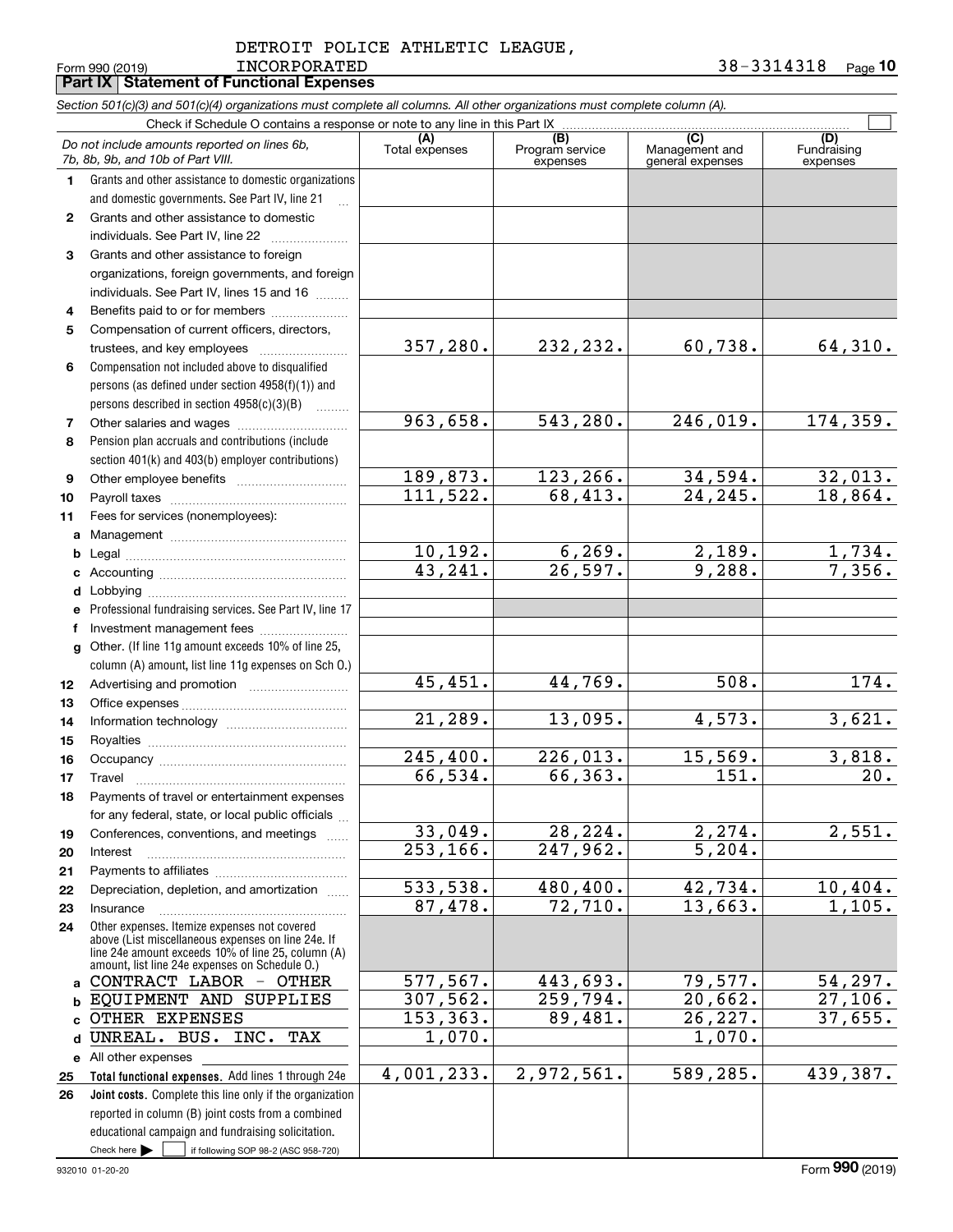DETROIT POLICE ATHLETIC LEAGUE, INCORPORATED

Form 990 (2019) 38-3314318 Page **10**

## Part IX Statement of Functional Expenses

*Section 501(c)(3) and 501(c)(4) organizations must complete all columns. All other organizations must complete column (A).*

Check if Schedule O contains a response or note to any line in this Part IX ☐

| | *Do not include amounts reported on lines 6b, 7b, 8b, 9b, and 10b of Part VIII.* | (A) Total expenses | (B) Program service expenses | (C) Management and general expenses | (D) Fundraising expenses |
|---|---|---|---|---|---|
| 1 | Grants and other assistance to domestic organizations and domestic governments. See Part IV, line 21 | | | | |
| 2 | Grants and other assistance to domestic individuals. See Part IV, line 22 | | | | |
| 3 | Grants and other assistance to foreign organizations, foreign governments, and foreign individuals. See Part IV, lines 15 and 16 | | | | |
| 4 | Benefits paid to or for members | | | | |
| 5 | Compensation of current officers, directors, trustees, and key employees | 357,280. | 232,232. | 60,738. | 64,310. |
| 6 | Compensation not included above to disqualified persons (as defined under section 4958(f)(1)) and persons described in section 4958(c)(3)(B) | | | | |
| 7 | Other salaries and wages | 963,658. | 543,280. | 246,019. | 174,359. |
| 8 | Pension plan accruals and contributions (include section 401(k) and 403(b) employer contributions) | | | | |
| 9 | Other employee benefits | 189,873. | 123,266. | 34,594. | 32,013. |
| 10 | Payroll taxes | 111,522. | 68,413. | 24,245. | 18,864. |
| 11 | Fees for services (nonemployees): | | | | |
| a | Management | | | | |
| b | Legal | 10,192. | 6,269. | 2,189. | 1,734. |
| c | Accounting | 43,241. | 26,597. | 9,288. | 7,356. |
| d | Lobbying | | | | |
| e | Professional fundraising services. See Part IV, line 17 | | | | |
| f | Investment management fees | | | | |
| g | Other. (If line 11g amount exceeds 10% of line 25, column (A) amount, list line 11g expenses on Sch O.) | | | | |
| 12 | Advertising and promotion | 45,451. | 44,769. | 508. | 174. |
| 13 | Office expenses | | | | |
| 14 | Information technology | 21,289. | 13,095. | 4,573. | 3,621. |
| 15 | Royalties | | | | |
| 16 | Occupancy | 245,400. | 226,013. | 15,569. | 3,818. |
| 17 | Travel | 66,534. | 66,363. | 151. | 20. |
| 18 | Payments of travel or entertainment expenses for any federal, state, or local public officials | | | | |
| 19 | Conferences, conventions, and meetings | 33,049. | 28,224. | 2,274. | 2,551. |
| 20 | Interest | 253,166. | 247,962. | 5,204. | |
| 21 | Payments to affiliates | | | | |
| 22 | Depreciation, depletion, and amortization | 533,538. | 480,400. | 42,734. | 10,404. |
| 23 | Insurance | 87,478. | 72,710. | 13,663. | 1,105. |
| 24 | Other expenses. Itemize expenses not covered above (List miscellaneous expenses on line 24e. If line 24e amount exceeds 10% of line 25, column (A) amount, list line 24e expenses on Schedule O.) | | | | |
| a | CONTRACT LABOR - OTHER | 577,567. | 443,693. | 79,577. | 54,297. |
| b | EQUIPMENT AND SUPPLIES | 307,562. | 259,794. | 20,662. | 27,106. |
| c | OTHER EXPENSES | 153,363. | 89,481. | 26,227. | 37,655. |
| d | UNREAL. BUS. INC. TAX | 1,070. | | 1,070. | |
| e | All other expenses | | | | |
| 25 | **Total functional expenses.** Add lines 1 through 24e | 4,001,233. | 2,972,561. | 589,285. | 439,387. |
| 26 | **Joint costs.** Complete this line only if the organization reported in column (B) joint costs from a combined educational campaign and fundraising solicitation. Check here ▶ ☐ if following SOP 98-2 (ASC 958-720) | | | | |

932010 01-20-20 Form **990** (2019)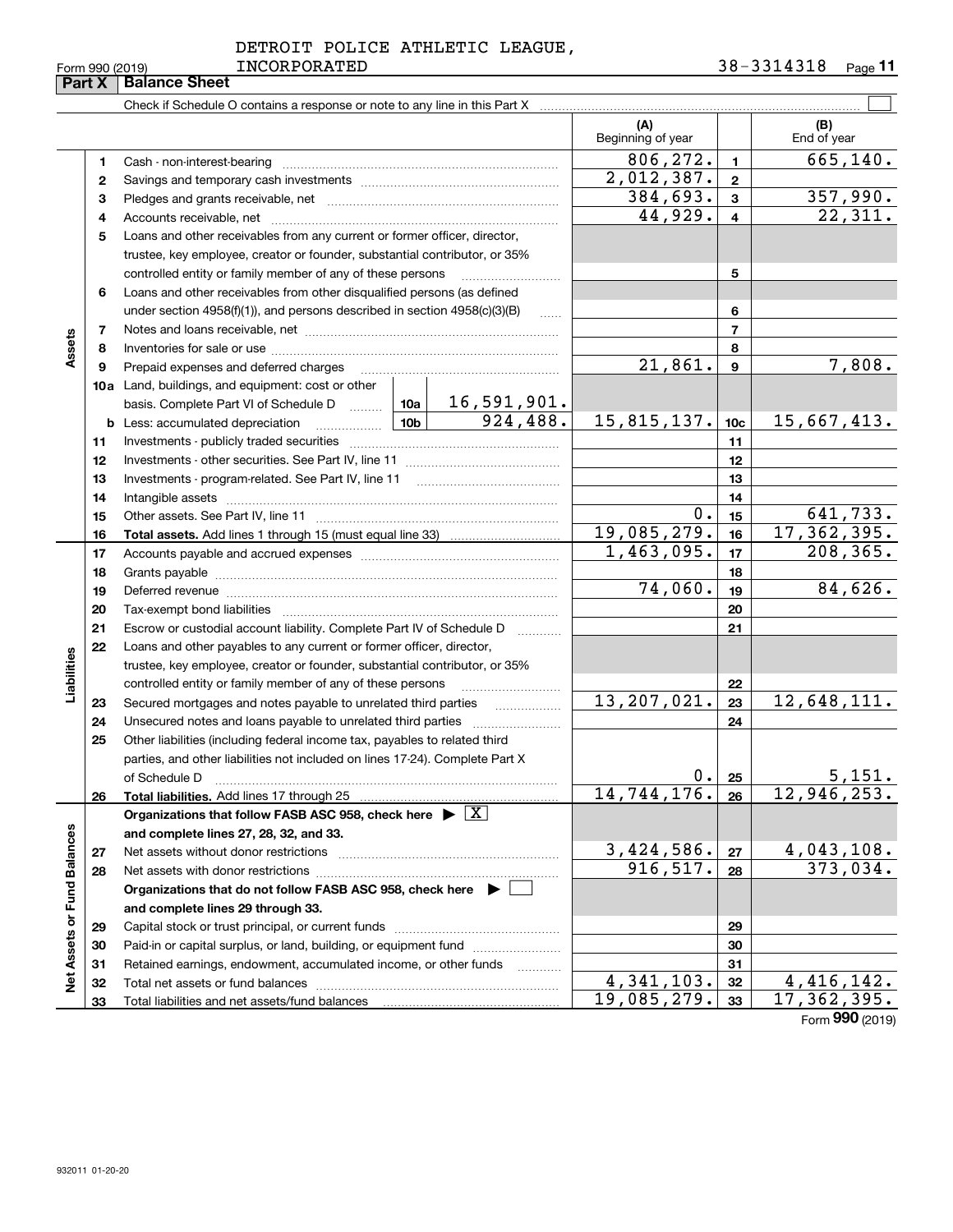DETROIT POLICE ATHLETIC LEAGUE, INCORPORATED

Form 990 (2019) 38-3314318

## Part X Balance Sheet

Check if Schedule O contains a response or note to any line in this Part X ☐

| | | | | | (A) Beginning of year | | (B) End of year |
|---|---|---|---|---|---|---|---|
| Assets | 1 | Cash - non-interest-bearing | | | 806,272. | 1 | 665,140. |
| | 2 | Savings and temporary cash investments | | | 2,012,387. | 2 | |
| | 3 | Pledges and grants receivable, net | | | 384,693. | 3 | 357,990. |
| | 4 | Accounts receivable, net | | | 44,929. | 4 | 22,311. |
| | 5 | Loans and other receivables from any current or former officer, director, trustee, key employee, creator or founder, substantial contributor, or 35% controlled entity or family member of any of these persons | | | | 5 | |
| | 6 | Loans and other receivables from other disqualified persons (as defined under section 4958(f)(1)), and persons described in section 4958(c)(3)(B) | | | | 6 | |
| | 7 | Notes and loans receivable, net | | | | 7 | |
| | 8 | Inventories for sale or use | | | | 8 | |
| | 9 | Prepaid expenses and deferred charges | | | 21,861. | 9 | 7,808. |
| | 10a | Land, buildings, and equipment: cost or other basis. Complete Part VI of Schedule D | 10a | 16,591,901. | | | |
| | b | Less: accumulated depreciation | 10b | 924,488. | 15,815,137. | 10c | 15,667,413. |
| | 11 | Investments - publicly traded securities | | | | 11 | |
| | 12 | Investments - other securities. See Part IV, line 11 | | | | 12 | |
| | 13 | Investments - program-related. See Part IV, line 11 | | | | 13 | |
| | 14 | Intangible assets | | | | 14 | |
| | 15 | Other assets. See Part IV, line 11 | | | 0. | 15 | 641,733. |
| | 16 | **Total assets.** Add lines 1 through 15 (must equal line 33) | | | 19,085,279. | 16 | 17,362,395. |
| Liabilities | 17 | Accounts payable and accrued expenses | | | 1,463,095. | 17 | 208,365. |
| | 18 | Grants payable | | | | 18 | |
| | 19 | Deferred revenue | | | 74,060. | 19 | 84,626. |
| | 20 | Tax-exempt bond liabilities | | | | 20 | |
| | 21 | Escrow or custodial account liability. Complete Part IV of Schedule D | | | | 21 | |
| | 22 | Loans and other payables to any current or former officer, director, trustee, key employee, creator or founder, substantial contributor, or 35% controlled entity or family member of any of these persons | | | | 22 | |
| | 23 | Secured mortgages and notes payable to unrelated third parties | | | 13,207,021. | 23 | 12,648,111. |
| | 24 | Unsecured notes and loans payable to unrelated third parties | | | | 24 | |
| | 25 | Other liabilities (including federal income tax, payables to related third parties, and other liabilities not included on lines 17-24). Complete Part X of Schedule D | | | 0. | 25 | 5,151. |
| | 26 | **Total liabilities.** Add lines 17 through 25 | | | 14,744,176. | 26 | 12,946,253. |
| Net Assets or Fund Balances | | **Organizations that follow FASB ASC 958, check here ▶ ☒ and complete lines 27, 28, 32, and 33.** | | | | | |
| | 27 | Net assets without donor restrictions | | | 3,424,586. | 27 | 4,043,108. |
| | 28 | Net assets with donor restrictions | | | 916,517. | 28 | 373,034. |
| | | **Organizations that do not follow FASB ASC 958, check here ▶ ☐ and complete lines 29 through 33.** | | | | | |
| | 29 | Capital stock or trust principal, or current funds | | | | 29 | |
| | 30 | Paid-in or capital surplus, or land, building, or equipment fund | | | | 30 | |
| | 31 | Retained earnings, endowment, accumulated income, or other funds | | | | 31 | |
| | 32 | Total net assets or fund balances | | | 4,341,103. | 32 | 4,416,142. |
| | 33 | Total liabilities and net assets/fund balances | | | 19,085,279. | 33 | 17,362,395. |

Form **990** (2019)

932011 01-20-20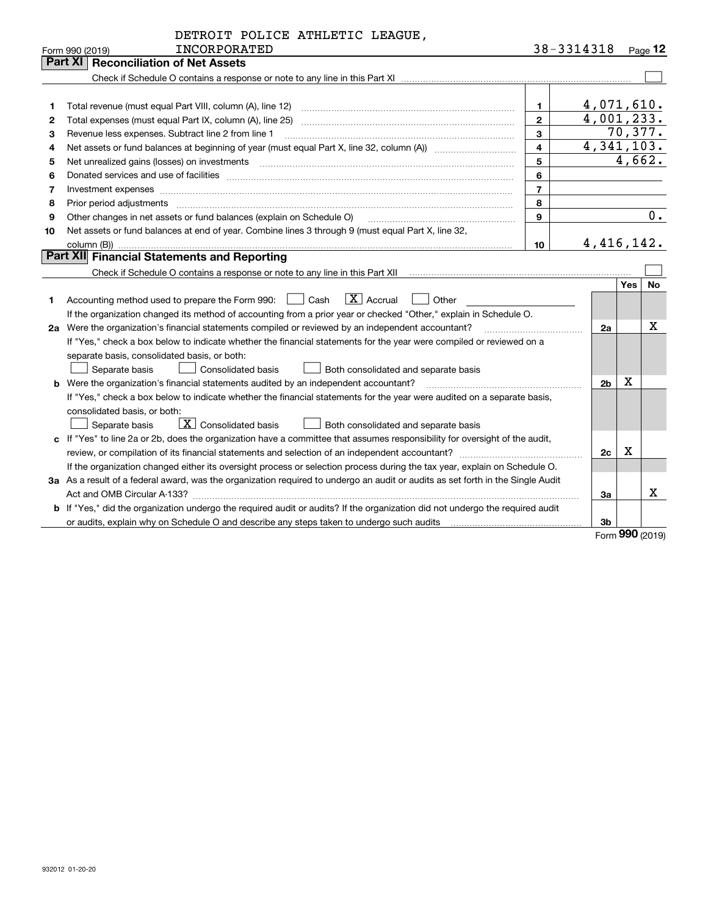DETROIT POLICE ATHLETIC LEAGUE, INCORPORATED

Form 990 (2019) 38-3314318 Page 12

## Part XI Reconciliation of Net Assets

Check if Schedule O contains a response or note to any line in this Part XI ☐

| | | | |
|---|---|---|---|
| 1 | Total revenue (must equal Part VIII, column (A), line 12) | 1 | 4,071,610. |
| 2 | Total expenses (must equal Part IX, column (A), line 25) | 2 | 4,001,233. |
| 3 | Revenue less expenses. Subtract line 2 from line 1 | 3 | 70,377. |
| 4 | Net assets or fund balances at beginning of year (must equal Part X, line 32, column (A)) | 4 | 4,341,103. |
| 5 | Net unrealized gains (losses) on investments | 5 | 4,662. |
| 6 | Donated services and use of facilities | 6 | |
| 7 | Investment expenses | 7 | |
| 8 | Prior period adjustments | 8 | |
| 9 | Other changes in net assets or fund balances (explain on Schedule O) | 9 | 0. |
| 10 | Net assets or fund balances at end of year. Combine lines 3 through 9 (must equal Part X, line 32, column (B)) | 10 | 4,416,142. |

## Part XII Financial Statements and Reporting

Check if Schedule O contains a response or note to any line in this Part XII ☐

| | | | Yes | No |
|---|---|---|---|---|
| 1 | Accounting method used to prepare the Form 990: ☐ Cash ☒ Accrual ☐ Other<br>If the organization changed its method of accounting from a prior year or checked "Other," explain in Schedule O. | | | |
| 2a | Were the organization's financial statements compiled or reviewed by an independent accountant?<br>If "Yes," check a box below to indicate whether the financial statements for the year were compiled or reviewed on a separate basis, consolidated basis, or both:<br>☐ Separate basis ☐ Consolidated basis ☐ Both consolidated and separate basis | 2a | | X |
| b | Were the organization's financial statements audited by an independent accountant?<br>If "Yes," check a box below to indicate whether the financial statements for the year were audited on a separate basis, consolidated basis, or both:<br>☐ Separate basis ☒ Consolidated basis ☐ Both consolidated and separate basis | 2b | X | |
| c | If "Yes" to line 2a or 2b, does the organization have a committee that assumes responsibility for oversight of the audit, review, or compilation of its financial statements and selection of an independent accountant?<br>If the organization changed either its oversight process or selection process during the tax year, explain on Schedule O. | 2c | X | |
| 3a | As a result of a federal award, was the organization required to undergo an audit or audits as set forth in the Single Audit Act and OMB Circular A-133? | 3a | | X |
| b | If "Yes," did the organization undergo the required audit or audits? If the organization did not undergo the required audit or audits, explain why on Schedule O and describe any steps taken to undergo such audits | 3b | | |

Form 990 (2019)

932012 01-20-20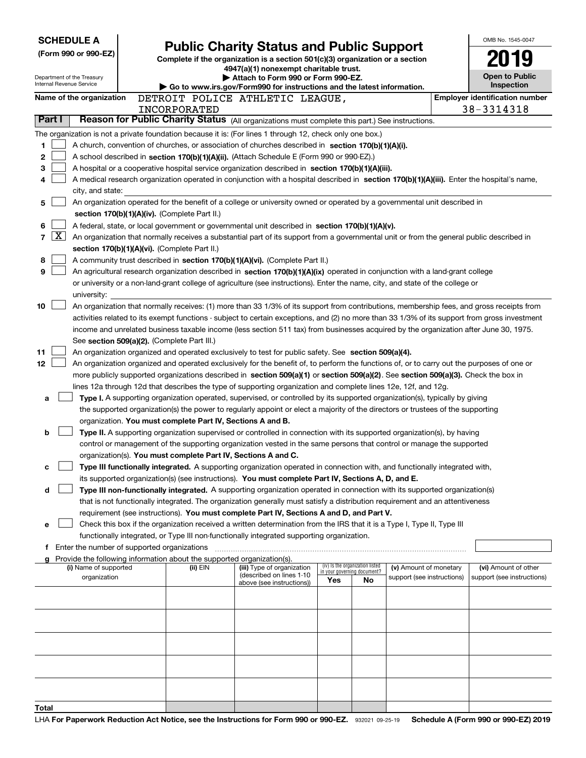**SCHEDULE A**
**(Form 990 or 990-EZ)**

Department of the Treasury
Internal Revenue Service

# Public Charity Status and Public Support

**Complete if the organization is a section 501(c)(3) organization or a section 4947(a)(1) nonexempt charitable trust.**
**▶ Attach to Form 990 or Form 990-EZ.**
**▶ Go to www.irs.gov/Form990 for instructions and the latest information.**

OMB No. 1545-0047

**2019**

**Open to Public Inspection**

**Name of the organization** DETROIT POLICE ATHLETIC LEAGUE, INCORPORATED

**Employer identification number** 38-3314318

**Part I** **Reason for Public Charity Status** (All organizations must complete this part.) See instructions.

The organization is not a private foundation because it is: (For lines 1 through 12, check only one box.)

1 ☐ A church, convention of churches, or association of churches described in **section 170(b)(1)(A)(i).**

2 ☐ A school described in **section 170(b)(1)(A)(ii).** (Attach Schedule E (Form 990 or 990-EZ).)

3 ☐ A hospital or a cooperative hospital service organization described in **section 170(b)(1)(A)(iii).**

4 ☐ A medical research organization operated in conjunction with a hospital described in **section 170(b)(1)(A)(iii).** Enter the hospital's name, city, and state:

5 ☐ An organization operated for the benefit of a college or university owned or operated by a governmental unit described in **section 170(b)(1)(A)(iv).** (Complete Part II.)

6 ☐ A federal, state, or local government or governmental unit described in **section 170(b)(1)(A)(v).**

7 ☒ An organization that normally receives a substantial part of its support from a governmental unit or from the general public described in **section 170(b)(1)(A)(vi).** (Complete Part II.)

8 ☐ A community trust described in **section 170(b)(1)(A)(vi).** (Complete Part II.)

9 ☐ An agricultural research organization described in **section 170(b)(1)(A)(ix)** operated in conjunction with a land-grant college or university or a non-land-grant college of agriculture (see instructions). Enter the name, city, and state of the college or university:

10 ☐ An organization that normally receives: (1) more than 33 1/3% of its support from contributions, membership fees, and gross receipts from activities related to its exempt functions - subject to certain exceptions, and (2) no more than 33 1/3% of its support from gross investment income and unrelated business taxable income (less section 511 tax) from businesses acquired by the organization after June 30, 1975. See **section 509(a)(2).** (Complete Part III.)

11 ☐ An organization organized and operated exclusively to test for public safety. See **section 509(a)(4).**

12 ☐ An organization organized and operated exclusively for the benefit of, to perform the functions of, or to carry out the purposes of one or more publicly supported organizations described in **section 509(a)(1)** or **section 509(a)(2)**. See **section 509(a)(3).** Check the box in lines 12a through 12d that describes the type of supporting organization and complete lines 12e, 12f, and 12g.

a ☐ **Type I.** A supporting organization operated, supervised, or controlled by its supported organization(s), typically by giving the supported organization(s) the power to regularly appoint or elect a majority of the directors or trustees of the supporting organization. **You must complete Part IV, Sections A and B.**

b ☐ **Type II.** A supporting organization supervised or controlled in connection with its supported organization(s), by having control or management of the supporting organization vested in the same persons that control or manage the supported organization(s). **You must complete Part IV, Sections A and C.**

c ☐ **Type III functionally integrated.** A supporting organization operated in connection with, and functionally integrated with, its supported organization(s) (see instructions). **You must complete Part IV, Sections A, D, and E.**

d ☐ **Type III non-functionally integrated.** A supporting organization operated in connection with its supported organization(s) that is not functionally integrated. The organization generally must satisfy a distribution requirement and an attentiveness requirement (see instructions). **You must complete Part IV, Sections A and D, and Part V.**

e ☐ Check this box if the organization received a written determination from the IRS that it is a Type I, Type II, Type III functionally integrated, or Type III non-functionally integrated supporting organization.

f Enter the number of supported organizations

g Provide the following information about the supported organization(s).

| (i) Name of supported organization | (ii) EIN | (iii) Type of organization (described on lines 1-10 above (see instructions)) | (iv) Is the organization listed in your governing document? Yes | No | (v) Amount of monetary support (see instructions) | (vi) Amount of other support (see instructions) |
|---|---|---|---|---|---|---|
| | | | | | | |
| | | | | | | |
| | | | | | | |
| | | | | | | |
| | | | | | | |
| **Total** | | | | | | |

LHA **For Paperwork Reduction Act Notice, see the Instructions for Form 990 or 990-EZ.** 932021 09-25-19 **Schedule A (Form 990 or 990-EZ) 2019**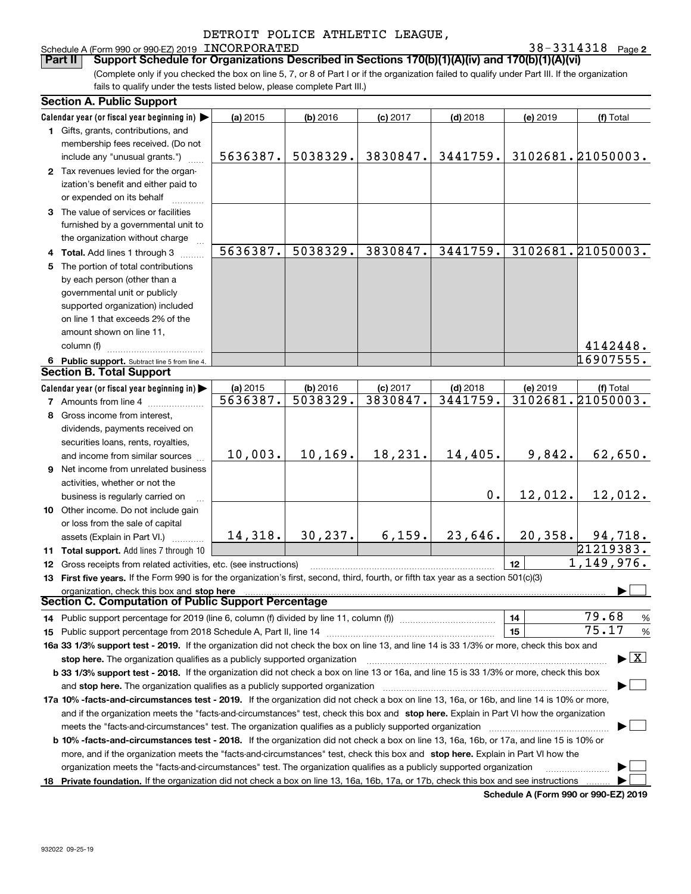DETROIT POLICE ATHLETIC LEAGUE,

Schedule A (Form 990 or 990-EZ) 2019 INCORPORATED 38-3314318 Page 2

## Part II Support Schedule for Organizations Described in Sections 170(b)(1)(A)(iv) and 170(b)(1)(A)(vi)

(Complete only if you checked the box on line 5, 7, or 8 of Part I or if the organization failed to qualify under Part III. If the organization fails to qualify under the tests listed below, please complete Part III.)

### Section A. Public Support

| Calendar year (or fiscal year beginning in) | (a) 2015 | (b) 2016 | (c) 2017 | (d) 2018 | (e) 2019 | (f) Total |
|---|---|---|---|---|---|---|
| 1 Gifts, grants, contributions, and membership fees received. (Do not include any "unusual grants.") | 5636387. | 5038329. | 3830847. | 3441759. | 3102681. | 21050003. |
| 2 Tax revenues levied for the organization's benefit and either paid to or expended on its behalf | | | | | | |
| 3 The value of services or facilities furnished by a governmental unit to the organization without charge | | | | | | |
| 4 Total. Add lines 1 through 3 | 5636387. | 5038329. | 3830847. | 3441759. | 3102681. | 21050003. |
| 5 The portion of total contributions by each person (other than a governmental unit or publicly supported organization) included on line 1 that exceeds 2% of the amount shown on line 11, column (f) | | | | | | 4142448. |
| 6 Public support. Subtract line 5 from line 4. | | | | | | 16907555. |

### Section B. Total Support

| Calendar year (or fiscal year beginning in) | (a) 2015 | (b) 2016 | (c) 2017 | (d) 2018 | (e) 2019 | (f) Total |
|---|---|---|---|---|---|---|
| 7 Amounts from line 4 | 5636387. | 5038329. | 3830847. | 3441759. | 3102681. | 21050003. |
| 8 Gross income from interest, dividends, payments received on securities loans, rents, royalties, and income from similar sources | 10,003. | 10,169. | 18,231. | 14,405. | 9,842. | 62,650. |
| 9 Net income from unrelated business activities, whether or not the business is regularly carried on | | | | 0. | 12,012. | 12,012. |
| 10 Other income. Do not include gain or loss from the sale of capital assets (Explain in Part VI.) | 14,318. | 30,237. | 6,159. | 23,646. | 20,358. | 94,718. |
| 11 Total support. Add lines 7 through 10 | | | | | | 21219383. |
| 12 Gross receipts from related activities, etc. (see instructions) | | | | | 12 | 1,149,976. |

13 **First five years.** If the Form 990 is for the organization's first, second, third, fourth, or fifth tax year as a section 501(c)(3) organization, check this box and **stop here** ☐

### Section C. Computation of Public Support Percentage

14 Public support percentage for 2019 (line 6, column (f) divided by line 11, column (f)) — 14 — 79.68 %

15 Public support percentage from 2018 Schedule A, Part II, line 14 — 15 — 75.17 %

**16a 33 1/3% support test - 2019.** If the organization did not check the box on line 13, and line 14 is 33 1/3% or more, check this box and **stop here.** The organization qualifies as a publicly supported organization ☒

**b 33 1/3% support test - 2018.** If the organization did not check a box on line 13 or 16a, and line 15 is 33 1/3% or more, check this box and **stop here.** The organization qualifies as a publicly supported organization ☐

**17a 10% -facts-and-circumstances test - 2019.** If the organization did not check a box on line 13, 16a, or 16b, and line 14 is 10% or more, and if the organization meets the "facts-and-circumstances" test, check this box and **stop here.** Explain in Part VI how the organization meets the "facts-and-circumstances" test. The organization qualifies as a publicly supported organization ☐

**b 10% -facts-and-circumstances test - 2018.** If the organization did not check a box on line 13, 16a, 16b, or 17a, and line 15 is 10% or more, and if the organization meets the "facts-and-circumstances" test, check this box and **stop here.** Explain in Part VI how the organization meets the "facts-and-circumstances" test. The organization qualifies as a publicly supported organization ☐

**18 Private foundation.** If the organization did not check a box on line 13, 16a, 16b, 17a, or 17b, check this box and see instructions ☐

Schedule A (Form 990 or 990-EZ) 2019

932022 09-25-19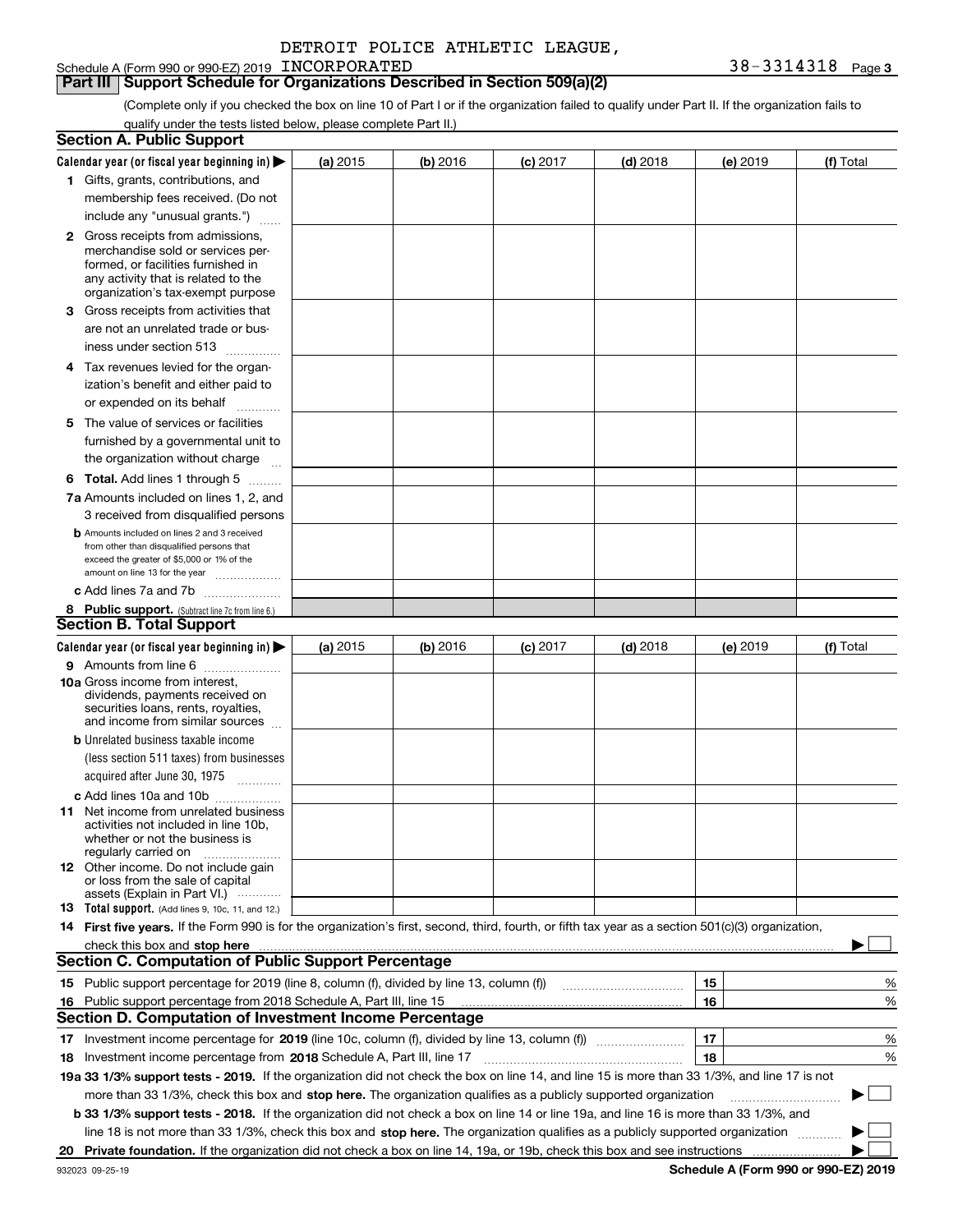DETROIT POLICE ATHLETIC LEAGUE,

Schedule A (Form 990 or 990-EZ) 2019 INCORPORATED 38-3314318 Page 3

## Part III Support Schedule for Organizations Described in Section 509(a)(2)

(Complete only if you checked the box on line 10 of Part I or if the organization failed to qualify under Part II. If the organization fails to qualify under the tests listed below, please complete Part II.)

### Section A. Public Support

| Calendar year (or fiscal year beginning in) ▶ | (a) 2015 | (b) 2016 | (c) 2017 | (d) 2018 | (e) 2019 | (f) Total |
|---|---|---|---|---|---|---|
| 1 Gifts, grants, contributions, and membership fees received. (Do not include any "unusual grants.") | | | | | | |
| 2 Gross receipts from admissions, merchandise sold or services performed, or facilities furnished in any activity that is related to the organization's tax-exempt purpose | | | | | | |
| 3 Gross receipts from activities that are not an unrelated trade or business under section 513 | | | | | | |
| 4 Tax revenues levied for the organization's benefit and either paid to or expended on its behalf | | | | | | |
| 5 The value of services or facilities furnished by a governmental unit to the organization without charge | | | | | | |
| 6 **Total.** Add lines 1 through 5 | | | | | | |
| 7a Amounts included on lines 1, 2, and 3 received from disqualified persons | | | | | | |
| b Amounts included on lines 2 and 3 received from other than disqualified persons that exceed the greater of $5,000 or 1% of the amount on line 13 for the year | | | | | | |
| c Add lines 7a and 7b | | | | | | |
| 8 **Public support.** (Subtract line 7c from line 6.) | | | | | | |

### Section B. Total Support

| Calendar year (or fiscal year beginning in) ▶ | (a) 2015 | (b) 2016 | (c) 2017 | (d) 2018 | (e) 2019 | (f) Total |
|---|---|---|---|---|---|---|
| 9 Amounts from line 6 | | | | | | |
| 10a Gross income from interest, dividends, payments received on securities loans, rents, royalties, and income from similar sources | | | | | | |
| b Unrelated business taxable income (less section 511 taxes) from businesses acquired after June 30, 1975 | | | | | | |
| c Add lines 10a and 10b | | | | | | |
| 11 Net income from unrelated business activities not included in line 10b, whether or not the business is regularly carried on | | | | | | |
| 12 Other income. Do not include gain or loss from the sale of capital assets (Explain in Part VI.) | | | | | | |
| 13 **Total support.** (Add lines 9, 10c, 11, and 12.) | | | | | | |

14 **First five years.** If the Form 990 is for the organization's first, second, third, fourth, or fifth tax year as a section 501(c)(3) organization, check this box and **stop here** ▶ ☐

### Section C. Computation of Public Support Percentage

| | | | |
|---|---|---|---|
| 15 | Public support percentage for 2019 (line 8, column (f), divided by line 13, column (f)) | 15 | % |
| 16 | Public support percentage from 2018 Schedule A, Part III, line 15 | 16 | % |

### Section D. Computation of Investment Income Percentage

| | | | |
|---|---|---|---|
| 17 | Investment income percentage for **2019** (line 10c, column (f), divided by line 13, column (f)) | 17 | % |
| 18 | Investment income percentage from **2018** Schedule A, Part III, line 17 | 18 | % |

**19a 33 1/3% support tests - 2019.** If the organization did not check the box on line 14, and line 15 is more than 33 1/3%, and line 17 is not more than 33 1/3%, check this box and **stop here.** The organization qualifies as a publicly supported organization ▶ ☐

**b 33 1/3% support tests - 2018.** If the organization did not check a box on line 14 or line 19a, and line 16 is more than 33 1/3%, and line 18 is not more than 33 1/3%, check this box and **stop here.** The organization qualifies as a publicly supported organization ▶ ☐

**20 Private foundation.** If the organization did not check a box on line 14, 19a, or 19b, check this box and see instructions ▶ ☐

932023 09-25-19 **Schedule A (Form 990 or 990-EZ) 2019**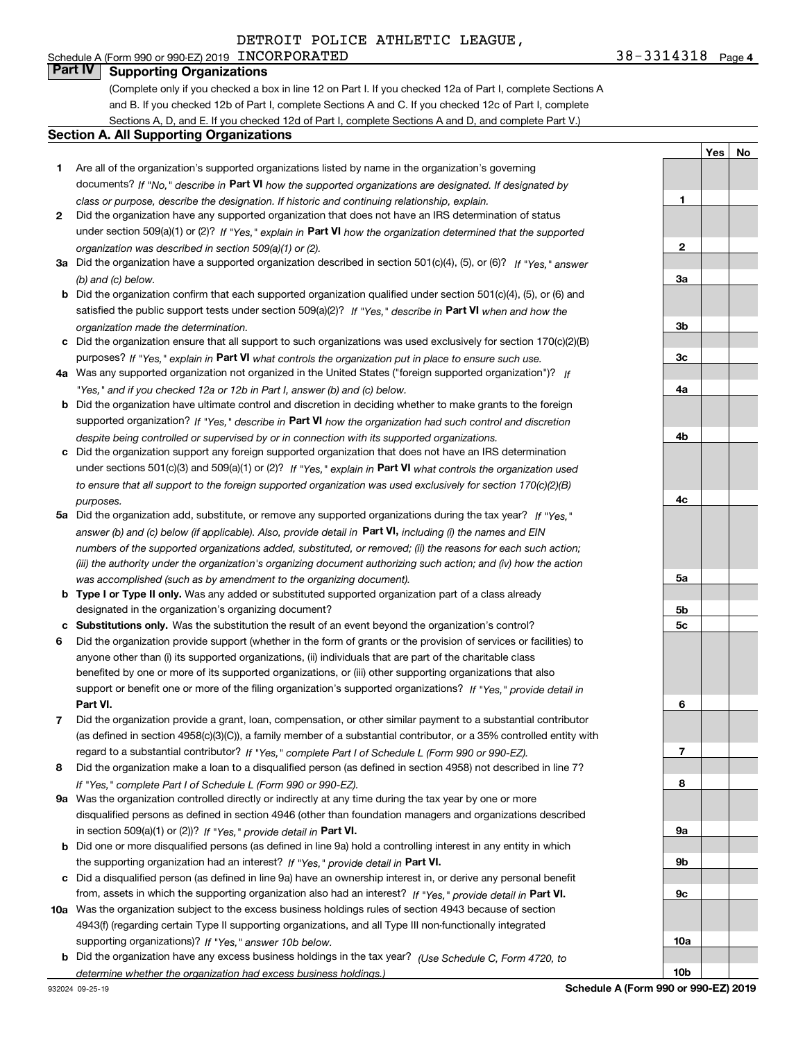DETROIT POLICE ATHLETIC LEAGUE,

Schedule A (Form 990 or 990-EZ) 2019 INCORPORATED 38-3314318 Page 4

## Part IV Supporting Organizations

(Complete only if you checked a box in line 12 on Part I. If you checked 12a of Part I, complete Sections A and B. If you checked 12b of Part I, complete Sections A and C. If you checked 12c of Part I, complete Sections A, D, and E. If you checked 12d of Part I, complete Sections A and D, and complete Part V.)

### Section A. All Supporting Organizations

| | | | Yes | No |
|---|---|---|---|---|
| **1** | Are all of the organization's supported organizations listed by name in the organization's governing documents? *If "No," describe in* **Part VI** *how the supported organizations are designated. If designated by class or purpose, describe the designation. If historic and continuing relationship, explain.* | 1 | | |
| **2** | Did the organization have any supported organization that does not have an IRS determination of status under section 509(a)(1) or (2)? *If "Yes," explain in* **Part VI** *how the organization determined that the supported organization was described in section 509(a)(1) or (2).* | 2 | | |
| **3a** | Did the organization have a supported organization described in section 501(c)(4), (5), or (6)? *If "Yes," answer (b) and (c) below.* | 3a | | |
| **b** | Did the organization confirm that each supported organization qualified under section 501(c)(4), (5), or (6) and satisfied the public support tests under section 509(a)(2)? *If "Yes," describe in* **Part VI** *when and how the organization made the determination.* | 3b | | |
| **c** | Did the organization ensure that all support to such organizations was used exclusively for section 170(c)(2)(B) purposes? *If "Yes," explain in* **Part VI** *what controls the organization put in place to ensure such use.* | 3c | | |
| **4a** | Was any supported organization not organized in the United States ("foreign supported organization")? *If "Yes," and if you checked 12a or 12b in Part I, answer (b) and (c) below.* | 4a | | |
| **b** | Did the organization have ultimate control and discretion in deciding whether to make grants to the foreign supported organization? *If "Yes," describe in* **Part VI** *how the organization had such control and discretion despite being controlled or supervised by or in connection with its supported organizations.* | 4b | | |
| **c** | Did the organization support any foreign supported organization that does not have an IRS determination under sections 501(c)(3) and 509(a)(1) or (2)? *If "Yes," explain in* **Part VI** *what controls the organization used to ensure that all support to the foreign supported organization was used exclusively for section 170(c)(2)(B) purposes.* | 4c | | |
| **5a** | Did the organization add, substitute, or remove any supported organizations during the tax year? *If "Yes," answer (b) and (c) below (if applicable). Also, provide detail in* **Part VI,** *including (i) the names and EIN numbers of the supported organizations added, substituted, or removed; (ii) the reasons for each such action; (iii) the authority under the organization's organizing document authorizing such action; and (iv) how the action was accomplished (such as by amendment to the organizing document).* | 5a | | |
| **b** | **Type I or Type II only.** Was any added or substituted supported organization part of a class already designated in the organization's organizing document? | 5b | | |
| **c** | **Substitutions only.** Was the substitution the result of an event beyond the organization's control? | 5c | | |
| **6** | Did the organization provide support (whether in the form of grants or the provision of services or facilities) to anyone other than (i) its supported organizations, (ii) individuals that are part of the charitable class benefited by one or more of its supported organizations, or (iii) other supporting organizations that also support or benefit one or more of the filing organization's supported organizations? *If "Yes," provide detail in* **Part VI.** | 6 | | |
| **7** | Did the organization provide a grant, loan, compensation, or other similar payment to a substantial contributor (as defined in section 4958(c)(3)(C)), a family member of a substantial contributor, or a 35% controlled entity with regard to a substantial contributor? *If "Yes," complete Part I of Schedule L (Form 990 or 990-EZ).* | 7 | | |
| **8** | Did the organization make a loan to a disqualified person (as defined in section 4958) not described in line 7? *If "Yes," complete Part I of Schedule L (Form 990 or 990-EZ).* | 8 | | |
| **9a** | Was the organization controlled directly or indirectly at any time during the tax year by one or more disqualified persons as defined in section 4946 (other than foundation managers and organizations described in section 509(a)(1) or (2))? *If "Yes," provide detail in* **Part VI.** | 9a | | |
| **b** | Did one or more disqualified persons (as defined in line 9a) hold a controlling interest in any entity in which the supporting organization had an interest? *If "Yes," provide detail in* **Part VI.** | 9b | | |
| **c** | Did a disqualified person (as defined in line 9a) have an ownership interest in, or derive any personal benefit from, assets in which the supporting organization also had an interest? *If "Yes," provide detail in* **Part VI.** | 9c | | |
| **10a** | Was the organization subject to the excess business holdings rules of section 4943 because of section 4943(f) (regarding certain Type II supporting organizations, and all Type III non-functionally integrated supporting organizations)? *If "Yes," answer 10b below.* | 10a | | |
| **b** | Did the organization have any excess business holdings in the tax year? *(Use Schedule C, Form 4720, to determine whether the organization had excess business holdings.)* | 10b | | |

932024 09-25-19 **Schedule A (Form 990 or 990-EZ) 2019**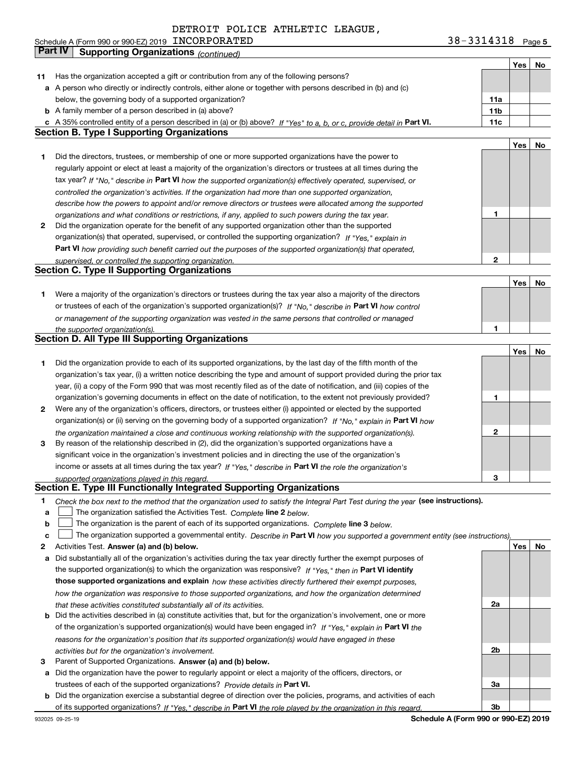DETROIT POLICE ATHLETIC LEAGUE,

Schedule A (Form 990 or 990-EZ) 2019 INCORPORATED 38-3314318 Page 5

**Part IV Supporting Organizations** *(continued)*

| | | | Yes | No |
|---|---|---|---|---|
| **11** | Has the organization accepted a gift or contribution from any of the following persons? | | | |
| **a** | A person who directly or indirectly controls, either alone or together with persons described in (b) and (c) below, the governing body of a supported organization? | **11a** | | |
| **b** | A family member of a person described in (a) above? | **11b** | | |
| **c** | A 35% controlled entity of a person described in (a) or (b) above? *If "Yes" to a, b, or c, provide detail in* **Part VI.** | **11c** | | |

## Section B. Type I Supporting Organizations

| | | | Yes | No |
|---|---|---|---|---|
| **1** | Did the directors, trustees, or membership of one or more supported organizations have the power to regularly appoint or elect at least a majority of the organization's directors or trustees at all times during the tax year? *If "No," describe in* **Part VI** *how the supported organization(s) effectively operated, supervised, or controlled the organization's activities. If the organization had more than one supported organization, describe how the powers to appoint and/or remove directors or trustees were allocated among the supported organizations and what conditions or restrictions, if any, applied to such powers during the tax year.* | **1** | | |
| **2** | Did the organization operate for the benefit of any supported organization other than the supported organization(s) that operated, supervised, or controlled the supporting organization? *If "Yes," explain in* **Part VI** *how providing such benefit carried out the purposes of the supported organization(s) that operated, supervised, or controlled the supporting organization.* | **2** | | |

## Section C. Type II Supporting Organizations

| | | | Yes | No |
|---|---|---|---|---|
| **1** | Were a majority of the organization's directors or trustees during the tax year also a majority of the directors or trustees of each of the organization's supported organization(s)? *If "No," describe in* **Part VI** *how control or management of the supporting organization was vested in the same persons that controlled or managed the supported organization(s).* | **1** | | |

## Section D. All Type III Supporting Organizations

| | | | Yes | No |
|---|---|---|---|---|
| **1** | Did the organization provide to each of its supported organizations, by the last day of the fifth month of the organization's tax year, (i) a written notice describing the type and amount of support provided during the prior tax year, (ii) a copy of the Form 990 that was most recently filed as of the date of notification, and (iii) copies of the organization's governing documents in effect on the date of notification, to the extent not previously provided? | **1** | | |
| **2** | Were any of the organization's officers, directors, or trustees either (i) appointed or elected by the supported organization(s) or (ii) serving on the governing body of a supported organization? *If "No," explain in* **Part VI** *how the organization maintained a close and continuous working relationship with the supported organization(s).* | **2** | | |
| **3** | By reason of the relationship described in (2), did the organization's supported organizations have a significant voice in the organization's investment policies and in directing the use of the organization's income or assets at all times during the tax year? *If "Yes," describe in* **Part VI** *the role the organization's supported organizations played in this regard.* | **3** | | |

## Section E. Type III Functionally Integrated Supporting Organizations

**1** *Check the box next to the method that the organization used to satisfy the Integral Part Test during the year* **(see instructions).**

- **a** ☐ The organization satisfied the Activities Test. *Complete* **line 2** *below.*
- **b** ☐ The organization is the parent of each of its supported organizations. *Complete* **line 3** *below.*
- **c** ☐ The organization supported a governmental entity. *Describe in* **Part VI** *how you supported a government entity (see instructions).*

| | | | Yes | No |
|---|---|---|---|---|
| **2** | Activities Test. **Answer (a) and (b) below.** | | | |
| **a** | Did substantially all of the organization's activities during the tax year directly further the exempt purposes of the supported organization(s) to which the organization was responsive? *If "Yes," then in* **Part VI identify those supported organizations and explain** *how these activities directly furthered their exempt purposes, how the organization was responsive to those supported organizations, and how the organization determined that these activities constituted substantially all of its activities.* | **2a** | | |
| **b** | Did the activities described in (a) constitute activities that, but for the organization's involvement, one or more of the organization's supported organization(s) would have been engaged in? *If "Yes," explain in* **Part VI** *the reasons for the organization's position that its supported organization(s) would have engaged in these activities but for the organization's involvement.* | **2b** | | |
| **3** | Parent of Supported Organizations. **Answer (a) and (b) below.** | | | |
| **a** | Did the organization have the power to regularly appoint or elect a majority of the officers, directors, or trustees of each of the supported organizations? *Provide details in* **Part VI.** | **3a** | | |
| **b** | Did the organization exercise a substantial degree of direction over the policies, programs, and activities of each of its supported organizations? *If "Yes," describe in* **Part VI** *the role played by the organization in this regard.* | **3b** | | |

932025 09-25-19 **Schedule A (Form 990 or 990-EZ) 2019**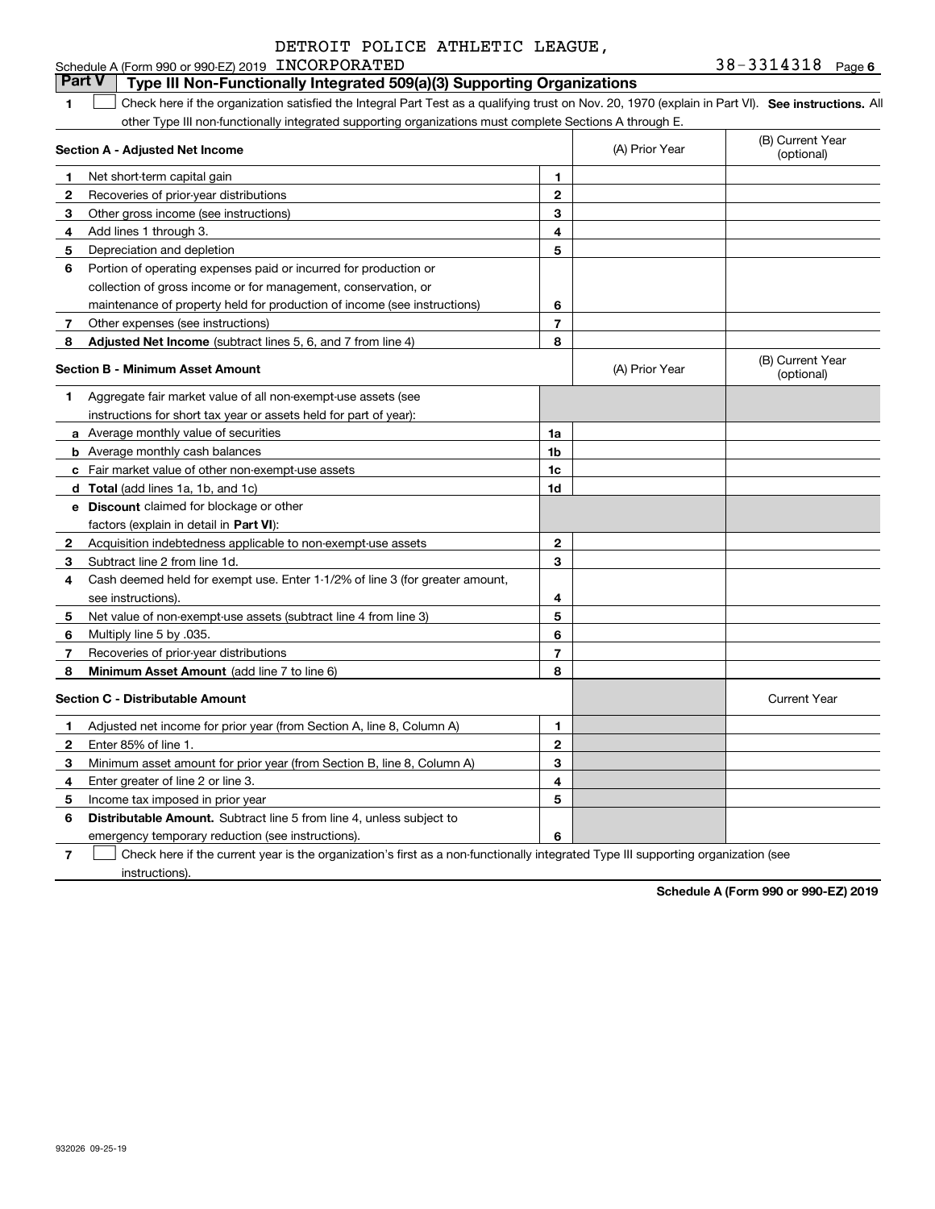DETROIT POLICE ATHLETIC LEAGUE, INCORPORATED

Schedule A (Form 990 or 990-EZ) 2019 — 38-3314318 Page 6

## Part V Type III Non-Functionally Integrated 509(a)(3) Supporting Organizations

1 ☐ Check here if the organization satisfied the Integral Part Test as a qualifying trust on Nov. 20, 1970 (explain in Part VI). **See instructions.** All other Type III non-functionally integrated supporting organizations must complete Sections A through E.

| **Section A - Adjusted Net Income** | | | (A) Prior Year | (B) Current Year (optional) |
|---|---|---|---|---|
| 1 | Net short-term capital gain | 1 | | |
| 2 | Recoveries of prior-year distributions | 2 | | |
| 3 | Other gross income (see instructions) | 3 | | |
| 4 | Add lines 1 through 3. | 4 | | |
| 5 | Depreciation and depletion | 5 | | |
| 6 | Portion of operating expenses paid or incurred for production or collection of gross income or for management, conservation, or maintenance of property held for production of income (see instructions) | 6 | | |
| 7 | Other expenses (see instructions) | 7 | | |
| 8 | **Adjusted Net Income** (subtract lines 5, 6, and 7 from line 4) | 8 | | |

| **Section B - Minimum Asset Amount** | | | (A) Prior Year | (B) Current Year (optional) |
|---|---|---|---|---|
| 1 | Aggregate fair market value of all non-exempt-use assets (see instructions for short tax year or assets held for part of year): | | | |
| a | Average monthly value of securities | 1a | | |
| b | Average monthly cash balances | 1b | | |
| c | Fair market value of other non-exempt-use assets | 1c | | |
| d | **Total** (add lines 1a, 1b, and 1c) | 1d | | |
| e | **Discount** claimed for blockage or other factors (explain in detail in **Part VI**): | | | |
| 2 | Acquisition indebtedness applicable to non-exempt-use assets | 2 | | |
| 3 | Subtract line 2 from line 1d. | 3 | | |
| 4 | Cash deemed held for exempt use. Enter 1-1/2% of line 3 (for greater amount, see instructions). | 4 | | |
| 5 | Net value of non-exempt-use assets (subtract line 4 from line 3) | 5 | | |
| 6 | Multiply line 5 by .035. | 6 | | |
| 7 | Recoveries of prior-year distributions | 7 | | |
| 8 | **Minimum Asset Amount** (add line 7 to line 6) | 8 | | |

| **Section C - Distributable Amount** | | | | Current Year |
|---|---|---|---|---|
| 1 | Adjusted net income for prior year (from Section A, line 8, Column A) | 1 | | |
| 2 | Enter 85% of line 1. | 2 | | |
| 3 | Minimum asset amount for prior year (from Section B, line 8, Column A) | 3 | | |
| 4 | Enter greater of line 2 or line 3. | 4 | | |
| 5 | Income tax imposed in prior year | 5 | | |
| 6 | **Distributable Amount.** Subtract line 5 from line 4, unless subject to emergency temporary reduction (see instructions). | 6 | | |

7 ☐ Check here if the current year is the organization's first as a non-functionally integrated Type III supporting organization (see instructions).

**Schedule A (Form 990 or 990-EZ) 2019**

932026 09-25-19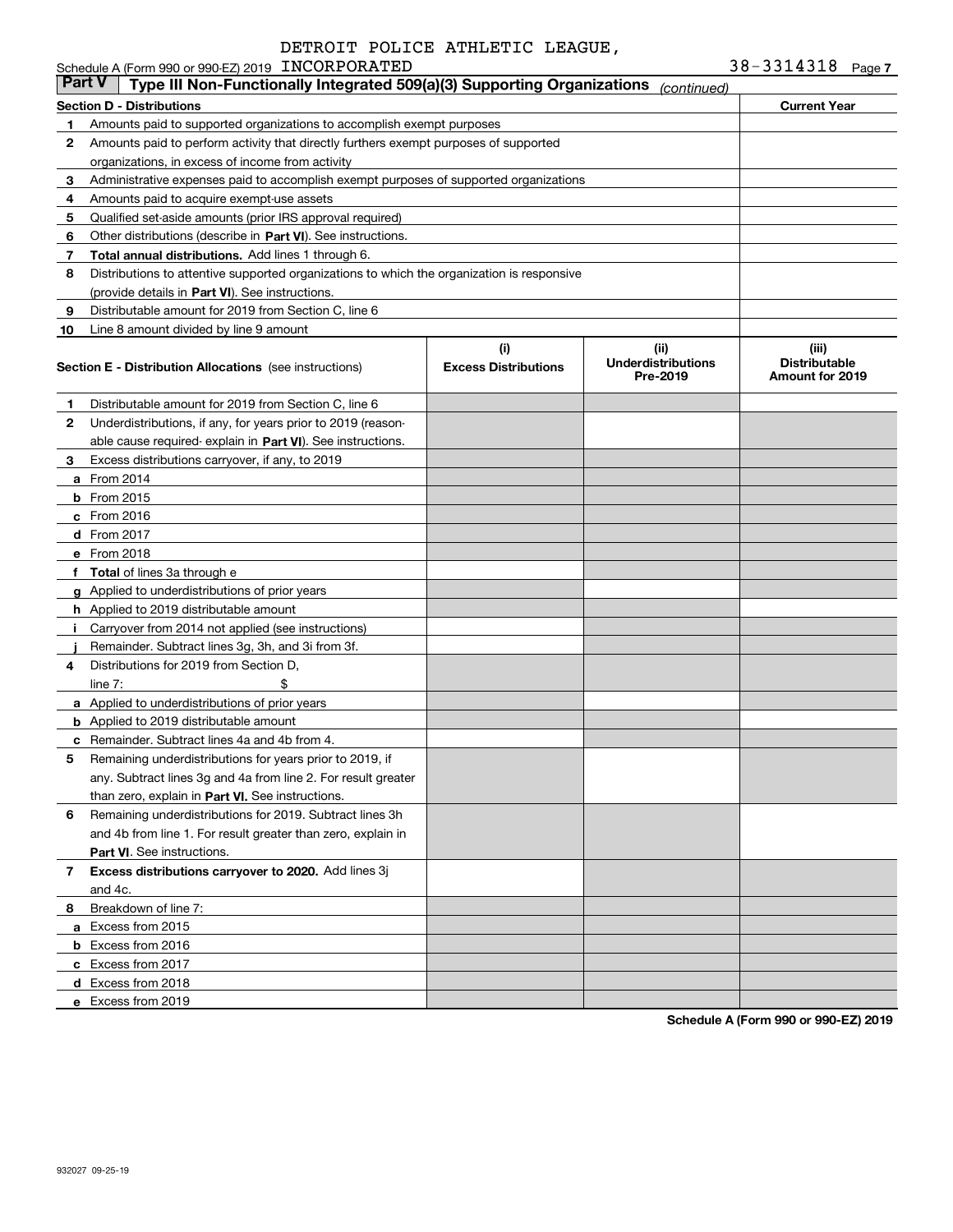Schedule A (Form 990 or 990-EZ) 2019 DETROIT POLICE ATHLETIC LEAGUE, INCORPORATED 38-3314318 Page 7

**Part V** **Type III Non-Functionally Integrated 509(a)(3) Supporting Organizations** *(continued)*

| **Section D - Distributions** | | **Current Year** |
|---|---|---|
| **1** | Amounts paid to supported organizations to accomplish exempt purposes | |
| **2** | Amounts paid to perform activity that directly furthers exempt purposes of supported organizations, in excess of income from activity | |
| **3** | Administrative expenses paid to accomplish exempt purposes of supported organizations | |
| **4** | Amounts paid to acquire exempt-use assets | |
| **5** | Qualified set-aside amounts (prior IRS approval required) | |
| **6** | Other distributions (describe in **Part VI**). See instructions. | |
| **7** | **Total annual distributions.** Add lines 1 through 6. | |
| **8** | Distributions to attentive supported organizations to which the organization is responsive (provide details in **Part VI**). See instructions. | |
| **9** | Distributable amount for 2019 from Section C, line 6 | |
| **10** | Line 8 amount divided by line 9 amount | |

| **Section E - Distribution Allocations** (see instructions) | **(i) Excess Distributions** | **(ii) Underdistributions Pre-2019** | **(iii) Distributable Amount for 2019** |
|---|---|---|---|
| **1** Distributable amount for 2019 from Section C, line 6 | | | |
| **2** Underdistributions, if any, for years prior to 2019 (reasonable cause required- explain in **Part VI**). See instructions. | | | |
| **3** Excess distributions carryover, if any, to 2019 | | | |
| **a** From 2014 | | | |
| **b** From 2015 | | | |
| **c** From 2016 | | | |
| **d** From 2017 | | | |
| **e** From 2018 | | | |
| **f** **Total** of lines 3a through e | | | |
| **g** Applied to underdistributions of prior years | | | |
| **h** Applied to 2019 distributable amount | | | |
| **i** Carryover from 2014 not applied (see instructions) | | | |
| **j** Remainder. Subtract lines 3g, 3h, and 3i from 3f. | | | |
| **4** Distributions for 2019 from Section D, line 7: $ | | | |
| **a** Applied to underdistributions of prior years | | | |
| **b** Applied to 2019 distributable amount | | | |
| **c** Remainder. Subtract lines 4a and 4b from 4. | | | |
| **5** Remaining underdistributions for years prior to 2019, if any. Subtract lines 3g and 4a from line 2. For result greater than zero, explain in **Part VI**. See instructions. | | | |
| **6** Remaining underdistributions for 2019. Subtract lines 3h and 4b from line 1. For result greater than zero, explain in **Part VI**. See instructions. | | | |
| **7** **Excess distributions carryover to 2020.** Add lines 3j and 4c. | | | |
| **8** Breakdown of line 7: | | | |
| **a** Excess from 2015 | | | |
| **b** Excess from 2016 | | | |
| **c** Excess from 2017 | | | |
| **d** Excess from 2018 | | | |
| **e** Excess from 2019 | | | |

**Schedule A (Form 990 or 990-EZ) 2019**

932027 09-25-19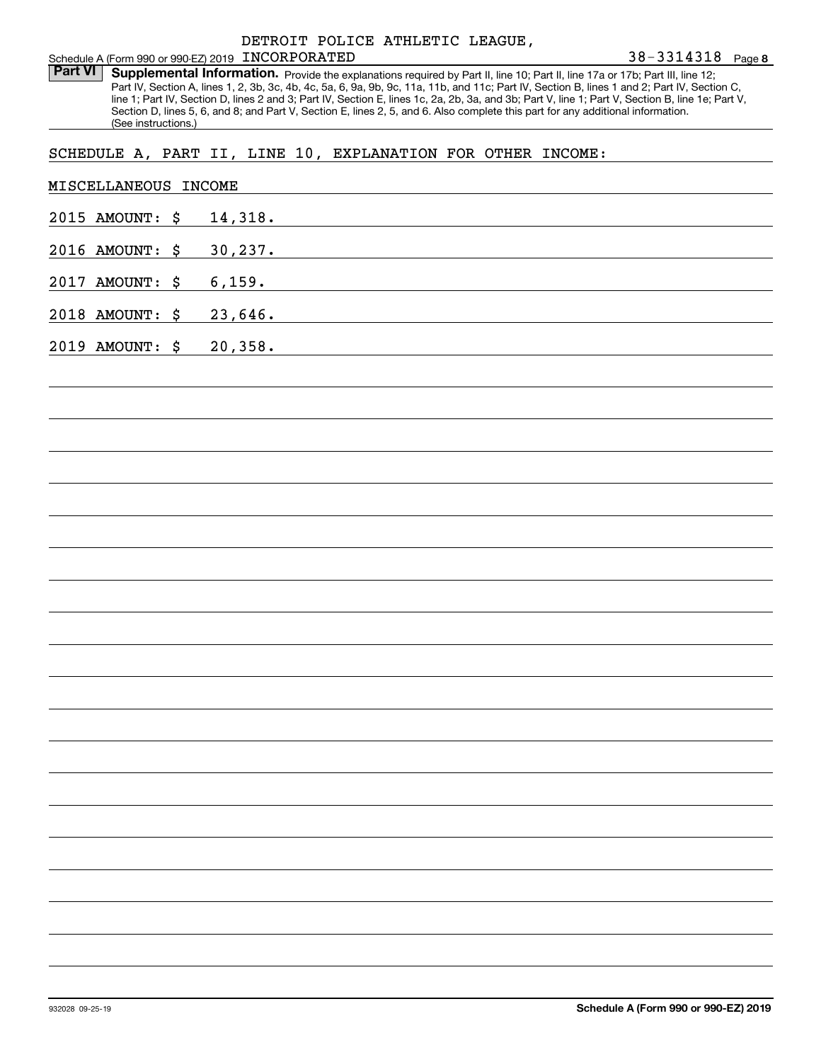DETROIT POLICE ATHLETIC LEAGUE,

Schedule A (Form 990 or 990-EZ) 2019 INCORPORATED 38-3314318 Page 8

**Part VI** **Supplemental Information.** Provide the explanations required by Part II, line 10; Part II, line 17a or 17b; Part III, line 12; Part IV, Section A, lines 1, 2, 3b, 3c, 4b, 4c, 5a, 6, 9a, 9b, 9c, 11a, 11b, and 11c; Part IV, Section B, lines 1 and 2; Part IV, Section C, line 1; Part IV, Section D, lines 2 and 3; Part IV, Section E, lines 1c, 2a, 2b, 3a, and 3b; Part V, line 1; Part V, Section B, line 1e; Part V, Section D, lines 5, 6, and 8; and Part V, Section E, lines 2, 5, and 6. Also complete this part for any additional information. (See instructions.)

SCHEDULE A, PART II, LINE 10, EXPLANATION FOR OTHER INCOME:

MISCELLANEOUS INCOME

2015 AMOUNT: $ 14,318.

2016 AMOUNT: $ 30,237.

2017 AMOUNT: $ 6,159.

2018 AMOUNT: $ 23,646.

2019 AMOUNT: $ 20,358.

932028 09-25-19 **Schedule A (Form 990 or 990-EZ) 2019**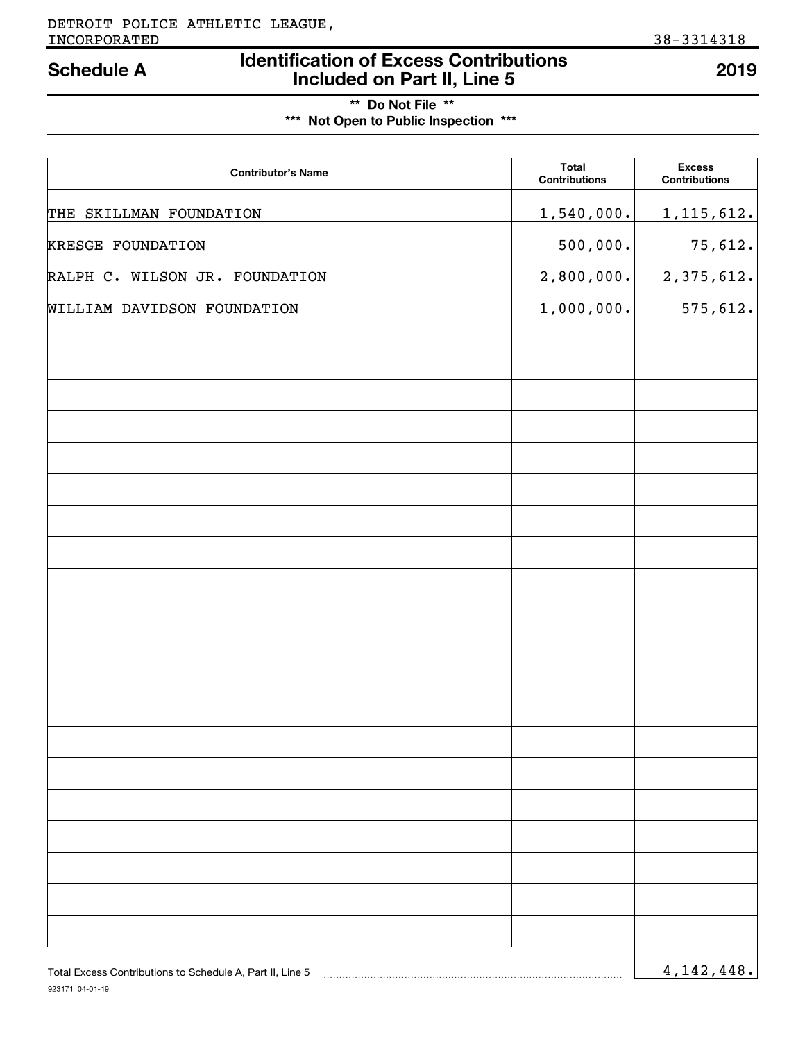DETROIT POLICE ATHLETIC LEAGUE, INCORPORATED

38-3314318

# Schedule A — Identification of Excess Contributions Included on Part II, Line 5 — 2019

**\*\* Do Not File \*\***

**\*\*\* Not Open to Public Inspection \*\*\***

| Contributor's Name | Total Contributions | Excess Contributions |
|---|---|---|
| THE SKILLMAN FOUNDATION | 1,540,000. | 1,115,612. |
| KRESGE FOUNDATION | 500,000. | 75,612. |
| RALPH C. WILSON JR. FOUNDATION | 2,800,000. | 2,375,612. |
| WILLIAM DAVIDSON FOUNDATION | 1,000,000. | 575,612. |

Total Excess Contributions to Schedule A, Part II, Line 5 ........ 4,142,448.

923171 04-01-19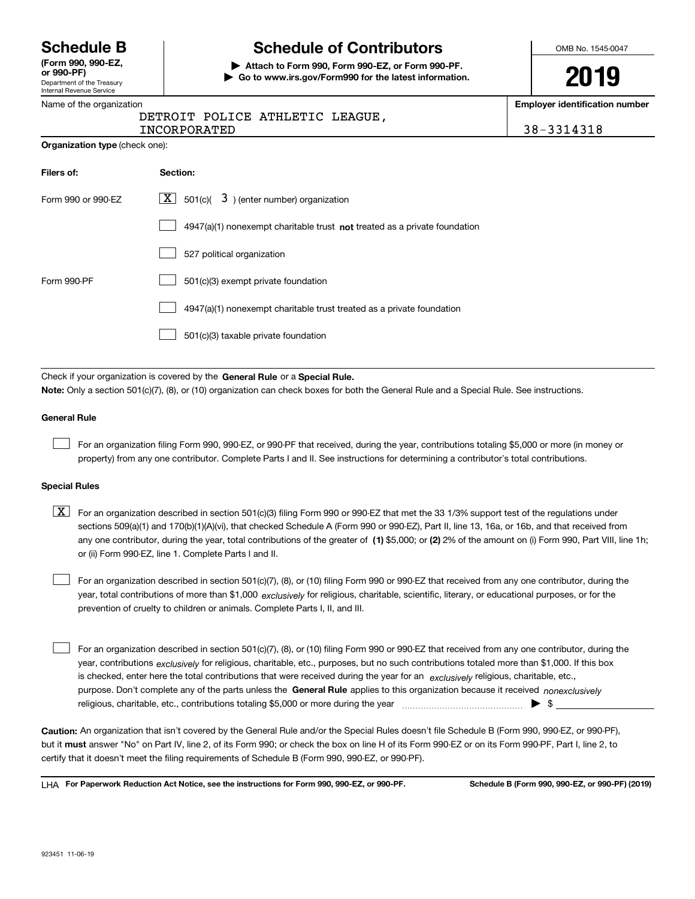# Schedule B

**(Form 990, 990-EZ, or 990-PF)**
Department of the Treasury
Internal Revenue Service

# Schedule of Contributors

▶ **Attach to Form 990, Form 990-EZ, or Form 990-PF.**
▶ **Go to www.irs.gov/Form990 for the latest information.**

OMB No. 1545-0047

**2019**

Name of the organization: DETROIT POLICE ATHLETIC LEAGUE, INCORPORATED

**Employer identification number:** 38-3314318

**Organization type** (check one):

| **Filers of:** | **Section:** |
|---|---|
| Form 990 or 990-EZ | [X] 501(c)( 3 ) (enter number) organization |
| | [ ] 4947(a)(1) nonexempt charitable trust **not** treated as a private foundation |
| | [ ] 527 political organization |
| Form 990-PF | [ ] 501(c)(3) exempt private foundation |
| | [ ] 4947(a)(1) nonexempt charitable trust treated as a private foundation |
| | [ ] 501(c)(3) taxable private foundation |

Check if your organization is covered by the **General Rule** or a **Special Rule.**

**Note:** Only a section 501(c)(7), (8), or (10) organization can check boxes for both the General Rule and a Special Rule. See instructions.

### General Rule

[ ] For an organization filing Form 990, 990-EZ, or 990-PF that received, during the year, contributions totaling $5,000 or more (in money or property) from any one contributor. Complete Parts I and II. See instructions for determining a contributor's total contributions.

### Special Rules

[X] For an organization described in section 501(c)(3) filing Form 990 or 990-EZ that met the 33 1/3% support test of the regulations under sections 509(a)(1) and 170(b)(1)(A)(vi), that checked Schedule A (Form 990 or 990-EZ), Part II, line 13, 16a, or 16b, and that received from any one contributor, during the year, total contributions of the greater of **(1)** $5,000; or **(2)** 2% of the amount on (i) Form 990, Part VIII, line 1h; or (ii) Form 990-EZ, line 1. Complete Parts I and II.

[ ] For an organization described in section 501(c)(7), (8), or (10) filing Form 990 or 990-EZ that received from any one contributor, during the year, total contributions of more than $1,000 *exclusively* for religious, charitable, scientific, literary, or educational purposes, or for the prevention of cruelty to children or animals. Complete Parts I, II, and III.

[ ] For an organization described in section 501(c)(7), (8), or (10) filing Form 990 or 990-EZ that received from any one contributor, during the year, contributions *exclusively* for religious, charitable, etc., purposes, but no such contributions totaled more than $1,000. If this box is checked, enter here the total contributions that were received during the year for an *exclusively* religious, charitable, etc., purpose. Don't complete any of the parts unless the **General Rule** applies to this organization because it received *nonexclusively* religious, charitable, etc., contributions totaling $5,000 or more during the year ▶ $

**Caution:** An organization that isn't covered by the General Rule and/or the Special Rules doesn't file Schedule B (Form 990, 990-EZ, or 990-PF), but it **must** answer "No" on Part IV, line 2, of its Form 990; or check the box on line H of its Form 990-EZ or on its Form 990-PF, Part I, line 2, to certify that it doesn't meet the filing requirements of Schedule B (Form 990, 990-EZ, or 990-PF).

LHA **For Paperwork Reduction Act Notice, see the instructions for Form 990, 990-EZ, or 990-PF.** **Schedule B (Form 990, 990-EZ, or 990-PF) (2019)**

923451 11-06-19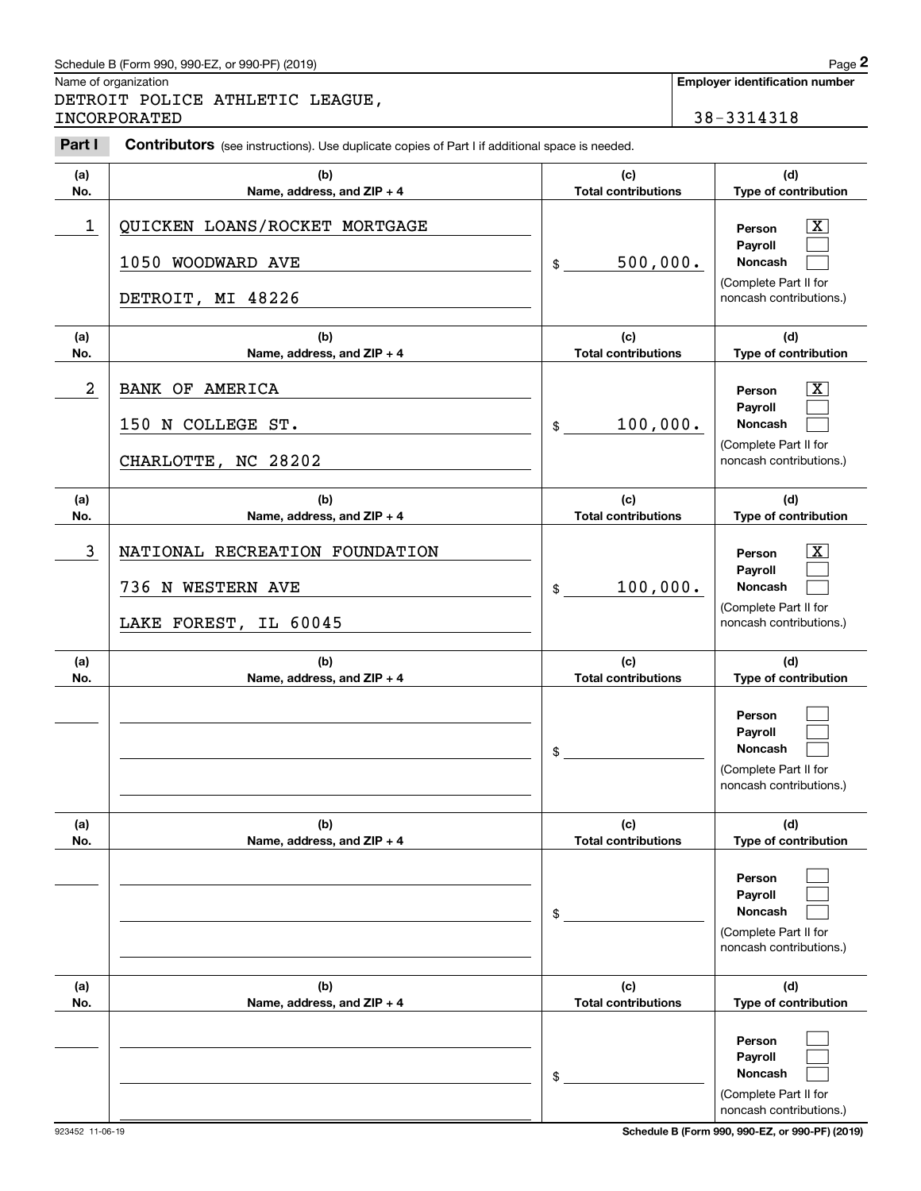Name of organization

DETROIT POLICE ATHLETIC LEAGUE, INCORPORATED

**Employer identification number**

38-3314318

**Part I** **Contributors** (see instructions). Use duplicate copies of Part I if additional space is needed.

| (a) No. | (b) Name, address, and ZIP + 4 | (c) Total contributions | (d) Type of contribution |
|---|---|---|---|
| 1 | QUICKEN LOANS/ROCKET MORTGAGE<br>1050 WOODWARD AVE<br>DETROIT, MI 48226 | $ 500,000. | Person [X]<br>Payroll [ ]<br>Noncash [ ]<br>(Complete Part II for noncash contributions.) |
| 2 | BANK OF AMERICA<br>150 N COLLEGE ST.<br>CHARLOTTE, NC 28202 | $ 100,000. | Person [X]<br>Payroll [ ]<br>Noncash [ ]<br>(Complete Part II for noncash contributions.) |
| 3 | NATIONAL RECREATION FOUNDATION<br>736 N WESTERN AVE<br>LAKE FOREST, IL 60045 | $ 100,000. | Person [X]<br>Payroll [ ]<br>Noncash [ ]<br>(Complete Part II for noncash contributions.) |
| | | $ | Person [ ]<br>Payroll [ ]<br>Noncash [ ]<br>(Complete Part II for noncash contributions.) |
| | | $ | Person [ ]<br>Payroll [ ]<br>Noncash [ ]<br>(Complete Part II for noncash contributions.) |
| | | $ | Person [ ]<br>Payroll [ ]<br>Noncash [ ]<br>(Complete Part II for noncash contributions.) |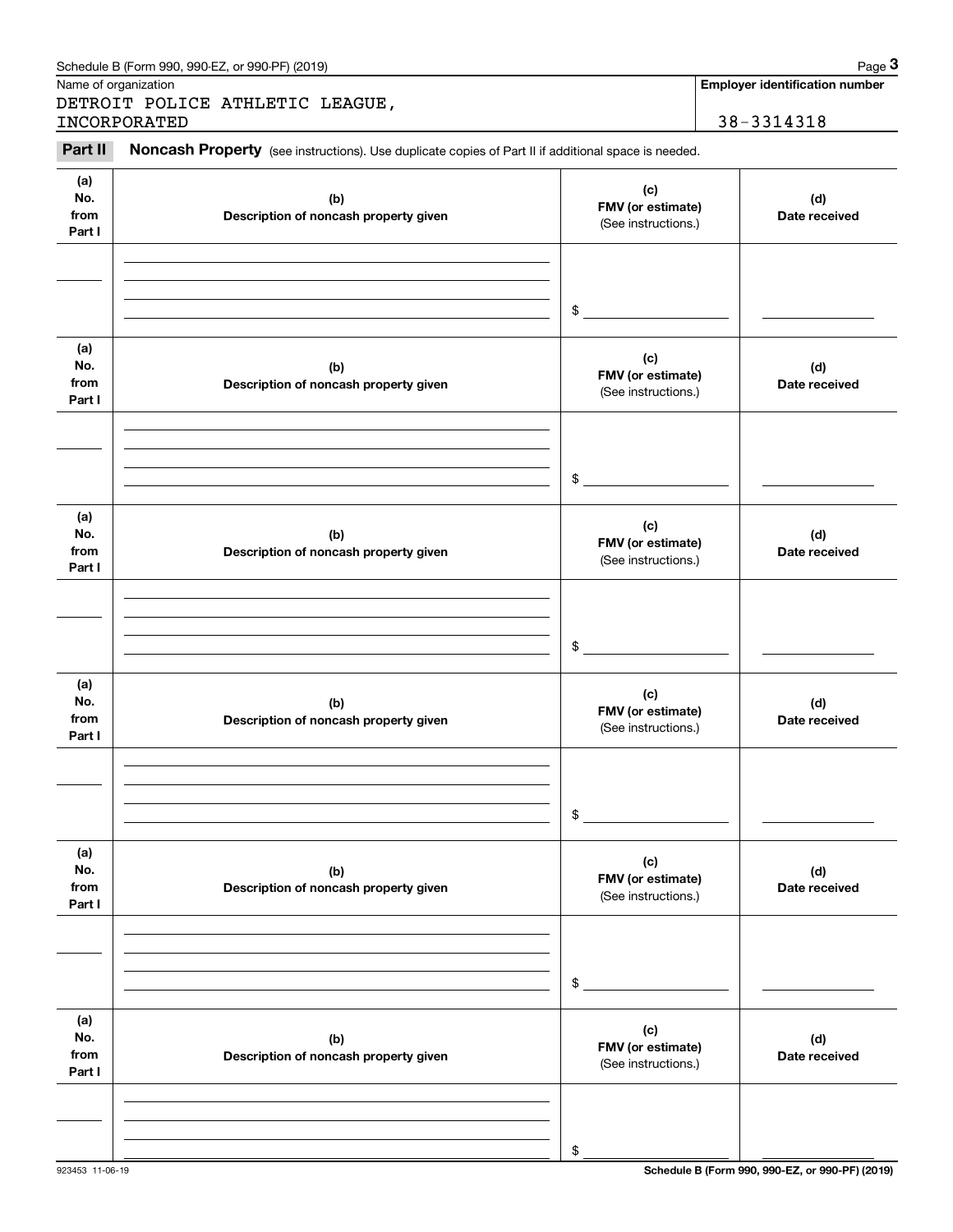Schedule B (Form 990, 990-EZ, or 990-PF) (2019)

Name of organization: DETROIT POLICE ATHLETIC LEAGUE, INCORPORATED

**Employer identification number:** 38-3314318

**Part II** **Noncash Property** (see instructions). Use duplicate copies of Part II if additional space is needed.

| (a) No. from Part I | (b) Description of noncash property given | (c) FMV (or estimate) (See instructions.) | (d) Date received |
|---|---|---|---|
| | | $ | |

| (a) No. from Part I | (b) Description of noncash property given | (c) FMV (or estimate) (See instructions.) | (d) Date received |
|---|---|---|---|
| | | $ | |

| (a) No. from Part I | (b) Description of noncash property given | (c) FMV (or estimate) (See instructions.) | (d) Date received |
|---|---|---|---|
| | | $ | |

| (a) No. from Part I | (b) Description of noncash property given | (c) FMV (or estimate) (See instructions.) | (d) Date received |
|---|---|---|---|
| | | $ | |

| (a) No. from Part I | (b) Description of noncash property given | (c) FMV (or estimate) (See instructions.) | (d) Date received |
|---|---|---|---|
| | | $ | |

| (a) No. from Part I | (b) Description of noncash property given | (c) FMV (or estimate) (See instructions.) | (d) Date received |
|---|---|---|---|
| | | $ | |

923453 11-06-19

**Schedule B (Form 990, 990-EZ, or 990-PF) (2019)**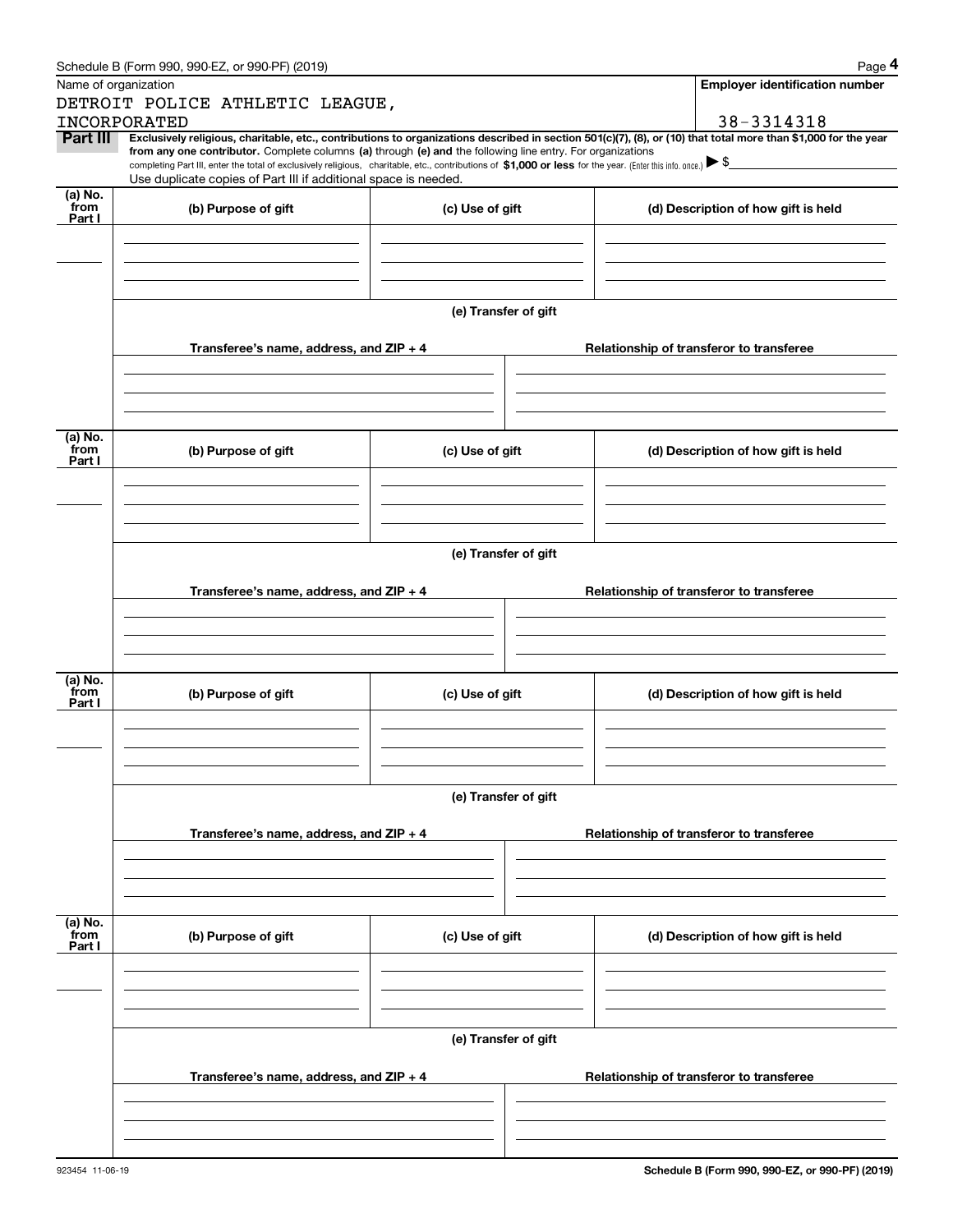Schedule B (Form 990, 990-EZ, or 990-PF) (2019)

Name of organization

DETROIT POLICE ATHLETIC LEAGUE, INCORPORATED

**Employer identification number**

38-3314318

**Part III** **Exclusively religious, charitable, etc., contributions to organizations described in section 501(c)(7), (8), or (10) that total more than $1,000 for the year from any one contributor.** Complete columns **(a)** through **(e)** and the following line entry. For organizations completing Part III, enter the total of exclusively religious, charitable, etc., contributions of **$1,000 or less** for the year. (Enter this info. once.) ▶ $

Use duplicate copies of Part III if additional space is needed.

| (a) No. from Part I | (b) Purpose of gift | (c) Use of gift | (d) Description of how gift is held |
|---|---|---|---|
| | | | |

**(e) Transfer of gift**

| Transferee's name, address, and ZIP + 4 | Relationship of transferor to transferee |
|---|---|
| | |

| (a) No. from Part I | (b) Purpose of gift | (c) Use of gift | (d) Description of how gift is held |
|---|---|---|---|
| | | | |

**(e) Transfer of gift**

| Transferee's name, address, and ZIP + 4 | Relationship of transferor to transferee |
|---|---|
| | |

| (a) No. from Part I | (b) Purpose of gift | (c) Use of gift | (d) Description of how gift is held |
|---|---|---|---|
| | | | |

**(e) Transfer of gift**

| Transferee's name, address, and ZIP + 4 | Relationship of transferor to transferee |
|---|---|
| | |

| (a) No. from Part I | (b) Purpose of gift | (c) Use of gift | (d) Description of how gift is held |
|---|---|---|---|
| | | | |

**(e) Transfer of gift**

| Transferee's name, address, and ZIP + 4 | Relationship of transferor to transferee |
|---|---|
| | |

923454 11-06-19

**Schedule B (Form 990, 990-EZ, or 990-PF) (2019)**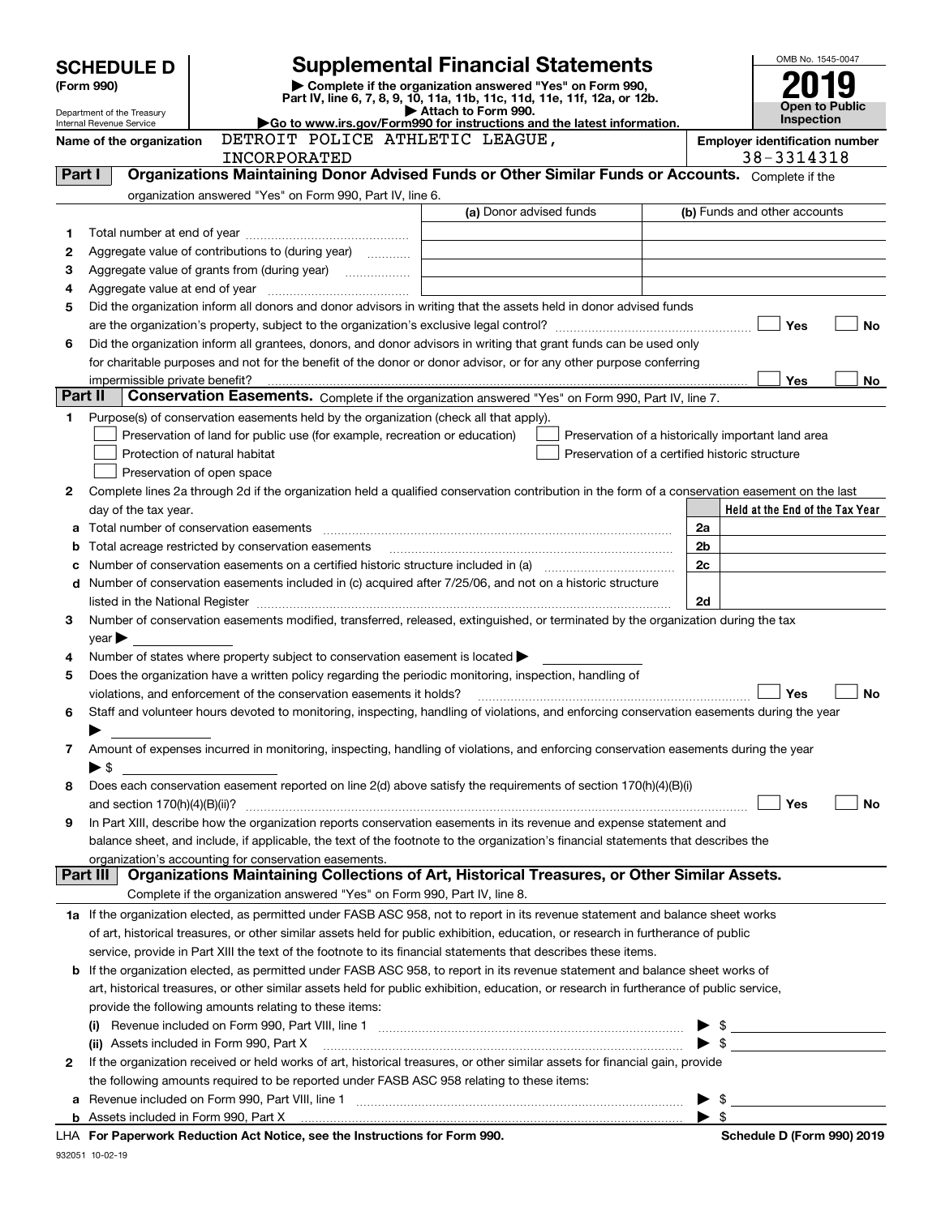# SCHEDULE D (Form 990)

Department of the Treasury
Internal Revenue Service

# Supplemental Financial Statements

▶ Complete if the organization answered "Yes" on Form 990, Part IV, line 6, 7, 8, 9, 10, 11a, 11b, 11c, 11d, 11e, 11f, 12a, or 12b.
▶ Attach to Form 990.
▶Go to www.irs.gov/Form990 for instructions and the latest information.

OMB No. 1545-0047

**2019**

**Open to Public Inspection**

Name of the organization: DETROIT POLICE ATHLETIC LEAGUE, INCORPORATED

Employer identification number: 38-3314318

## Part I — Organizations Maintaining Donor Advised Funds or Other Similar Funds or Accounts.

Complete if the organization answered "Yes" on Form 990, Part IV, line 6.

| | | (a) Donor advised funds | (b) Funds and other accounts |
|---|---|---|---|
| 1 | Total number at end of year | | |
| 2 | Aggregate value of contributions to (during year) | | |
| 3 | Aggregate value of grants from (during year) | | |
| 4 | Aggregate value at end of year | | |

5 Did the organization inform all donors and donor advisors in writing that the assets held in donor advised funds are the organization's property, subject to the organization's exclusive legal control? ☐ Yes ☐ No

6 Did the organization inform all grantees, donors, and donor advisors in writing that grant funds can be used only for charitable purposes and not for the benefit of the donor or donor advisor, or for any other purpose conferring impermissible private benefit? ☐ Yes ☐ No

## Part II — Conservation Easements.

Complete if the organization answered "Yes" on Form 990, Part IV, line 7.

1 Purpose(s) of conservation easements held by the organization (check all that apply).

- ☐ Preservation of land for public use (for example, recreation or education)
- ☐ Protection of natural habitat
- ☐ Preservation of open space
- ☐ Preservation of a historically important land area
- ☐ Preservation of a certified historic structure

2 Complete lines 2a through 2d if the organization held a qualified conservation contribution in the form of a conservation easement on the last day of the tax year.

| | | | Held at the End of the Tax Year |
|---|---|---|---|
| a | Total number of conservation easements | 2a | |
| b | Total acreage restricted by conservation easements | 2b | |
| c | Number of conservation easements on a certified historic structure included in (a) | 2c | |
| d | Number of conservation easements included in (c) acquired after 7/25/06, and not on a historic structure listed in the National Register | 2d | |

3 Number of conservation easements modified, transferred, released, extinguished, or terminated by the organization during the tax year ▶

4 Number of states where property subject to conservation easement is located ▶

5 Does the organization have a written policy regarding the periodic monitoring, inspection, handling of violations, and enforcement of the conservation easements it holds? ☐ Yes ☐ No

6 Staff and volunteer hours devoted to monitoring, inspecting, handling of violations, and enforcing conservation easements during the year ▶

7 Amount of expenses incurred in monitoring, inspecting, handling of violations, and enforcing conservation easements during the year ▶ $

8 Does each conservation easement reported on line 2(d) above satisfy the requirements of section 170(h)(4)(B)(i) and section 170(h)(4)(B)(ii)? ☐ Yes ☐ No

9 In Part XIII, describe how the organization reports conservation easements in its revenue and expense statement and balance sheet, and include, if applicable, the text of the footnote to the organization's financial statements that describes the organization's accounting for conservation easements.

## Part III — Organizations Maintaining Collections of Art, Historical Treasures, or Other Similar Assets.

Complete if the organization answered "Yes" on Form 990, Part IV, line 8.

1a If the organization elected, as permitted under FASB ASC 958, not to report in its revenue statement and balance sheet works of art, historical treasures, or other similar assets held for public exhibition, education, or research in furtherance of public service, provide in Part XIII the text of the footnote to its financial statements that describes these items.

b If the organization elected, as permitted under FASB ASC 958, to report in its revenue statement and balance sheet works of art, historical treasures, or other similar assets held for public exhibition, education, or research in furtherance of public service, provide the following amounts relating to these items:

(i) Revenue included on Form 990, Part VIII, line 1 ▶ $

(ii) Assets included in Form 990, Part X ▶ $

2 If the organization received or held works of art, historical treasures, or other similar assets for financial gain, provide the following amounts required to be reported under FASB ASC 958 relating to these items:

a Revenue included on Form 990, Part VIII, line 1 ▶ $

b Assets included in Form 990, Part X ▶ $

LHA For Paperwork Reduction Act Notice, see the Instructions for Form 990.

Schedule D (Form 990) 2019

932051 10-02-19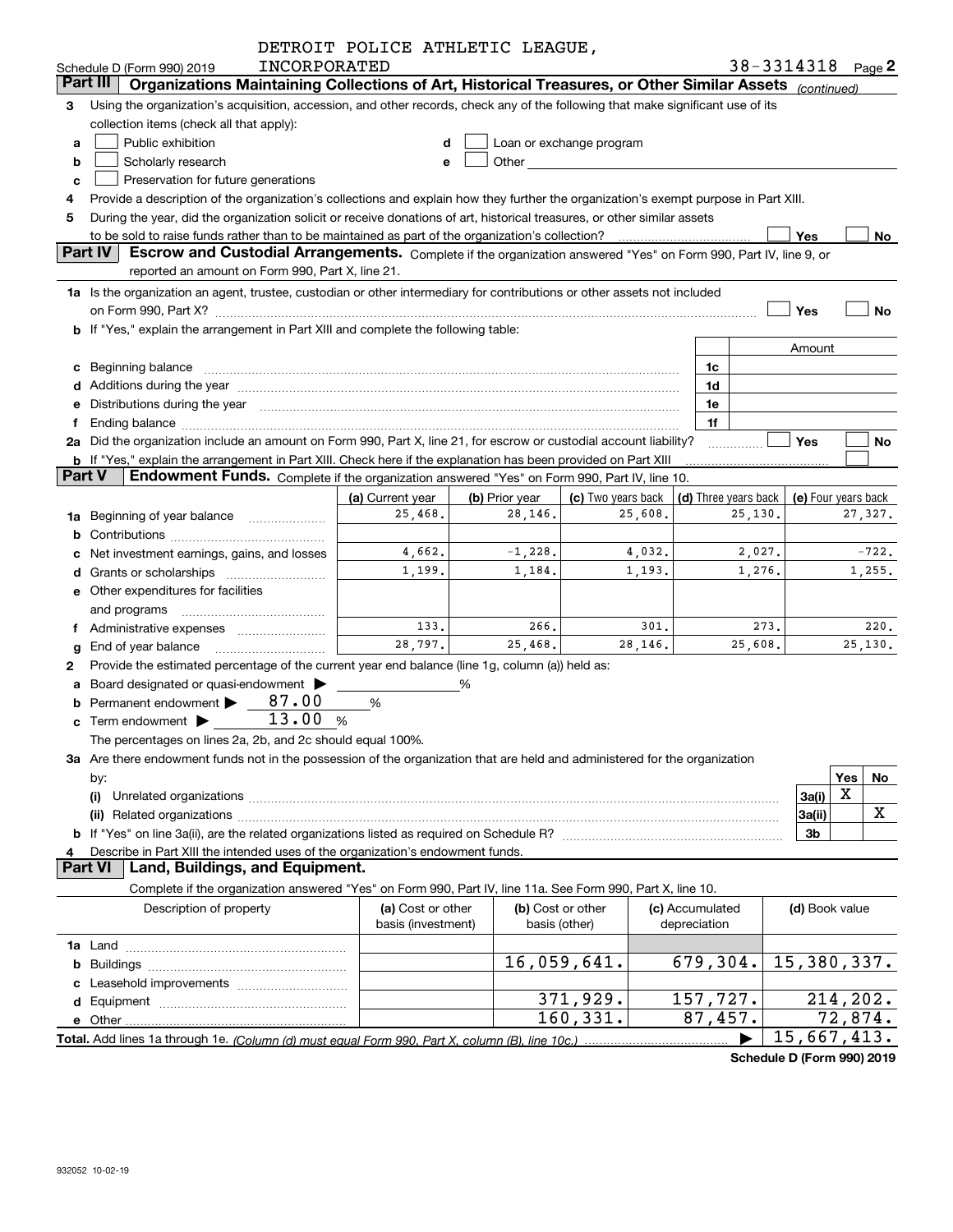DETROIT POLICE ATHLETIC LEAGUE, INCORPORATED

Schedule D (Form 990) 2019 38-3314318 Page 2

**Part III Organizations Maintaining Collections of Art, Historical Treasures, or Other Similar Assets** *(continued)*

3 Using the organization's acquisition, accession, and other records, check any of the following that make significant use of its collection items (check all that apply):

a ☐ Public exhibition
b ☐ Scholarly research
c ☐ Preservation for future generations
d ☐ Loan or exchange program
e ☐ Other

4 Provide a description of the organization's collections and explain how they further the organization's exempt purpose in Part XIII.

5 During the year, did the organization solicit or receive donations of art, historical treasures, or other similar assets to be sold to raise funds rather than to be maintained as part of the organization's collection? ☐ Yes ☐ No

**Part IV Escrow and Custodial Arrangements.** Complete if the organization answered "Yes" on Form 990, Part IV, line 9, or reported an amount on Form 990, Part X, line 21.

1a Is the organization an agent, trustee, custodian or other intermediary for contributions or other assets not included on Form 990, Part X? ☐ Yes ☐ No

b If "Yes," explain the arrangement in Part XIII and complete the following table:

| | | Amount |
|---|---|---|
| c Beginning balance | 1c | |
| d Additions during the year | 1d | |
| e Distributions during the year | 1e | |
| f Ending balance | 1f | |

2a Did the organization include an amount on Form 990, Part X, line 21, for escrow or custodial account liability? ☐ Yes ☐ No

b If "Yes," explain the arrangement in Part XIII. Check here if the explanation has been provided on Part XIII ☐

**Part V Endowment Funds.** Complete if the organization answered "Yes" on Form 990, Part IV, line 10.

| | (a) Current year | (b) Prior year | (c) Two years back | (d) Three years back | (e) Four years back |
|---|---|---|---|---|---|
| 1a Beginning of year balance | 25,468. | 28,146. | 25,608. | 25,130. | 27,327. |
| b Contributions | | | | | |
| c Net investment earnings, gains, and losses | 4,662. | -1,228. | 4,032. | 2,027. | -722. |
| d Grants or scholarships | 1,199. | 1,184. | 1,193. | 1,276. | 1,255. |
| e Other expenditures for facilities and programs | | | | | |
| f Administrative expenses | 133. | 266. | 301. | 273. | 220. |
| g End of year balance | 28,797. | 25,468. | 28,146. | 25,608. | 25,130. |

2 Provide the estimated percentage of the current year end balance (line 1g, column (a)) held as:

a Board designated or quasi-endowment ▶ ______ %
b Permanent endowment ▶ 87.00 %
c Term endowment ▶ 13.00 %

The percentages on lines 2a, 2b, and 2c should equal 100%.

3a Are there endowment funds not in the possession of the organization that are held and administered for the organization by:

| | | Yes | No |
|---|---|---|---|
| (i) Unrelated organizations | 3a(i) | X | |
| (ii) Related organizations | 3a(ii) | | X |
| b If "Yes" on line 3a(ii), are the related organizations listed as required on Schedule R? | 3b | | |

4 Describe in Part XIII the intended uses of the organization's endowment funds.

**Part VI Land, Buildings, and Equipment.**

Complete if the organization answered "Yes" on Form 990, Part IV, line 11a. See Form 990, Part X, line 10.

| Description of property | (a) Cost or other basis (investment) | (b) Cost or other basis (other) | (c) Accumulated depreciation | (d) Book value |
|---|---|---|---|---|
| 1a Land | | | | |
| b Buildings | | 16,059,641. | 679,304. | 15,380,337. |
| c Leasehold improvements | | | | |
| d Equipment | | 371,929. | 157,727. | 214,202. |
| e Other | | 160,331. | 87,457. | 72,874. |
| **Total.** Add lines 1a through 1e. *(Column (d) must equal Form 990, Part X, column (B), line 10c.)* | | | ▶ | 15,667,413. |

**Schedule D (Form 990) 2019**

932052 10-02-19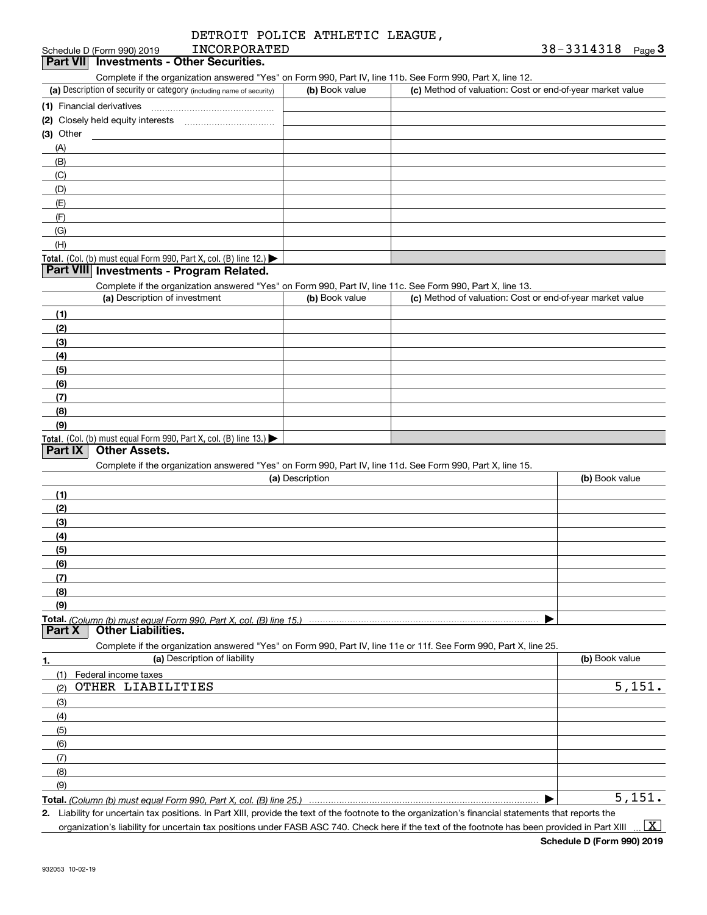DETROIT POLICE ATHLETIC LEAGUE, INCORPORATED

38-3314318

Schedule D (Form 990) 2019

## Part VII Investments - Other Securities.

Complete if the organization answered "Yes" on Form 990, Part IV, line 11b. See Form 990, Part X, line 12.

| (a) Description of security or category (including name of security) | (b) Book value | (c) Method of valuation: Cost or end-of-year market value |
| --- | --- | --- |
| (1) Financial derivatives | | |
| (2) Closely held equity interests | | |
| (3) Other | | |
| (A) | | |
| (B) | | |
| (C) | | |
| (D) | | |
| (E) | | |
| (F) | | |
| (G) | | |
| (H) | | |
| **Total.** (Col. (b) must equal Form 990, Part X, col. (B) line 12.) ▶ | | |

## Part VIII Investments - Program Related.

Complete if the organization answered "Yes" on Form 990, Part IV, line 11c. See Form 990, Part X, line 13.

| (a) Description of investment | (b) Book value | (c) Method of valuation: Cost or end-of-year market value |
| --- | --- | --- |
| (1) | | |
| (2) | | |
| (3) | | |
| (4) | | |
| (5) | | |
| (6) | | |
| (7) | | |
| (8) | | |
| (9) | | |
| **Total.** (Col. (b) must equal Form 990, Part X, col. (B) line 13.) ▶ | | |

## Part IX Other Assets.

Complete if the organization answered "Yes" on Form 990, Part IV, line 11d. See Form 990, Part X, line 15.

| (a) Description | (b) Book value |
| --- | --- |
| (1) | |
| (2) | |
| (3) | |
| (4) | |
| (5) | |
| (6) | |
| (7) | |
| (8) | |
| (9) | |
| **Total.** *(Column (b) must equal Form 990, Part X, col. (B) line 15.)* ▶ | |

## Part X Other Liabilities.

Complete if the organization answered "Yes" on Form 990, Part IV, line 11e or 11f. See Form 990, Part X, line 25.

| 1. (a) Description of liability | (b) Book value |
| --- | --- |
| (1) Federal income taxes | |
| (2) OTHER LIABILITIES | 5,151. |
| (3) | |
| (4) | |
| (5) | |
| (6) | |
| (7) | |
| (8) | |
| (9) | |
| **Total.** *(Column (b) must equal Form 990, Part X, col. (B) line 25.)* ▶ | 5,151. |

**2.** Liability for uncertain tax positions. In Part XIII, provide the text of the footnote to the organization's financial statements that reports the organization's liability for uncertain tax positions under FASB ASC 740. Check here if the text of the footnote has been provided in Part XIII ... [X]

**Schedule D (Form 990) 2019**

932053 10-02-19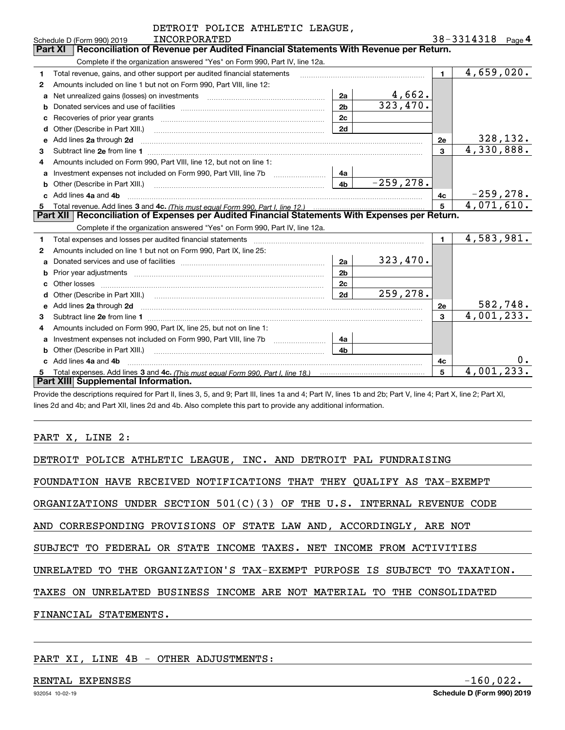Schedule D (Form 990) 2019 DETROIT POLICE ATHLETIC LEAGUE, INCORPORATED 38-3314318 Page 4

## Part XI Reconciliation of Revenue per Audited Financial Statements With Revenue per Return.

Complete if the organization answered "Yes" on Form 990, Part IV, line 12a.

| | | | | | |
|---|---|---|---|---|---|
| 1 | Total revenue, gains, and other support per audited financial statements | | | 1 | 4,659,020. |
| 2 | Amounts included on line 1 but not on Form 990, Part VIII, line 12: | | | | |
| a | Net unrealized gains (losses) on investments | 2a | 4,662. | | |
| b | Donated services and use of facilities | 2b | 323,470. | | |
| c | Recoveries of prior year grants | 2c | | | |
| d | Other (Describe in Part XIII.) | 2d | | | |
| e | Add lines 2a through 2d | | | 2e | 328,132. |
| 3 | Subtract line 2e from line 1 | | | 3 | 4,330,888. |
| 4 | Amounts included on Form 990, Part VIII, line 12, but not on line 1: | | | | |
| a | Investment expenses not included on Form 990, Part VIII, line 7b | 4a | | | |
| b | Other (Describe in Part XIII.) | 4b | -259,278. | | |
| c | Add lines 4a and 4b | | | 4c | -259,278. |
| 5 | Total revenue. Add lines 3 and 4c. *(This must equal Form 990, Part I, line 12.)* | | | 5 | 4,071,610. |

## Part XII Reconciliation of Expenses per Audited Financial Statements With Expenses per Return.

Complete if the organization answered "Yes" on Form 990, Part IV, line 12a.

| | | | | | |
|---|---|---|---|---|---|
| 1 | Total expenses and losses per audited financial statements | | | 1 | 4,583,981. |
| 2 | Amounts included on line 1 but not on Form 990, Part IX, line 25: | | | | |
| a | Donated services and use of facilities | 2a | 323,470. | | |
| b | Prior year adjustments | 2b | | | |
| c | Other losses | 2c | | | |
| d | Other (Describe in Part XIII.) | 2d | 259,278. | | |
| e | Add lines 2a through 2d | | | 2e | 582,748. |
| 3 | Subtract line 2e from line 1 | | | 3 | 4,001,233. |
| 4 | Amounts included on Form 990, Part IX, line 25, but not on line 1: | | | | |
| a | Investment expenses not included on Form 990, Part VIII, line 7b | 4a | | | |
| b | Other (Describe in Part XIII.) | 4b | | | |
| c | Add lines 4a and 4b | | | 4c | 0. |
| 5 | Total expenses. Add lines 3 and 4c. *(This must equal Form 990, Part I, line 18.)* | | | 5 | 4,001,233. |

## Part XIII Supplemental Information.

Provide the descriptions required for Part II, lines 3, 5, and 9; Part III, lines 1a and 4; Part IV, lines 1b and 2b; Part V, line 4; Part X, line 2; Part XI, lines 2d and 4b; and Part XII, lines 2d and 4b. Also complete this part to provide any additional information.

PART X, LINE 2:

DETROIT POLICE ATHLETIC LEAGUE, INC. AND DETROIT PAL FUNDRAISING FOUNDATION HAVE RECEIVED NOTIFICATIONS THAT THEY QUALIFY AS TAX-EXEMPT ORGANIZATIONS UNDER SECTION 501(C)(3) OF THE U.S. INTERNAL REVENUE CODE AND CORRESPONDING PROVISIONS OF STATE LAW AND, ACCORDINGLY, ARE NOT SUBJECT TO FEDERAL OR STATE INCOME TAXES. NET INCOME FROM ACTIVITIES UNRELATED TO THE ORGANIZATION'S TAX-EXEMPT PURPOSE IS SUBJECT TO TAXATION. TAXES ON UNRELATED BUSINESS INCOME ARE NOT MATERIAL TO THE CONSOLIDATED FINANCIAL STATEMENTS.

PART XI, LINE 4B - OTHER ADJUSTMENTS:

| | |
|---|---|
| RENTAL EXPENSES | -160,022. |

932054 10-02-19 Schedule D (Form 990) 2019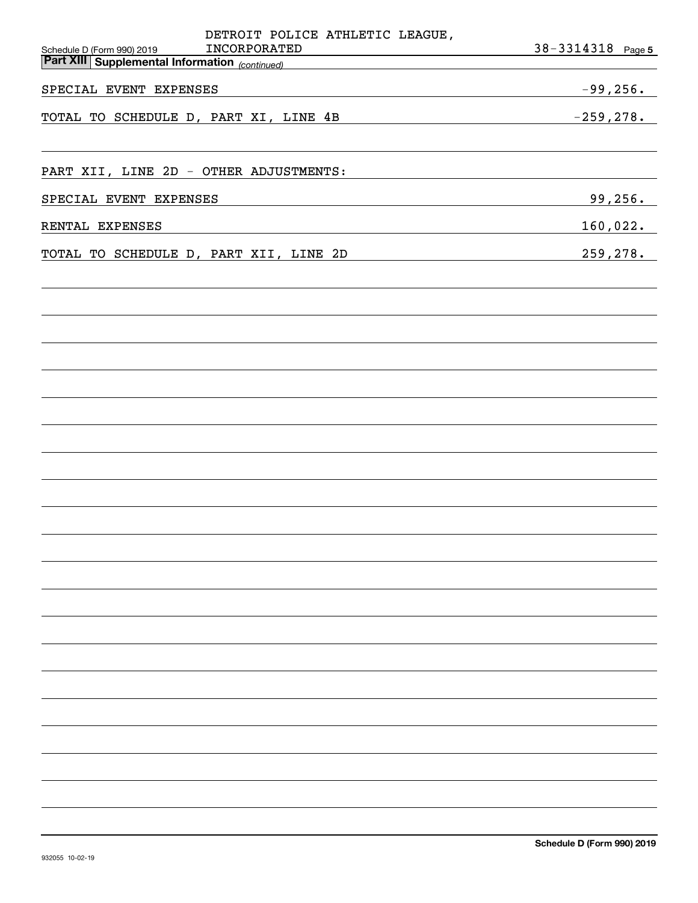DETROIT POLICE ATHLETIC LEAGUE, INCORPORATED — 38-3314318

## Part XIII Supplemental Information *(continued)*

| | |
|---|---|
| SPECIAL EVENT EXPENSES | -99,256. |
| TOTAL TO SCHEDULE D, PART XI, LINE 4B | -259,278. |

PART XII, LINE 2D - OTHER ADJUSTMENTS:

| | |
|---|---|
| SPECIAL EVENT EXPENSES | 99,256. |
| RENTAL EXPENSES | 160,022. |
| TOTAL TO SCHEDULE D, PART XII, LINE 2D | 259,278. |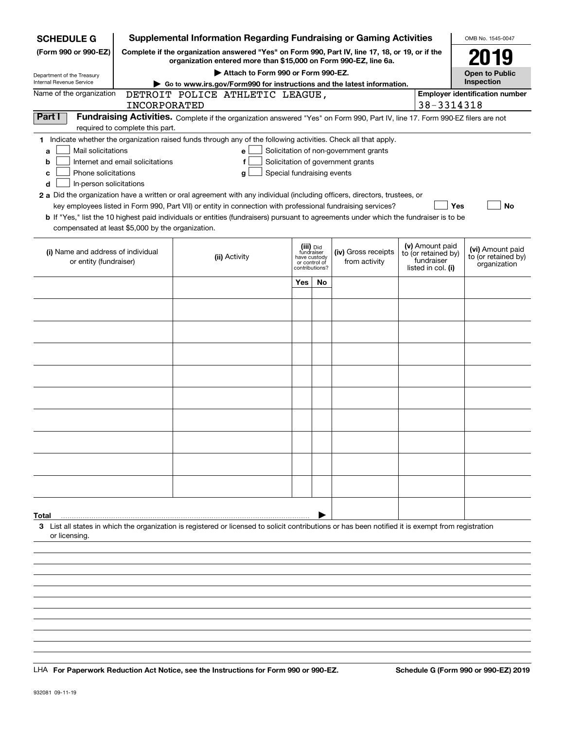**SCHEDULE G** (Form 990 or 990-EZ)

Department of the Treasury
Internal Revenue Service

# Supplemental Information Regarding Fundraising or Gaming Activities

**Complete if the organization answered "Yes" on Form 990, Part IV, line 17, 18, or 19, or if the organization entered more than $15,000 on Form 990-EZ, line 6a.**

**▶ Attach to Form 990 or Form 990-EZ.**

**▶ Go to www.irs.gov/Form990 for instructions and the latest information.**

OMB No. 1545-0047

**2019**

**Open to Public Inspection**

Name of the organization: DETROIT POLICE ATHLETIC LEAGUE, INCORPORATED

Employer identification number: 38-3314318

## Part I Fundraising Activities.

Complete if the organization answered "Yes" on Form 990, Part IV, line 17. Form 990-EZ filers are not required to complete this part.

**1** Indicate whether the organization raised funds through any of the following activities. Check all that apply.

- **a** ☐ Mail solicitations
- **b** ☐ Internet and email solicitations
- **c** ☐ Phone solicitations
- **d** ☐ In-person solicitations
- **e** ☐ Solicitation of non-government grants
- **f** ☐ Solicitation of government grants
- **g** ☐ Special fundraising events

**2 a** Did the organization have a written or oral agreement with any individual (including officers, directors, trustees, or key employees listed in Form 990, Part VII) or entity in connection with professional fundraising services? ☐ Yes ☐ No

**b** If "Yes," list the 10 highest paid individuals or entities (fundraisers) pursuant to agreements under which the fundraiser is to be compensated at least $5,000 by the organization.

| (i) Name and address of individual or entity (fundraiser) | (ii) Activity | (iii) Did fundraiser have custody or control of contributions? | | (iv) Gross receipts from activity | (v) Amount paid to (or retained by) fundraiser listed in col. (i) | (vi) Amount paid to (or retained by) organization |
|---|---|---|---|---|---|---|
| | | Yes | No | | | |
| | | | | | | |
| | | | | | | |
| | | | | | | |
| | | | | | | |
| | | | | | | |
| | | | | | | |
| | | | | | | |
| | | | | | | |
| | | | | | | |
| | | | | | | |
| **Total** ▶ | | | | | | |

**3** List all states in which the organization is registered or licensed to solicit contributions or has been notified it is exempt from registration or licensing.

LHA **For Paperwork Reduction Act Notice, see the Instructions for Form 990 or 990-EZ.** **Schedule G (Form 990 or 990-EZ) 2019**

932081 09-11-19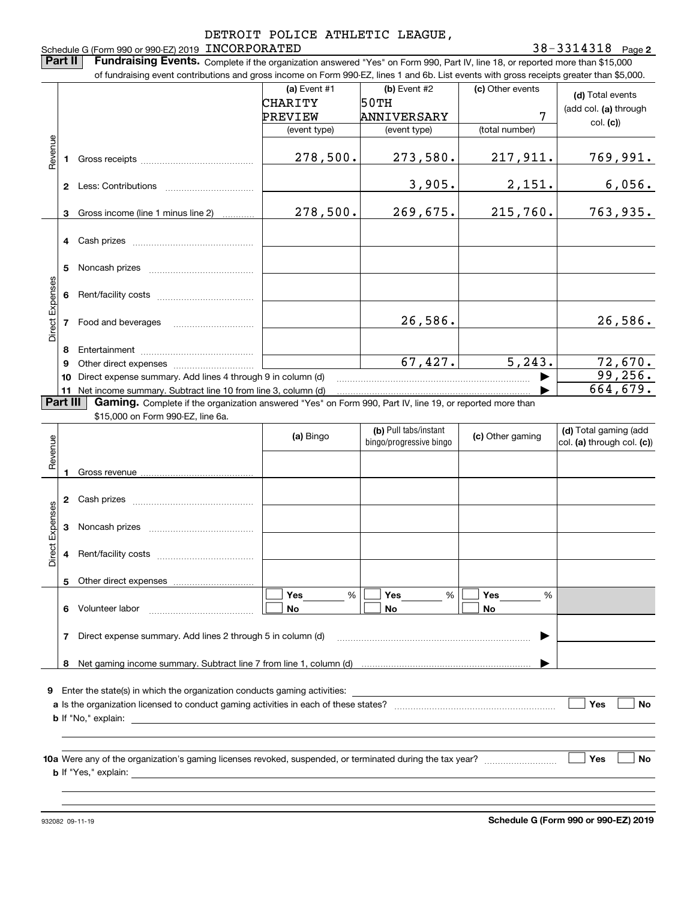DETROIT POLICE ATHLETIC LEAGUE,

Schedule G (Form 990 or 990-EZ) 2019 INCORPORATED 38-3314318 Page **2**

**Part II** **Fundraising Events.** Complete if the organization answered "Yes" on Form 990, Part IV, line 18, or reported more than $15,000 of fundraising event contributions and gross income on Form 990-EZ, lines 1 and 6b. List events with gross receipts greater than $5,000.

| | | (a) Event #1 CHARITY PREVIEW (event type) | (b) Event #2 50TH ANNIVERSARY (event type) | (c) Other events 7 (total number) | (d) Total events (add col. (a) through col. (c)) |
|---|---|---|---|---|---|
| Revenue | 1 Gross receipts | 278,500. | 273,580. | 217,911. | 769,991. |
| | 2 Less: Contributions | | 3,905. | 2,151. | 6,056. |
| | 3 Gross income (line 1 minus line 2) | 278,500. | 269,675. | 215,760. | 763,935. |
| Direct Expenses | 4 Cash prizes | | | | |
| | 5 Noncash prizes | | | | |
| | 6 Rent/facility costs | | | | |
| | 7 Food and beverages | | 26,586. | | 26,586. |
| | 8 Entertainment | | | | |
| | 9 Other direct expenses | | 67,427. | 5,243. | 72,670. |
| | 10 Direct expense summary. Add lines 4 through 9 in column (d) | | | ▶ | 99,256. |
| | 11 Net income summary. Subtract line 10 from line 3, column (d) | | | ▶ | 664,679. |

**Part III** **Gaming.** Complete if the organization answered "Yes" on Form 990, Part IV, line 19, or reported more than $15,000 on Form 990-EZ, line 6a.

| | | (a) Bingo | (b) Pull tabs/instant bingo/progressive bingo | (c) Other gaming | (d) Total gaming (add col. (a) through col. (c)) |
|---|---|---|---|---|---|
| Revenue | 1 Gross revenue | | | | |
| Direct Expenses | 2 Cash prizes | | | | |
| | 3 Noncash prizes | | | | |
| | 4 Rent/facility costs | | | | |
| | 5 Other direct expenses | | | | |
| | 6 Volunteer labor | ☐ Yes ___ % ☐ No | ☐ Yes ___ % ☐ No | ☐ Yes ___ % ☐ No | |
| | 7 Direct expense summary. Add lines 2 through 5 in column (d) | | | ▶ | |
| | 8 Net gaming income summary. Subtract line 7 from line 1, column (d) | | | ▶ | |

**9** Enter the state(s) in which the organization conducts gaming activities: ____________

**a** Is the organization licensed to conduct gaming activities in each of these states? ☐ Yes ☐ No

**b** If "No," explain: ____________

**10a** Were any of the organization's gaming licenses revoked, suspended, or terminated during the tax year? ☐ Yes ☐ No

**b** If "Yes," explain: ____________

932082 09-11-19 **Schedule G (Form 990 or 990-EZ) 2019**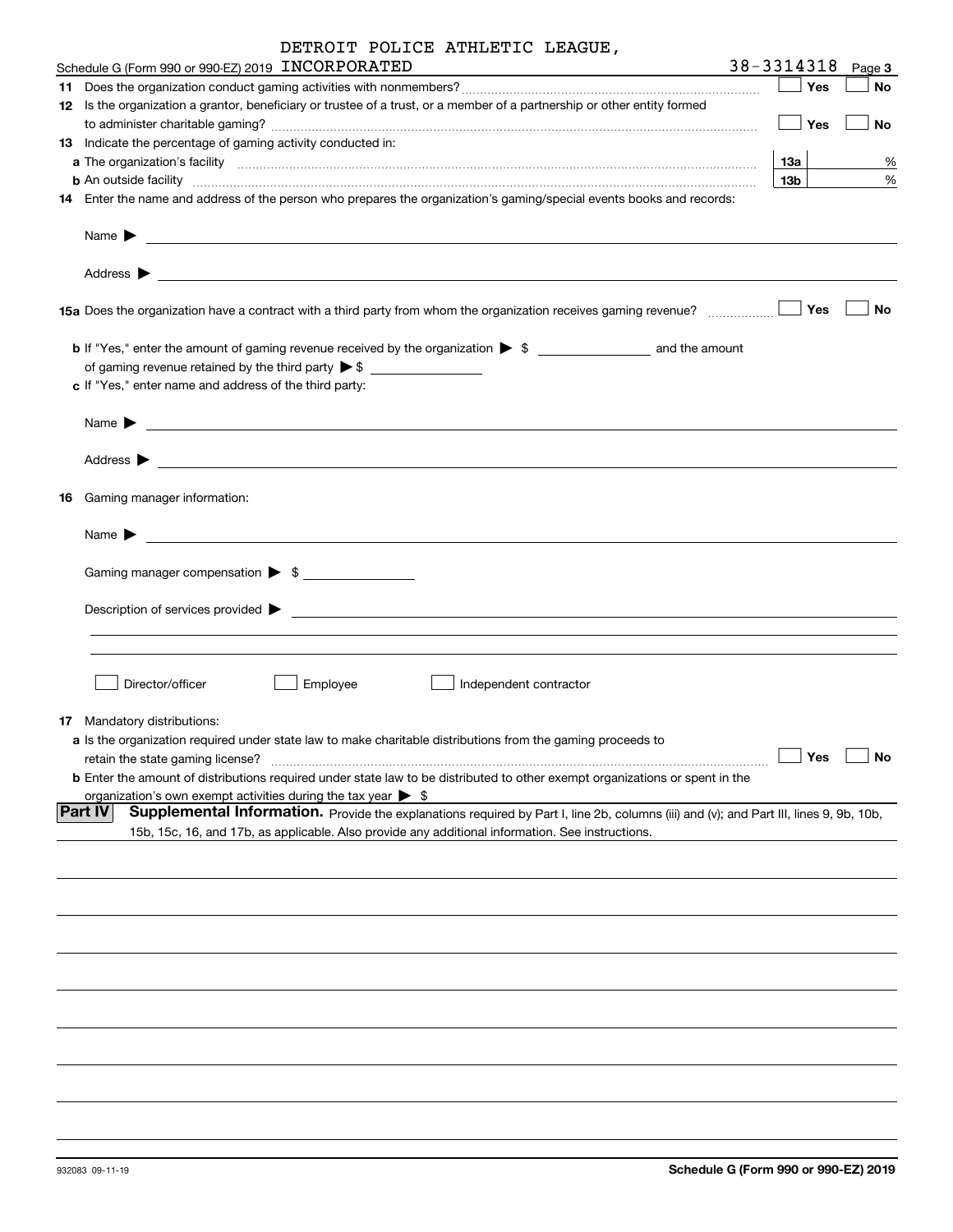DETROIT POLICE ATHLETIC LEAGUE,

Schedule G (Form 990 or 990-EZ) 2019 INCORPORATED 38-3314318 Page **3**

**11** Does the organization conduct gaming activities with nonmembers? ☐ Yes ☐ No

**12** Is the organization a grantor, beneficiary or trustee of a trust, or a member of a partnership or other entity formed to administer charitable gaming? ☐ Yes ☐ No

**13** Indicate the percentage of gaming activity conducted in:

**a** The organization's facility **13a** %

**b** An outside facility **13b** %

**14** Enter the name and address of the person who prepares the organization's gaming/special events books and records:

Name ▶

Address ▶

**15a** Does the organization have a contract with a third party from whom the organization receives gaming revenue? ☐ Yes ☐ No

**b** If "Yes," enter the amount of gaming revenue received by the organization ▶ $ ______ and the amount of gaming revenue retained by the third party ▶ $ ______

**c** If "Yes," enter name and address of the third party:

Name ▶

Address ▶

**16** Gaming manager information:

Name ▶

Gaming manager compensation ▶ $

Description of services provided ▶

☐ Director/officer ☐ Employee ☐ Independent contractor

**17** Mandatory distributions:

**a** Is the organization required under state law to make charitable distributions from the gaming proceeds to retain the state gaming license? ☐ Yes ☐ No

**b** Enter the amount of distributions required under state law to be distributed to other exempt organizations or spent in the organization's own exempt activities during the tax year ▶ $

**Part IV** **Supplemental Information.** Provide the explanations required by Part I, line 2b, columns (iii) and (v); and Part III, lines 9, 9b, 10b, 15b, 15c, 16, and 17b, as applicable. Also provide any additional information. See instructions.

932083 09-11-19 **Schedule G (Form 990 or 990-EZ) 2019**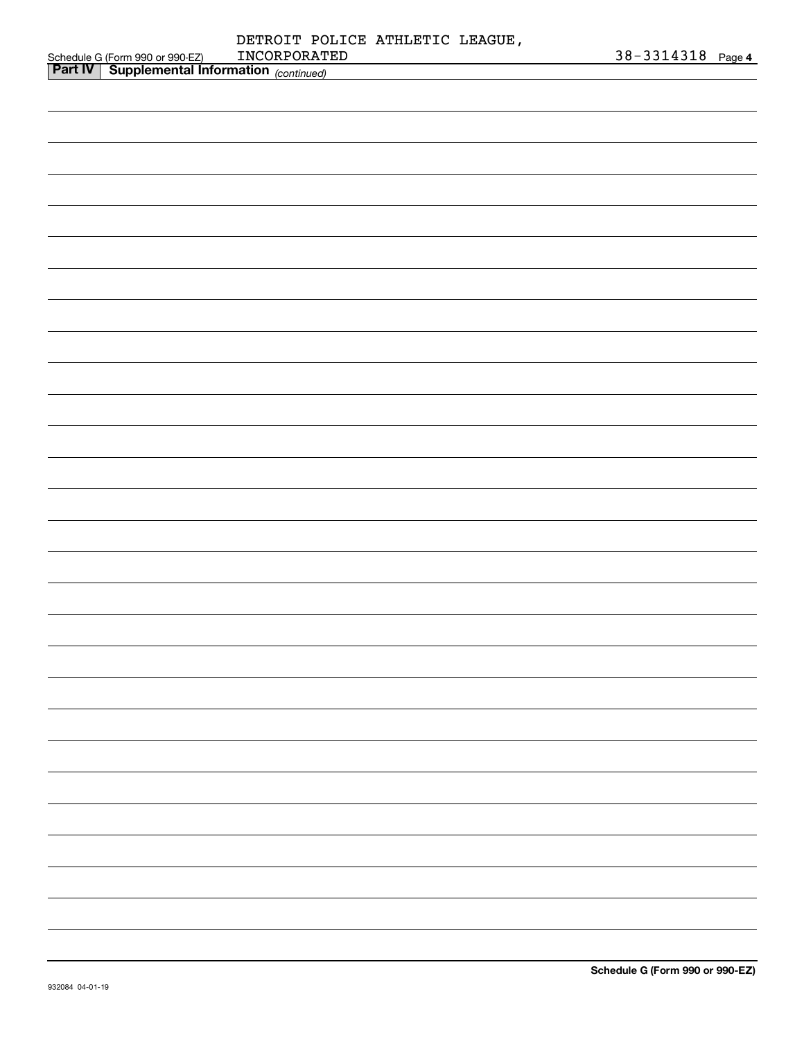DETROIT POLICE ATHLETIC LEAGUE, INCORPORATED 38-3314318

## Part IV Supplemental Information *(continued)*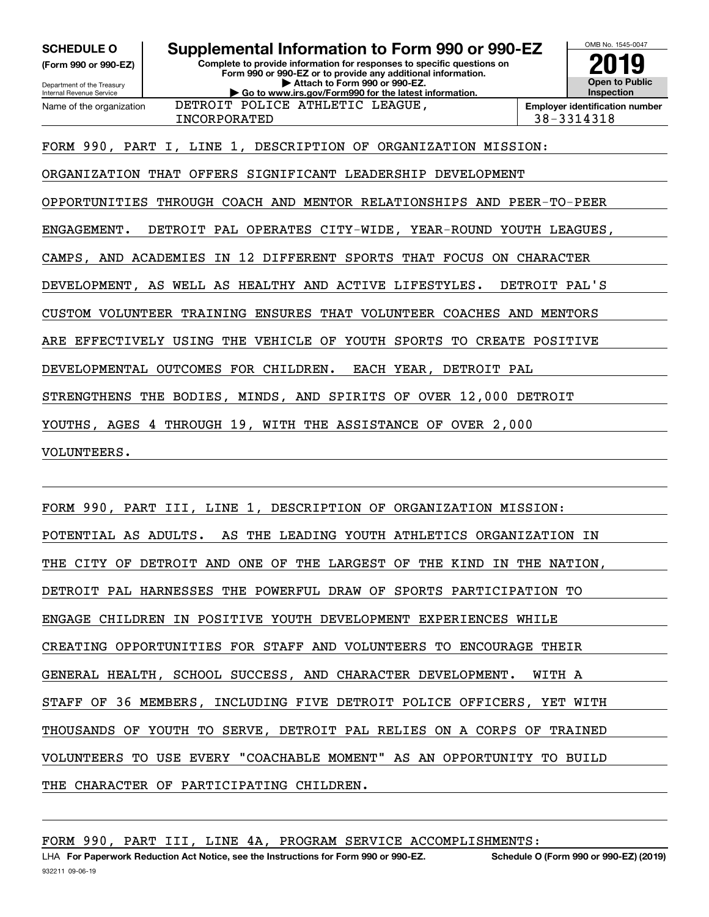**SCHEDULE O (Form 990 or 990-EZ)**

Department of the Treasury
Internal Revenue Service

# Supplemental Information to Form 990 or 990-EZ

**Complete to provide information for responses to specific questions on Form 990 or 990-EZ or to provide any additional information.**
**▶ Attach to Form 990 or 990-EZ.**
**▶ Go to www.irs.gov/Form990 for the latest information.**

OMB No. 1545-0047

**2019**

**Open to Public Inspection**

Name of the organization: DETROIT POLICE ATHLETIC LEAGUE, INCORPORATED

**Employer identification number**: 38-3314318

FORM 990, PART I, LINE 1, DESCRIPTION OF ORGANIZATION MISSION:

ORGANIZATION THAT OFFERS SIGNIFICANT LEADERSHIP DEVELOPMENT OPPORTUNITIES THROUGH COACH AND MENTOR RELATIONSHIPS AND PEER-TO-PEER ENGAGEMENT. DETROIT PAL OPERATES CITY-WIDE, YEAR-ROUND YOUTH LEAGUES, CAMPS, AND ACADEMIES IN 12 DIFFERENT SPORTS THAT FOCUS ON CHARACTER DEVELOPMENT, AS WELL AS HEALTHY AND ACTIVE LIFESTYLES. DETROIT PAL'S CUSTOM VOLUNTEER TRAINING ENSURES THAT VOLUNTEER COACHES AND MENTORS ARE EFFECTIVELY USING THE VEHICLE OF YOUTH SPORTS TO CREATE POSITIVE DEVELOPMENTAL OUTCOMES FOR CHILDREN. EACH YEAR, DETROIT PAL STRENGTHENS THE BODIES, MINDS, AND SPIRITS OF OVER 12,000 DETROIT YOUTHS, AGES 4 THROUGH 19, WITH THE ASSISTANCE OF OVER 2,000 VOLUNTEERS.

FORM 990, PART III, LINE 1, DESCRIPTION OF ORGANIZATION MISSION:

POTENTIAL AS ADULTS. AS THE LEADING YOUTH ATHLETICS ORGANIZATION IN THE CITY OF DETROIT AND ONE OF THE LARGEST OF THE KIND IN THE NATION, DETROIT PAL HARNESSES THE POWERFUL DRAW OF SPORTS PARTICIPATION TO ENGAGE CHILDREN IN POSITIVE YOUTH DEVELOPMENT EXPERIENCES WHILE CREATING OPPORTUNITIES FOR STAFF AND VOLUNTEERS TO ENCOURAGE THEIR GENERAL HEALTH, SCHOOL SUCCESS, AND CHARACTER DEVELOPMENT. WITH A STAFF OF 36 MEMBERS, INCLUDING FIVE DETROIT POLICE OFFICERS, YET WITH THOUSANDS OF YOUTH TO SERVE, DETROIT PAL RELIES ON A CORPS OF TRAINED VOLUNTEERS TO USE EVERY "COACHABLE MOMENT" AS AN OPPORTUNITY TO BUILD THE CHARACTER OF PARTICIPATING CHILDREN.

FORM 990, PART III, LINE 4A, PROGRAM SERVICE ACCOMPLISHMENTS:

LHA **For Paperwork Reduction Act Notice, see the Instructions for Form 990 or 990-EZ.** **Schedule O (Form 990 or 990-EZ) (2019)**

932211 09-06-19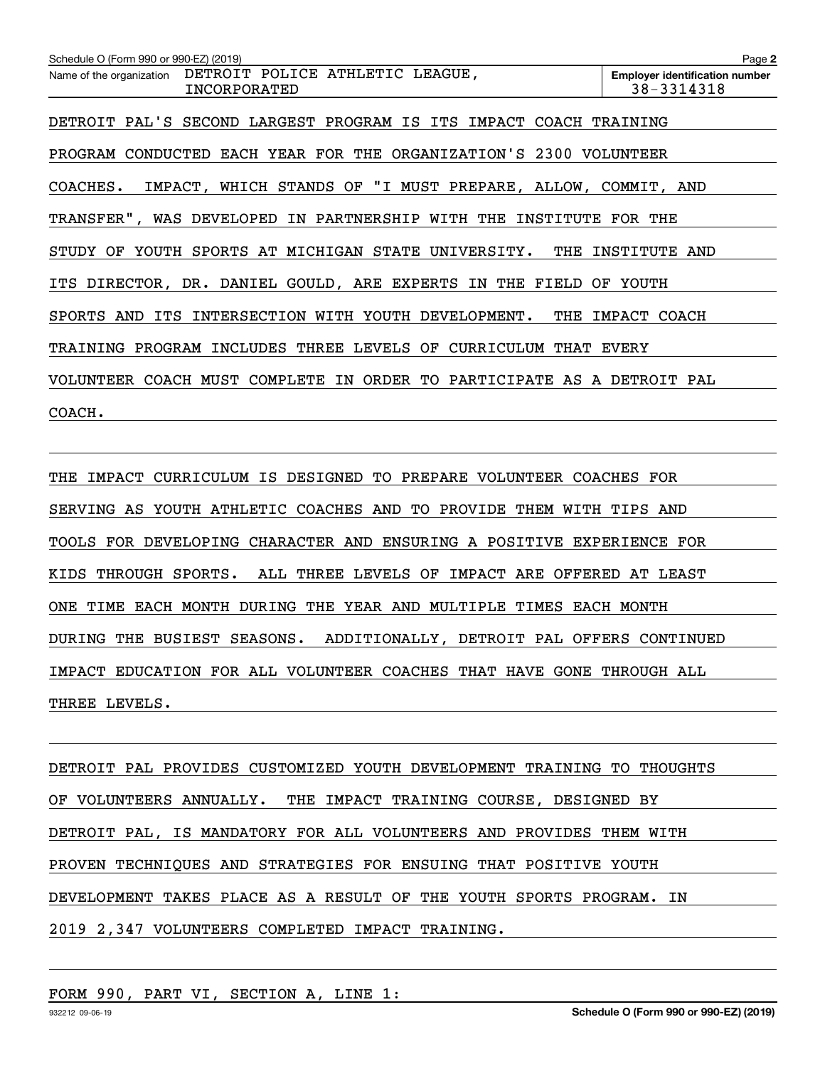Name of the organization DETROIT POLICE ATHLETIC LEAGUE, INCORPORATED

Employer identification number 38-3314318

DETROIT PAL'S SECOND LARGEST PROGRAM IS ITS IMPACT COACH TRAINING PROGRAM CONDUCTED EACH YEAR FOR THE ORGANIZATION'S 2300 VOLUNTEER COACHES. IMPACT, WHICH STANDS OF "I MUST PREPARE, ALLOW, COMMIT, AND TRANSFER", WAS DEVELOPED IN PARTNERSHIP WITH THE INSTITUTE FOR THE STUDY OF YOUTH SPORTS AT MICHIGAN STATE UNIVERSITY. THE INSTITUTE AND ITS DIRECTOR, DR. DANIEL GOULD, ARE EXPERTS IN THE FIELD OF YOUTH SPORTS AND ITS INTERSECTION WITH YOUTH DEVELOPMENT. THE IMPACT COACH TRAINING PROGRAM INCLUDES THREE LEVELS OF CURRICULUM THAT EVERY VOLUNTEER COACH MUST COMPLETE IN ORDER TO PARTICIPATE AS A DETROIT PAL COACH.

THE IMPACT CURRICULUM IS DESIGNED TO PREPARE VOLUNTEER COACHES FOR SERVING AS YOUTH ATHLETIC COACHES AND TO PROVIDE THEM WITH TIPS AND TOOLS FOR DEVELOPING CHARACTER AND ENSURING A POSITIVE EXPERIENCE FOR KIDS THROUGH SPORTS. ALL THREE LEVELS OF IMPACT ARE OFFERED AT LEAST ONE TIME EACH MONTH DURING THE YEAR AND MULTIPLE TIMES EACH MONTH DURING THE BUSIEST SEASONS. ADDITIONALLY, DETROIT PAL OFFERS CONTINUED IMPACT EDUCATION FOR ALL VOLUNTEER COACHES THAT HAVE GONE THROUGH ALL THREE LEVELS.

DETROIT PAL PROVIDES CUSTOMIZED YOUTH DEVELOPMENT TRAINING TO THOUGHTS OF VOLUNTEERS ANNUALLY. THE IMPACT TRAINING COURSE, DESIGNED BY DETROIT PAL, IS MANDATORY FOR ALL VOLUNTEERS AND PROVIDES THEM WITH PROVEN TECHNIQUES AND STRATEGIES FOR ENSUING THAT POSITIVE YOUTH DEVELOPMENT TAKES PLACE AS A RESULT OF THE YOUTH SPORTS PROGRAM. IN 2019 2,347 VOLUNTEERS COMPLETED IMPACT TRAINING.

FORM 990, PART VI, SECTION A, LINE 1: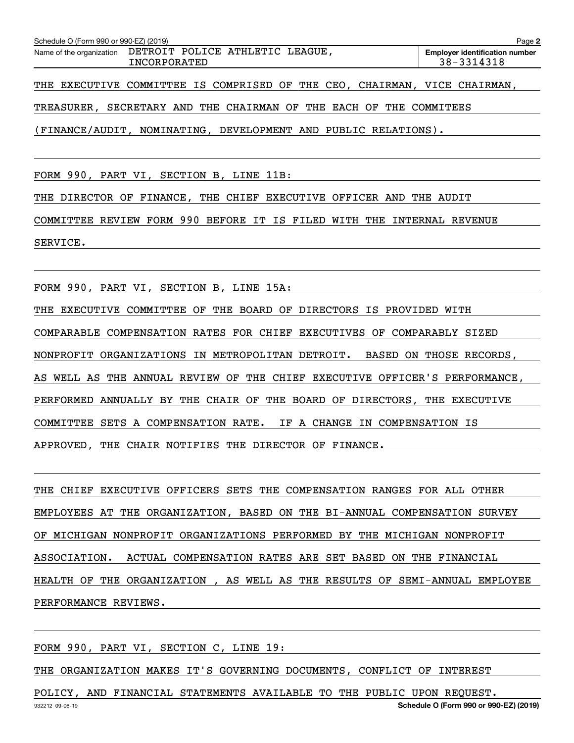Schedule O (Form 990 or 990-EZ) (2019) Page **2**

| Name of the organization | Employer identification number |
|---|---|
| DETROIT POLICE ATHLETIC LEAGUE, INCORPORATED | 38-3314318 |

THE EXECUTIVE COMMITTEE IS COMPRISED OF THE CEO, CHAIRMAN, VICE CHAIRMAN, TREASURER, SECRETARY AND THE CHAIRMAN OF THE EACH OF THE COMMITEES (FINANCE/AUDIT, NOMINATING, DEVELOPMENT AND PUBLIC RELATIONS).

FORM 990, PART VI, SECTION B, LINE 11B:

THE DIRECTOR OF FINANCE, THE CHIEF EXECUTIVE OFFICER AND THE AUDIT COMMITTEE REVIEW FORM 990 BEFORE IT IS FILED WITH THE INTERNAL REVENUE SERVICE.

FORM 990, PART VI, SECTION B, LINE 15A:

THE EXECUTIVE COMMITTEE OF THE BOARD OF DIRECTORS IS PROVIDED WITH COMPARABLE COMPENSATION RATES FOR CHIEF EXECUTIVES OF COMPARABLY SIZED NONPROFIT ORGANIZATIONS IN METROPOLITAN DETROIT. BASED ON THOSE RECORDS, AS WELL AS THE ANNUAL REVIEW OF THE CHIEF EXECUTIVE OFFICER'S PERFORMANCE, PERFORMED ANNUALLY BY THE CHAIR OF THE BOARD OF DIRECTORS, THE EXECUTIVE COMMITTEE SETS A COMPENSATION RATE. IF A CHANGE IN COMPENSATION IS APPROVED, THE CHAIR NOTIFIES THE DIRECTOR OF FINANCE.

THE CHIEF EXECUTIVE OFFICERS SETS THE COMPENSATION RANGES FOR ALL OTHER EMPLOYEES AT THE ORGANIZATION, BASED ON THE BI-ANNUAL COMPENSATION SURVEY OF MICHIGAN NONPROFIT ORGANIZATIONS PERFORMED BY THE MICHIGAN NONPROFIT ASSOCIATION. ACTUAL COMPENSATION RATES ARE SET BASED ON THE FINANCIAL HEALTH OF THE ORGANIZATION , AS WELL AS THE RESULTS OF SEMI-ANNUAL EMPLOYEE PERFORMANCE REVIEWS.

FORM 990, PART VI, SECTION C, LINE 19:

THE ORGANIZATION MAKES IT'S GOVERNING DOCUMENTS, CONFLICT OF INTEREST POLICY, AND FINANCIAL STATEMENTS AVAILABLE TO THE PUBLIC UPON REQUEST.

932212 09-06-19 **Schedule O (Form 990 or 990-EZ) (2019)**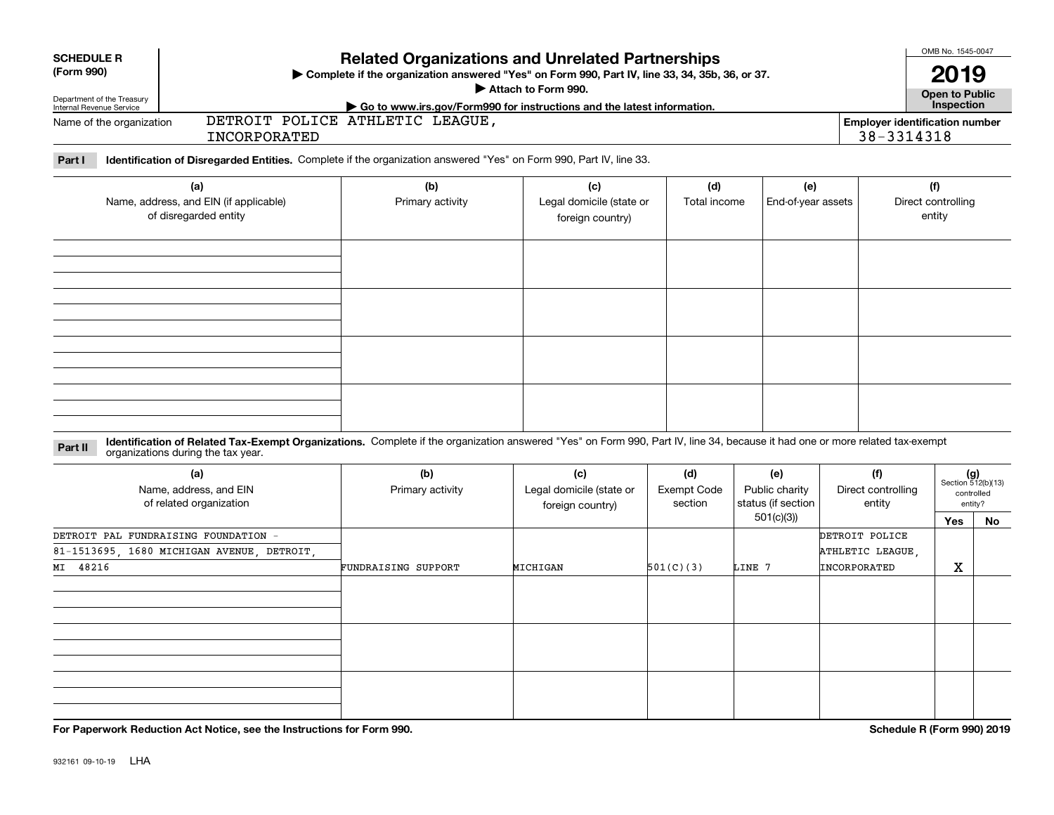**SCHEDULE R**
**(Form 990)**

Department of the Treasury
Internal Revenue Service

# Related Organizations and Unrelated Partnerships

▶ Complete if the organization answered "Yes" on Form 990, Part IV, line 33, 34, 35b, 36, or 37.
▶ Attach to Form 990.
▶ Go to www.irs.gov/Form990 for instructions and the latest information.

OMB No. 1545-0047

**2019**

**Open to Public Inspection**

Name of the organization: DETROIT POLICE ATHLETIC LEAGUE, INCORPORATED

Employer identification number: 38-3314318

**Part I** **Identification of Disregarded Entities.** Complete if the organization answered "Yes" on Form 990, Part IV, line 33.

| (a) Name, address, and EIN (if applicable) of disregarded entity | (b) Primary activity | (c) Legal domicile (state or foreign country) | (d) Total income | (e) End-of-year assets | (f) Direct controlling entity |
|---|---|---|---|---|---|
| | | | | | |
| | | | | | |
| | | | | | |
| | | | | | |

**Part II** **Identification of Related Tax-Exempt Organizations.** Complete if the organization answered "Yes" on Form 990, Part IV, line 34, because it had one or more related tax-exempt organizations during the tax year.

| (a) Name, address, and EIN of related organization | (b) Primary activity | (c) Legal domicile (state or foreign country) | (d) Exempt Code section | (e) Public charity status (if section 501(c)(3)) | (f) Direct controlling entity | (g) Section 512(b)(13) controlled entity? Yes | No |
|---|---|---|---|---|---|---|---|
| DETROIT PAL FUNDRAISING FOUNDATION - 81-1513695, 1680 MICHIGAN AVENUE, DETROIT, MI 48216 | FUNDRAISING SUPPORT | MICHIGAN | 501(C)(3) | LINE 7 | DETROIT POLICE ATHLETIC LEAGUE, INCORPORATED | X | |
| | | | | | | | |
| | | | | | | | |
| | | | | | | | |

**For Paperwork Reduction Act Notice, see the Instructions for Form 990.** **Schedule R (Form 990) 2019**

932161 09-10-19 LHA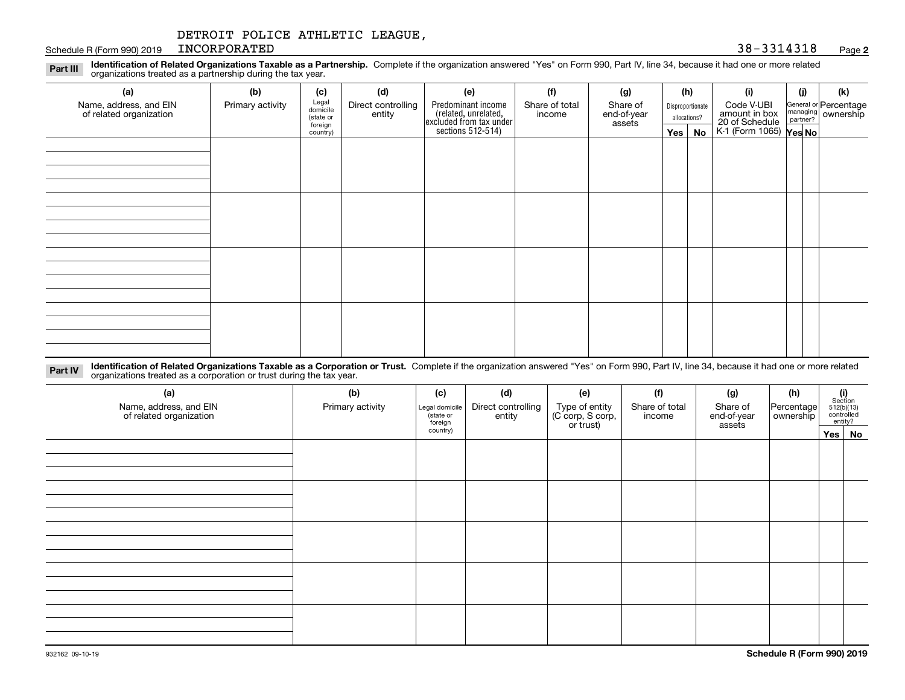DETROIT POLICE ATHLETIC LEAGUE, INCORPORATED

Schedule R (Form 990) 2019 38-3314318

**Part III** **Identification of Related Organizations Taxable as a Partnership.** Complete if the organization answered "Yes" on Form 990, Part IV, line 34, because it had one or more related organizations treated as a partnership during the tax year.

| (a) Name, address, and EIN of related organization | (b) Primary activity | (c) Legal domicile (state or foreign country) | (d) Direct controlling entity | (e) Predominant income (related, unrelated, excluded from tax under sections 512-514) | (f) Share of total income | (g) Share of end-of-year assets | (h) Disproportionate allocations? Yes | No | (i) Code V-UBI amount in box 20 of Schedule K-1 (Form 1065) | (j) General or managing partner? Yes | No | (k) Percentage ownership |
|---|---|---|---|---|---|---|---|---|---|---|---|---|
| | | | | | | | | | | | | |
| | | | | | | | | | | | | |
| | | | | | | | | | | | | |
| | | | | | | | | | | | | |

**Part IV** **Identification of Related Organizations Taxable as a Corporation or Trust.** Complete if the organization answered "Yes" on Form 990, Part IV, line 34, because it had one or more related organizations treated as a corporation or trust during the tax year.

| (a) Name, address, and EIN of related organization | (b) Primary activity | (c) Legal domicile (state or foreign country) | (d) Direct controlling entity | (e) Type of entity (C corp, S corp, or trust) | (f) Share of total income | (g) Share of end-of-year assets | (h) Percentage ownership | (i) Section 512(b)(13) controlled entity? Yes | No |
|---|---|---|---|---|---|---|---|---|---|
| | | | | | | | | | |
| | | | | | | | | | |
| | | | | | | | | | |
| | | | | | | | | | |
| | | | | | | | | | |

932162 09-10-19

**Schedule R (Form 990) 2019**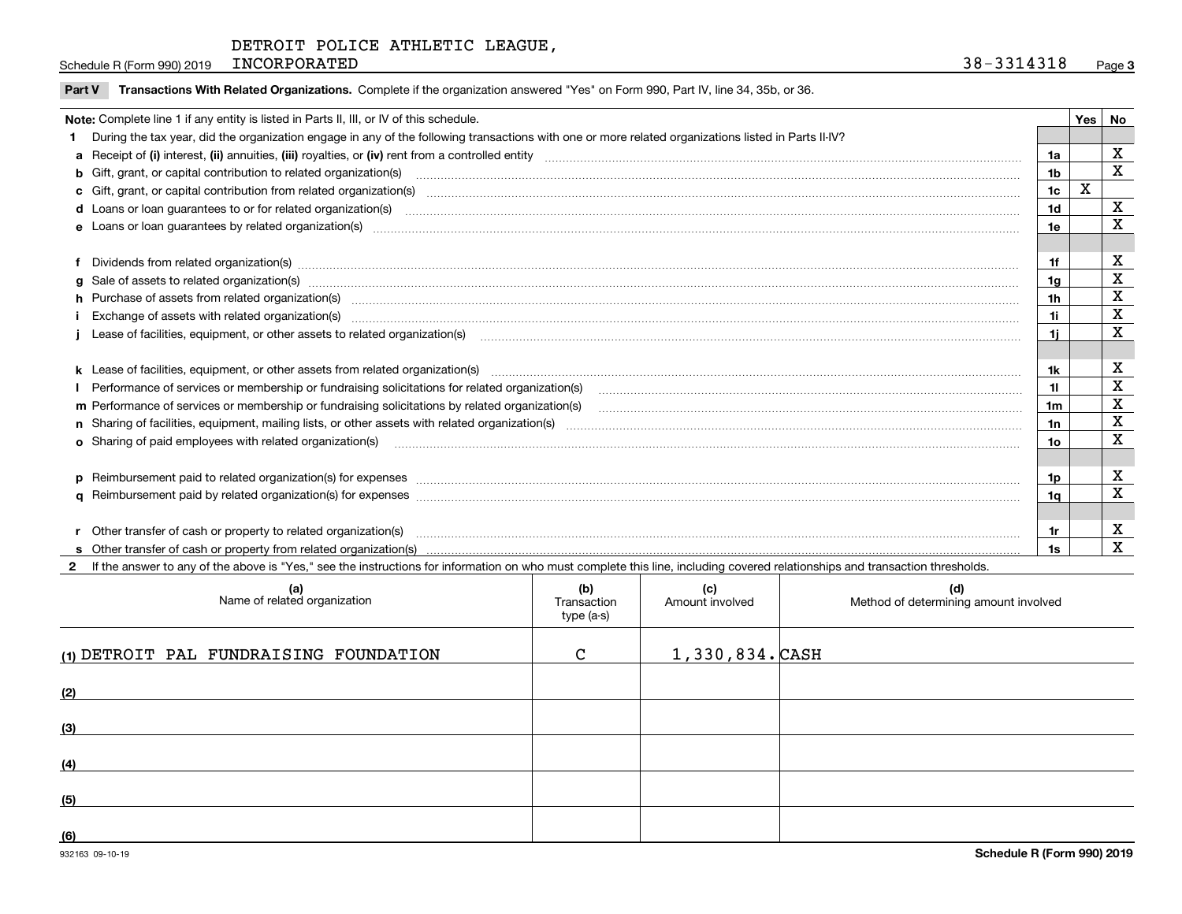Schedule R (Form 990) 2019 DETROIT POLICE ATHLETIC LEAGUE, INCORPORATED 38-3314318

**Part V Transactions With Related Organizations.** Complete if the organization answered "Yes" on Form 990, Part IV, line 34, 35b, or 36.

| **Note:** Complete line 1 if any entity is listed in Parts II, III, or IV of this schedule. | | Yes | No |
|---|---|---|---|
| **1** During the tax year, did the organization engage in any of the following transactions with one or more related organizations listed in Parts II-IV? | | | |
| **a** Receipt of **(i)** interest, **(ii)** annuities, **(iii)** royalties, or **(iv)** rent from a controlled entity | 1a | | X |
| **b** Gift, grant, or capital contribution to related organization(s) | 1b | | X |
| **c** Gift, grant, or capital contribution from related organization(s) | 1c | X | |
| **d** Loans or loan guarantees to or for related organization(s) | 1d | | X |
| **e** Loans or loan guarantees by related organization(s) | 1e | | X |
| **f** Dividends from related organization(s) | 1f | | X |
| **g** Sale of assets to related organization(s) | 1g | | X |
| **h** Purchase of assets from related organization(s) | 1h | | X |
| **i** Exchange of assets with related organization(s) | 1i | | X |
| **j** Lease of facilities, equipment, or other assets to related organization(s) | 1j | | X |
| **k** Lease of facilities, equipment, or other assets from related organization(s) | 1k | | X |
| **l** Performance of services or membership or fundraising solicitations for related organization(s) | 1l | | X |
| **m** Performance of services or membership or fundraising solicitations by related organization(s) | 1m | | X |
| **n** Sharing of facilities, equipment, mailing lists, or other assets with related organization(s) | 1n | | X |
| **o** Sharing of paid employees with related organization(s) | 1o | | X |
| **p** Reimbursement paid to related organization(s) for expenses | 1p | | X |
| **q** Reimbursement paid by related organization(s) for expenses | 1q | | X |
| **r** Other transfer of cash or property to related organization(s) | 1r | | X |
| **s** Other transfer of cash or property from related organization(s) | 1s | | X |

**2** If the answer to any of the above is "Yes," see the instructions for information on who must complete this line, including covered relationships and transaction thresholds.

| (a) Name of related organization | (b) Transaction type (a-s) | (c) Amount involved | (d) Method of determining amount involved |
|---|---|---|---|
| (1) DETROIT PAL FUNDRAISING FOUNDATION | C | 1,330,834. | CASH |
| (2) | | | |
| (3) | | | |
| (4) | | | |
| (5) | | | |
| (6) | | | |

932163 09-10-19

**Schedule R (Form 990) 2019**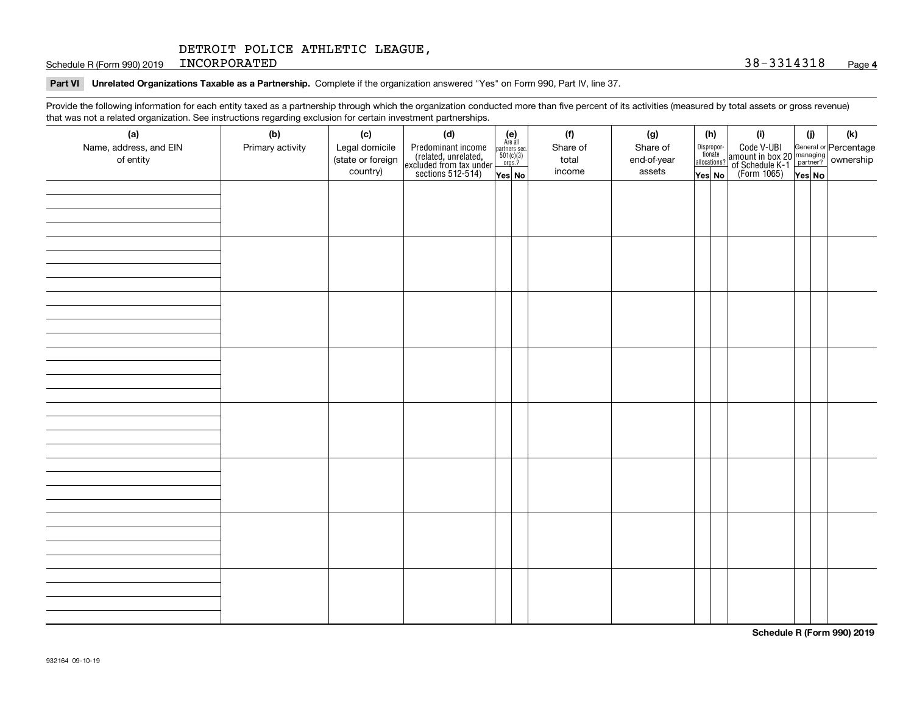DETROIT POLICE ATHLETIC LEAGUE, INCORPORATED 38-3314318

**Part VI Unrelated Organizations Taxable as a Partnership.** Complete if the organization answered "Yes" on Form 990, Part IV, line 37.

Provide the following information for each entity taxed as a partnership through which the organization conducted more than five percent of its activities (measured by total assets or gross revenue) that was not a related organization. See instructions regarding exclusion for certain investment partnerships.

| (a) Name, address, and EIN of entity | (b) Primary activity | (c) Legal domicile (state or foreign country) | (d) Predominant income (related, unrelated, excluded from tax under sections 512-514) | (e) Are all partners sec. 501(c)(3) orgs.? | | (f) Share of total income | (g) Share of end-of-year assets | (h) Disproportionate allocations? | | (i) Code V-UBI amount in box 20 of Schedule K-1 (Form 1065) | (j) General or managing partner? | | (k) Percentage ownership |
|---|---|---|---|---|---|---|---|---|---|---|---|---|---|
| | | | | Yes | No | | | Yes | No | | Yes | No | |
| | | | | | | | | | | | | | |
| | | | | | | | | | | | | | |
| | | | | | | | | | | | | | |
| | | | | | | | | | | | | | |
| | | | | | | | | | | | | | |
| | | | | | | | | | | | | | |
| | | | | | | | | | | | | | |
| | | | | | | | | | | | | | |

**Schedule R (Form 990) 2019**

932164 09-10-19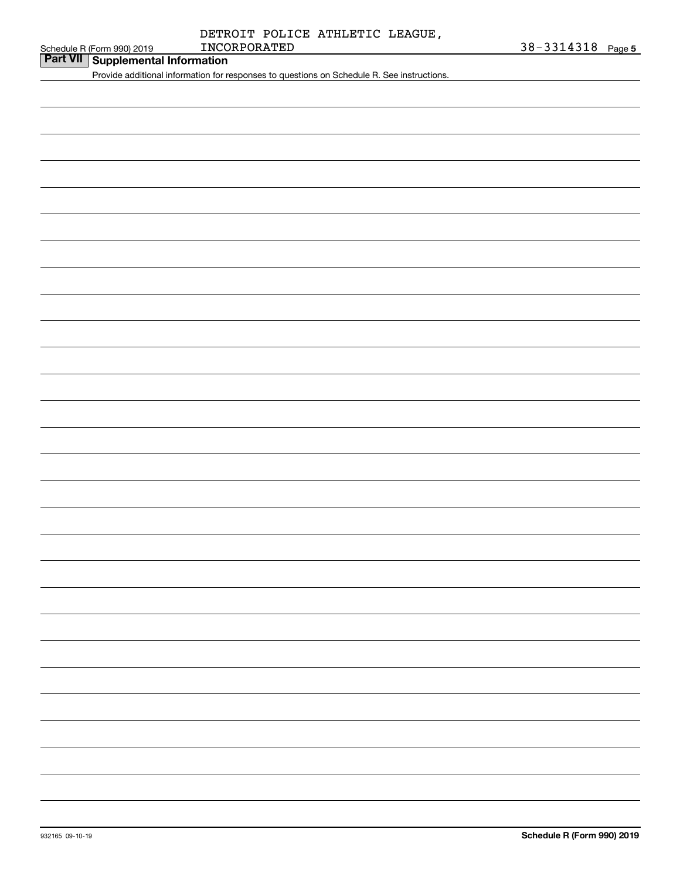DETROIT POLICE ATHLETIC LEAGUE, INCORPORATED 38-3314318

## Part VII Supplemental Information

Provide additional information for responses to questions on Schedule R. See instructions.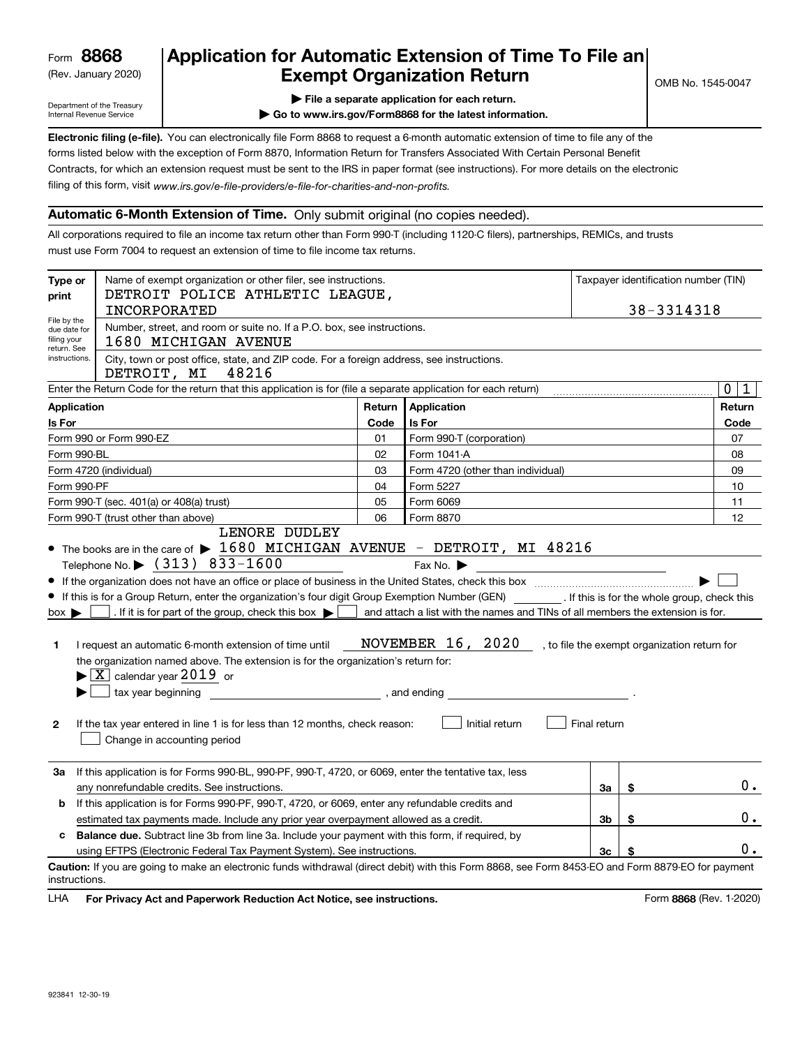Form **8868**
(Rev. January 2020)

Department of the Treasury
Internal Revenue Service

# Application for Automatic Extension of Time To File an Exempt Organization Return

OMB No. 1545-0047

▶ **File a separate application for each return.**
▶ **Go to www.irs.gov/Form8868 for the latest information.**

**Electronic filing (e-file).** You can electronically file Form 8868 to request a 6-month automatic extension of time to file any of the forms listed below with the exception of Form 8870, Information Return for Transfers Associated With Certain Personal Benefit Contracts, for which an extension request must be sent to the IRS in paper format (see instructions). For more details on the electronic filing of this form, visit *www.irs.gov/e-file-providers/e-file-for-charities-and-non-profits.*

## Automatic 6-Month Extension of Time. Only submit original (no copies needed).

All corporations required to file an income tax return other than Form 990-T (including 1120-C filers), partnerships, REMICs, and trusts must use Form 7004 to request an extension of time to file income tax returns.

**Type or print**

File by the due date for filing your return. See instructions.

Name of exempt organization or other filer, see instructions.
DETROIT POLICE ATHLETIC LEAGUE, INCORPORATED

Taxpayer identification number (TIN)
38-3314318

Number, street, and room or suite no. If a P.O. box, see instructions.
1680 MICHIGAN AVENUE

City, town or post office, state, and ZIP code. For a foreign address, see instructions.
DETROIT, MI 48216

Enter the Return Code for the return that this application is for (file a separate application for each return) 0 1

| Application Is For | Return Code | Application Is For | Return Code |
|---|---|---|---|
| Form 990 or Form 990-EZ | 01 | Form 990-T (corporation) | 07 |
| Form 990-BL | 02 | Form 1041-A | 08 |
| Form 4720 (individual) | 03 | Form 4720 (other than individual) | 09 |
| Form 990-PF | 04 | Form 5227 | 10 |
| Form 990-T (sec. 401(a) or 408(a) trust) | 05 | Form 6069 | 11 |
| Form 990-T (trust other than above) | 06 | Form 8870 | 12 |

- The books are in the care of ▶ LENORE DUDLEY 1680 MICHIGAN AVENUE - DETROIT, MI 48216
  Telephone No. ▶ (313) 833-1600 Fax No. ▶
- If the organization does not have an office or place of business in the United States, check this box ▶ ☐
- If this is for a Group Return, enter the organization's four digit Group Exemption Number (GEN) ______ . If this is for the whole group, check this box ▶ ☐ . If it is for part of the group, check this box ▶ ☐ and attach a list with the names and TINs of all members the extension is for.

**1** I request an automatic 6-month extension of time until NOVEMBER 16, 2020 , to file the exempt organization return for the organization named above. The extension is for the organization's return for:
▶ ☒ calendar year 2019 or
▶ ☐ tax year beginning ______, and ending ______.

**2** If the tax year entered in line 1 is for less than 12 months, check reason: ☐ Initial return ☐ Final return
☐ Change in accounting period

| | | | |
|---|---|---|---|
| **3a** | If this application is for Forms 990-BL, 990-PF, 990-T, 4720, or 6069, enter the tentative tax, less any nonrefundable credits. See instructions. | 3a | $ 0. |
| **b** | If this application is for Forms 990-PF, 990-T, 4720, or 6069, enter any refundable credits and estimated tax payments made. Include any prior year overpayment allowed as a credit. | 3b | $ 0. |
| **c** | **Balance due.** Subtract line 3b from line 3a. Include your payment with this form, if required, by using EFTPS (Electronic Federal Tax Payment System). See instructions. | 3c | $ 0. |

**Caution:** If you are going to make an electronic funds withdrawal (direct debit) with this Form 8868, see Form 8453-EO and Form 8879-EO for payment instructions.

LHA **For Privacy Act and Paperwork Reduction Act Notice, see instructions.** Form **8868** (Rev. 1-2020)

923841 12-30-19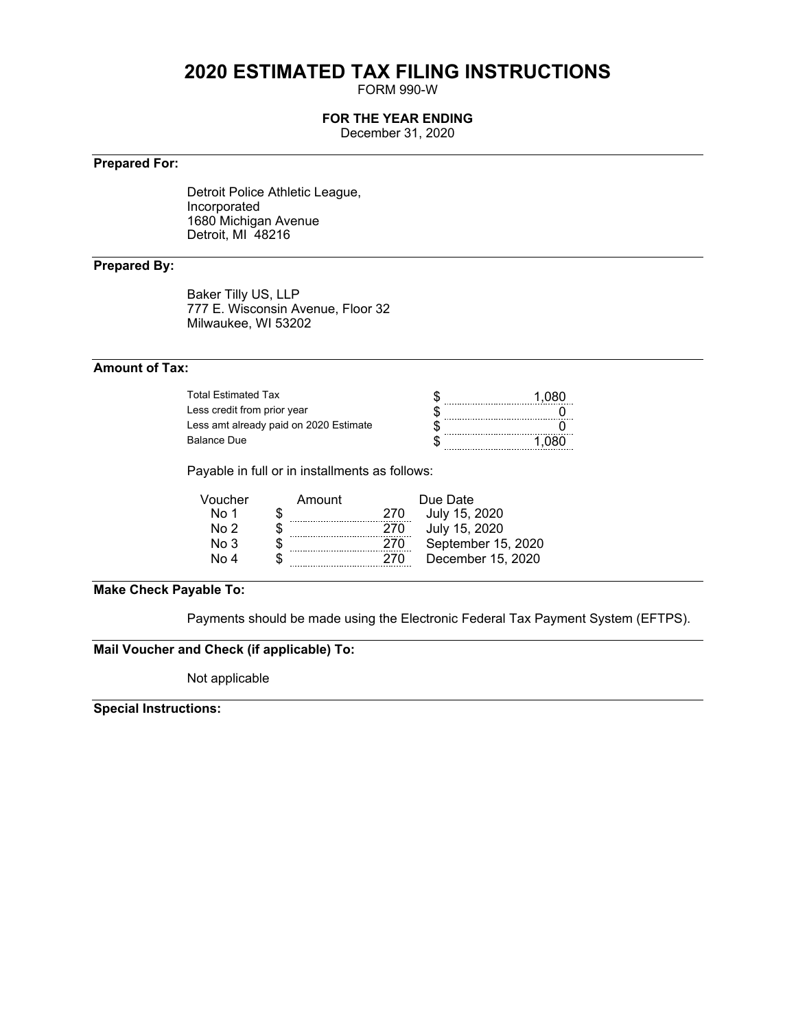# 2020 ESTIMATED TAX FILING INSTRUCTIONS

FORM 990-W

**FOR THE YEAR ENDING**

December 31, 2020

**Prepared For:**

Detroit Police Athletic League, Incorporated
1680 Michigan Avenue
Detroit, MI 48216

**Prepared By:**

Baker Tilly US, LLP
777 E. Wisconsin Avenue, Floor 32
Milwaukee, WI 53202

**Amount of Tax:**

| | | |
|---|---|---|
| Total Estimated Tax | $ | 1,080 |
| Less credit from prior year | $ | 0 |
| Less amt already paid on 2020 Estimate | $ | 0 |
| Balance Due | $ | 1,080 |

Payable in full or in installments as follows:

| Voucher | Amount | Due Date |
|---|---|---|
| No 1 | $ 270 | July 15, 2020 |
| No 2 | $ 270 | July 15, 2020 |
| No 3 | $ 270 | September 15, 2020 |
| No 4 | $ 270 | December 15, 2020 |

**Make Check Payable To:**

Payments should be made using the Electronic Federal Tax Payment System (EFTPS).

**Mail Voucher and Check (if applicable) To:**

Not applicable

**Special Instructions:**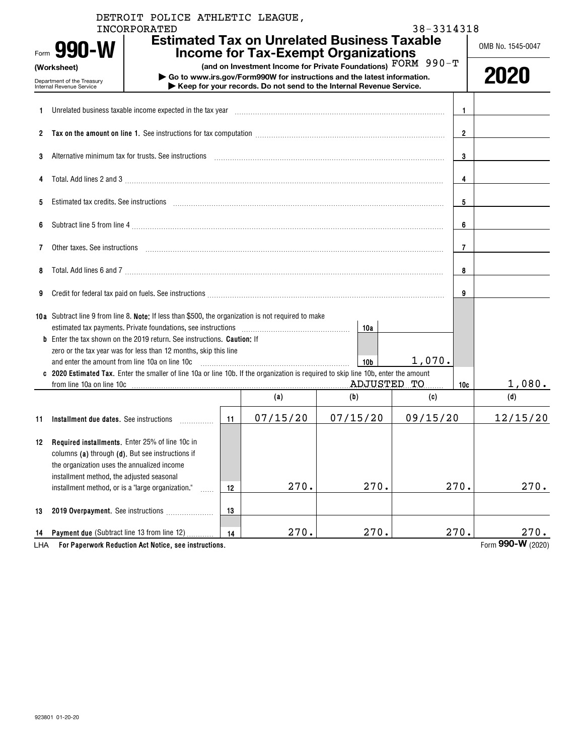DETROIT POLICE ATHLETIC LEAGUE, INCORPORATED 38-3314318

Form **990-W** (Worksheet)

Department of the Treasury Internal Revenue Service

# Estimated Tax on Unrelated Business Taxable Income for Tax-Exempt Organizations

**(and on Investment Income for Private Foundations)** FORM 990-T

▶ **Go to www.irs.gov/Form990W for instructions and the latest information.**

▶ **Keep for your records. Do not send to the Internal Revenue Service.**

OMB No. 1545-0047

**2020**

| | | | |
|---|---|---|---|
| 1 | Unrelated business taxable income expected in the tax year | 1 | |
| 2 | **Tax on the amount on line 1.** See instructions for tax computation | 2 | |
| 3 | Alternative minimum tax for trusts. See instructions | 3 | |
| 4 | Total. Add lines 2 and 3 | 4 | |
| 5 | Estimated tax credits. See instructions | 5 | |
| 6 | Subtract line 5 from line 4 | 6 | |
| 7 | Other taxes. See instructions | 7 | |
| 8 | Total. Add lines 6 and 7 | 8 | |
| 9 | Credit for federal tax paid on fuels. See instructions | 9 | |
| 10a | Subtract line 9 from line 8. **Note:** If less than $500, the organization is not required to make estimated tax payments. Private foundations, see instructions — 10a | | |
| b | Enter the tax shown on the 2019 return. See instructions. **Caution:** If zero or the tax year was for less than 12 months, skip this line and enter the amount from line 10a on line 10c — 10b: 1,070. | | |
| c | **2020 Estimated Tax.** Enter the smaller of line 10a or line 10b. If the organization is required to skip line 10b, enter the amount from line 10a on line 10c ADJUSTED TO | 10c | 1,080. |

| | | | (a) | (b) | (c) | (d) |
|---|---|---|---|---|---|---|
| 11 | **Installment due dates.** See instructions | 11 | 07/15/20 | 07/15/20 | 09/15/20 | 12/15/20 |
| 12 | **Required installments.** Enter 25% of line 10c in columns **(a)** through **(d)**. But see instructions if the organization uses the annualized income installment method, the adjusted seasonal installment method, or is a "large organization." | 12 | 270. | 270. | 270. | 270. |
| 13 | **2019 Overpayment.** See instructions | 13 | | | | |
| 14 | **Payment due** (Subtract line 13 from line 12) | 14 | 270. | 270. | 270. | 270. |

LHA **For Paperwork Reduction Act Notice, see instructions.** Form **990-W** (2020)

923801 01-20-20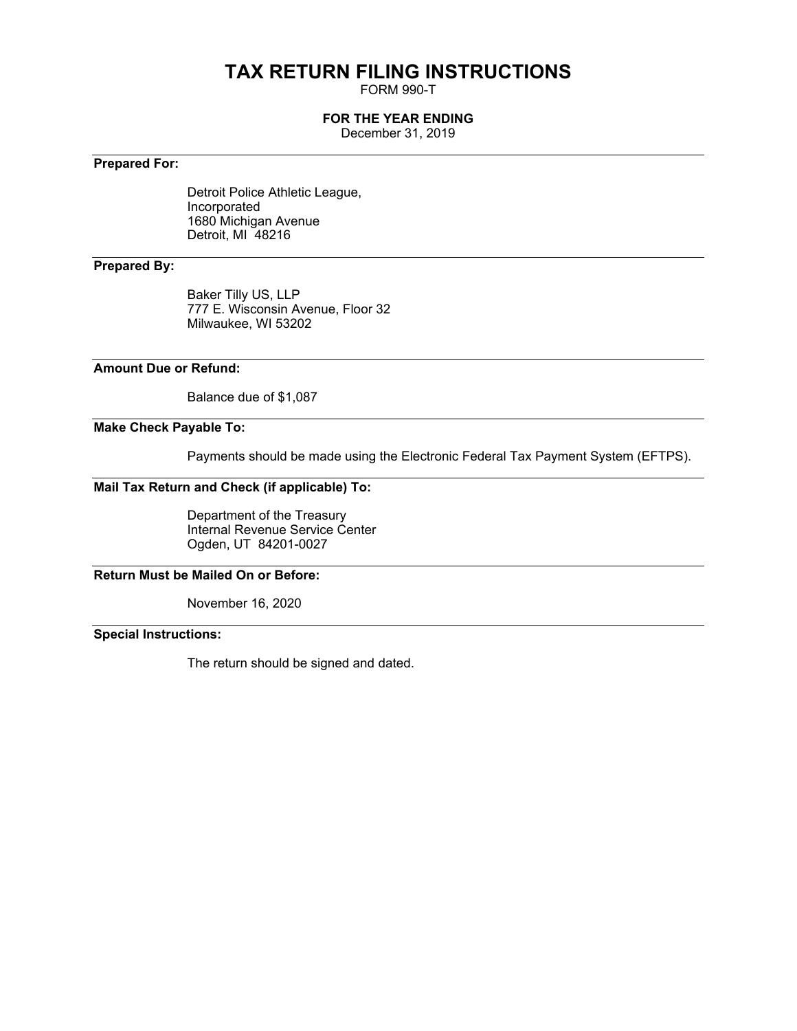# TAX RETURN FILING INSTRUCTIONS

FORM 990-T

**FOR THE YEAR ENDING**

December 31, 2019

**Prepared For:**

Detroit Police Athletic League,
Incorporated
1680 Michigan Avenue
Detroit, MI 48216

**Prepared By:**

Baker Tilly US, LLP
777 E. Wisconsin Avenue, Floor 32
Milwaukee, WI 53202

**Amount Due or Refund:**

Balance due of $1,087

**Make Check Payable To:**

Payments should be made using the Electronic Federal Tax Payment System (EFTPS).

**Mail Tax Return and Check (if applicable) To:**

Department of the Treasury
Internal Revenue Service Center
Ogden, UT 84201-0027

**Return Must be Mailed On or Before:**

November 16, 2020

**Special Instructions:**

The return should be signed and dated.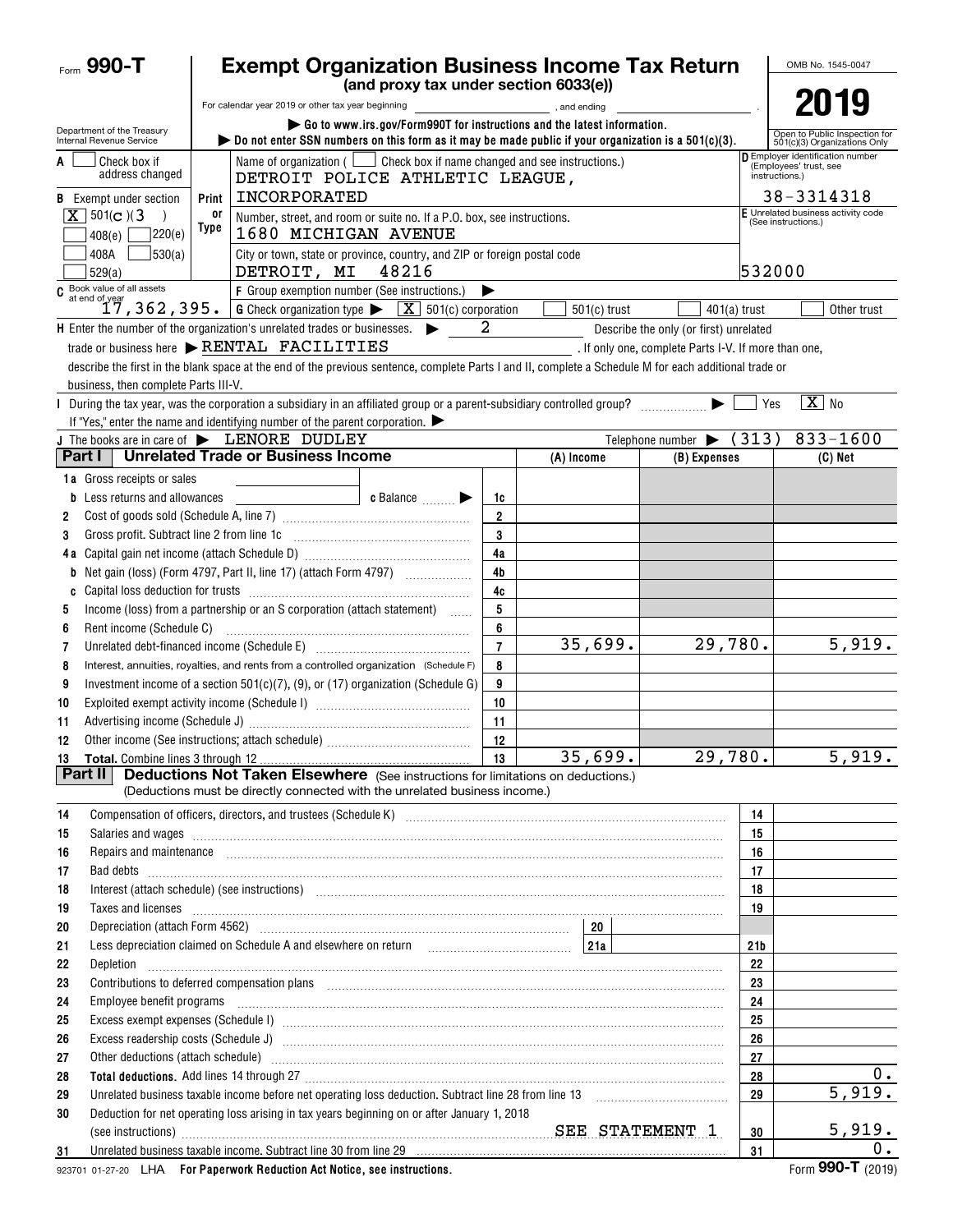Form **990-T**

# Exempt Organization Business Income Tax Return

**(and proxy tax under section 6033(e))**

For calendar year 2019 or other tax year beginning , and ending .

▶ Go to www.irs.gov/Form990T for instructions and the latest information.

▶ Do not enter SSN numbers on this form as it may be made public if your organization is a 501(c)(3).

OMB No. 1545-0047

**2019**

Open to Public Inspection for 501(c)(3) Organizations Only

Department of the Treasury
Internal Revenue Service

**A** ☐ Check box if address changed

**B** Exempt under section
[X] 501(c)(3)
☐ 408(e) ☐ 220(e)
☐ 408A ☐ 530(a)
☐ 529(a)

Name of organization ( ☐ Check box if name changed and see instructions.)
DETROIT POLICE ATHLETIC LEAGUE, INCORPORATED

Number, street, and room or suite no. If a P.O. box, see instructions.
1680 MICHIGAN AVENUE

City or town, state or province, country, and ZIP or foreign postal code
DETROIT, MI 48216

**D** Employer identification number (Employees' trust, see instructions.)
38-3314318

**E** Unrelated business activity code (See instructions.)
532000

**C** Book value of all assets at end of year: 17,362,395.

**F** Group exemption number (See instructions.) ▶

**G** Check organization type ▶ [X] 501(c) corporation ☐ 501(c) trust ☐ 401(a) trust ☐ Other trust

**H** Enter the number of the organization's unrelated trades or businesses. ▶ 2 Describe the only (or first) unrelated trade or business here ▶ RENTAL FACILITIES . If only one, complete Parts I-V. If more than one, describe the first in the blank space at the end of the previous sentence, complete Parts I and II, complete a Schedule M for each additional trade or business, then complete Parts III-V.

**I** During the tax year, was the corporation a subsidiary in an affiliated group or a parent-subsidiary controlled group? ▶ ☐ Yes [X] No
If "Yes," enter the name and identifying number of the parent corporation. ▶

**J** The books are in care of ▶ LENORE DUDLEY Telephone number ▶ (313) 833-1600

## Part I Unrelated Trade or Business Income

| | | Line | (A) Income | (B) Expenses | (C) Net |
|---|---|---|---|---|---|
| 1a | Gross receipts or sales | | | | |
| b | Less returns and allowances c Balance ▶ | 1c | | | |
| 2 | Cost of goods sold (Schedule A, line 7) | 2 | | | |
| 3 | Gross profit. Subtract line 2 from line 1c | 3 | | | |
| 4a | Capital gain net income (attach Schedule D) | 4a | | | |
| b | Net gain (loss) (Form 4797, Part II, line 17) (attach Form 4797) | 4b | | | |
| c | Capital loss deduction for trusts | 4c | | | |
| 5 | Income (loss) from a partnership or an S corporation (attach statement) | 5 | | | |
| 6 | Rent income (Schedule C) | 6 | | | |
| 7 | Unrelated debt-financed income (Schedule E) | 7 | 35,699. | 29,780. | 5,919. |
| 8 | Interest, annuities, royalties, and rents from a controlled organization (Schedule F) | 8 | | | |
| 9 | Investment income of a section 501(c)(7), (9), or (17) organization (Schedule G) | 9 | | | |
| 10 | Exploited exempt activity income (Schedule I) | 10 | | | |
| 11 | Advertising income (Schedule J) | 11 | | | |
| 12 | Other income (See instructions; attach schedule) | 12 | | | |
| 13 | **Total.** Combine lines 3 through 12 | 13 | 35,699. | 29,780. | 5,919. |

## Part II Deductions Not Taken Elsewhere (See instructions for limitations on deductions.)

(Deductions must be directly connected with the unrelated business income.)

| | | Line | Amount |
|---|---|---|---|
| 14 | Compensation of officers, directors, and trustees (Schedule K) | 14 | |
| 15 | Salaries and wages | 15 | |
| 16 | Repairs and maintenance | 16 | |
| 17 | Bad debts | 17 | |
| 18 | Interest (attach schedule) (see instructions) | 18 | |
| 19 | Taxes and licenses | 19 | |
| 20 | Depreciation (attach Form 4562) — line 20 | | |
| 21 | Less depreciation claimed on Schedule A and elsewhere on return — line 21a | 21b | |
| 22 | Depletion | 22 | |
| 23 | Contributions to deferred compensation plans | 23 | |
| 24 | Employee benefit programs | 24 | |
| 25 | Excess exempt expenses (Schedule I) | 25 | |
| 26 | Excess readership costs (Schedule J) | 26 | |
| 27 | Other deductions (attach schedule) | 27 | |
| 28 | **Total deductions.** Add lines 14 through 27 | 28 | 0. |
| 29 | Unrelated business taxable income before net operating loss deduction. Subtract line 28 from line 13 | 29 | 5,919. |
| 30 | Deduction for net operating loss arising in tax years beginning on or after January 1, 2018 (see instructions) SEE STATEMENT 1 | 30 | 5,919. |
| 31 | Unrelated business taxable income. Subtract line 30 from line 29 | 31 | 0. |

923701 01-27-20 LHA **For Paperwork Reduction Act Notice, see instructions.** Form **990-T** (2019)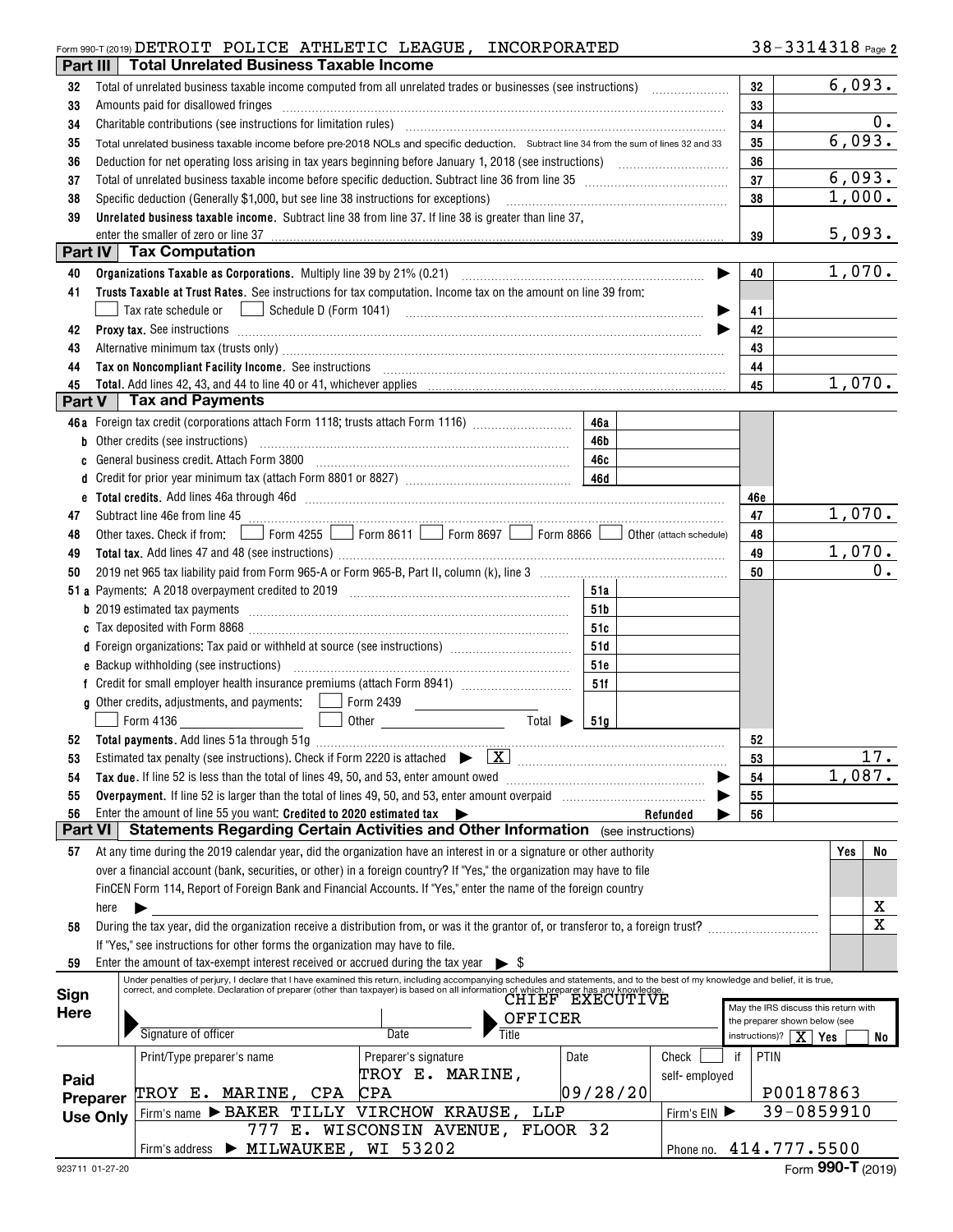Form 990-T (2019) DETROIT POLICE ATHLETIC LEAGUE, INCORPORATED 38-3314318 Page 2

## Part III Total Unrelated Business Taxable Income

| Line | Description | | Amount |
|---|---|---|---|
| 32 | Total of unrelated business taxable income computed from all unrelated trades or businesses (see instructions) | 32 | 6,093. |
| 33 | Amounts paid for disallowed fringes | 33 | |
| 34 | Charitable contributions (see instructions for limitation rules) | 34 | 0. |
| 35 | Total unrelated business taxable income before pre-2018 NOLs and specific deduction. Subtract line 34 from the sum of lines 32 and 33 | 35 | 6,093. |
| 36 | Deduction for net operating loss arising in tax years beginning before January 1, 2018 (see instructions) | 36 | |
| 37 | Total of unrelated business taxable income before specific deduction. Subtract line 36 from line 35 | 37 | 6,093. |
| 38 | Specific deduction (Generally $1,000, but see line 38 instructions for exceptions) | 38 | 1,000. |
| 39 | **Unrelated business taxable income.** Subtract line 38 from line 37. If line 38 is greater than line 37, enter the smaller of zero or line 37 | 39 | 5,093. |

## Part IV Tax Computation

| Line | Description | | Amount |
|---|---|---|---|
| 40 | **Organizations Taxable as Corporations.** Multiply line 39 by 21% (0.21) | 40 | 1,070. |
| 41 | **Trusts Taxable at Trust Rates.** See instructions for tax computation. Income tax on the amount on line 39 from: ☐ Tax rate schedule or ☐ Schedule D (Form 1041) | 41 | |
| 42 | **Proxy tax.** See instructions | 42 | |
| 43 | Alternative minimum tax (trusts only) | 43 | |
| 44 | **Tax on Noncompliant Facility Income.** See instructions | 44 | |
| 45 | **Total.** Add lines 42, 43, and 44 to line 40 or 41, whichever applies | 45 | 1,070. |

## Part V Tax and Payments

| Line | Description | | | | Amount |
|---|---|---|---|---|---|
| 46a | Foreign tax credit (corporations attach Form 1118; trusts attach Form 1116) | 46a | | | |
| b | Other credits (see instructions) | 46b | | | |
| c | General business credit. Attach Form 3800 | 46c | | | |
| d | Credit for prior year minimum tax (attach Form 8801 or 8827) | 46d | | | |
| e | **Total credits.** Add lines 46a through 46d | | | 46e | |
| 47 | Subtract line 46e from line 45 | | | 47 | 1,070. |
| 48 | Other taxes. Check if from: ☐ Form 4255 ☐ Form 8611 ☐ Form 8697 ☐ Form 8866 ☐ Other (attach schedule) | | | 48 | |
| 49 | **Total tax.** Add lines 47 and 48 (see instructions) | | | 49 | 1,070. |
| 50 | 2019 net 965 tax liability paid from Form 965-A or Form 965-B, Part II, column (k), line 3 | | | 50 | 0. |
| 51a | Payments: A 2018 overpayment credited to 2019 | 51a | | | |
| b | 2019 estimated tax payments | 51b | | | |
| c | Tax deposited with Form 8868 | 51c | | | |
| d | Foreign organizations: Tax paid or withheld at source (see instructions) | 51d | | | |
| e | Backup withholding (see instructions) | 51e | | | |
| f | Credit for small employer health insurance premiums (attach Form 8941) | 51f | | | |
| g | Other credits, adjustments, and payments: ☐ Form 2439 ☐ Form 4136 ☐ Other Total ▶ | 51g | | | |
| 52 | **Total payments.** Add lines 51a through 51g | | | 52 | |
| 53 | Estimated tax penalty (see instructions). Check if Form 2220 is attached ▶ ☒ | | | 53 | 17. |
| 54 | **Tax due.** If line 52 is less than the total of lines 49, 50, and 53, enter amount owed | | | 54 | 1,087. |
| 55 | **Overpayment.** If line 52 is larger than the total of lines 49, 50, and 53, enter amount overpaid | | | 55 | |
| 56 | Enter the amount of line 55 you want: **Credited to 2020 estimated tax** ▶ **Refunded** ▶ | | | 56 | |

## Part VI Statements Regarding Certain Activities and Other Information (see instructions)

| Line | Question | Yes | No |
|---|---|---|---|
| 57 | At any time during the 2019 calendar year, did the organization have an interest in or a signature or other authority over a financial account (bank, securities, or other) in a foreign country? If "Yes," the organization may have to file FinCEN Form 114, Report of Foreign Bank and Financial Accounts. If "Yes," enter the name of the foreign country here ▶ | | X |
| 58 | During the tax year, did the organization receive a distribution from, or was it the grantor of, or transferor to, a foreign trust? If "Yes," see instructions for other forms the organization may have to file. | | X |
| 59 | Enter the amount of tax-exempt interest received or accrued during the tax year ▶ $ | | |

**Sign Here**

Under penalties of perjury, I declare that I have examined this return, including accompanying schedules and statements, and to the best of my knowledge and belief, it is true, correct, and complete. Declaration of preparer (other than taxpayer) is based on all information of which preparer has any knowledge.

Signature of officer | Date | Title: CHIEF EXECUTIVE OFFICER

May the IRS discuss this return with the preparer shown below (see instructions)? ☒ Yes ☐ No

**Paid Preparer Use Only**

| Print/Type preparer's name | Preparer's signature | Date | Check ☐ if self-employed | PTIN |
|---|---|---|---|---|
| TROY E. MARINE, CPA | TROY E. MARINE, CPA | 09/28/20 | | P00187863 |

Firm's name ▶ BAKER TILLY VIRCHOW KRAUSE, LLP — Firm's EIN ▶ 39-0859910

Firm's address ▶ 777 E. WISCONSIN AVENUE, FLOOR 32, MILWAUKEE, WI 53202 — Phone no. 414.777.5500

923711 01-27-20 Form **990-T** (2019)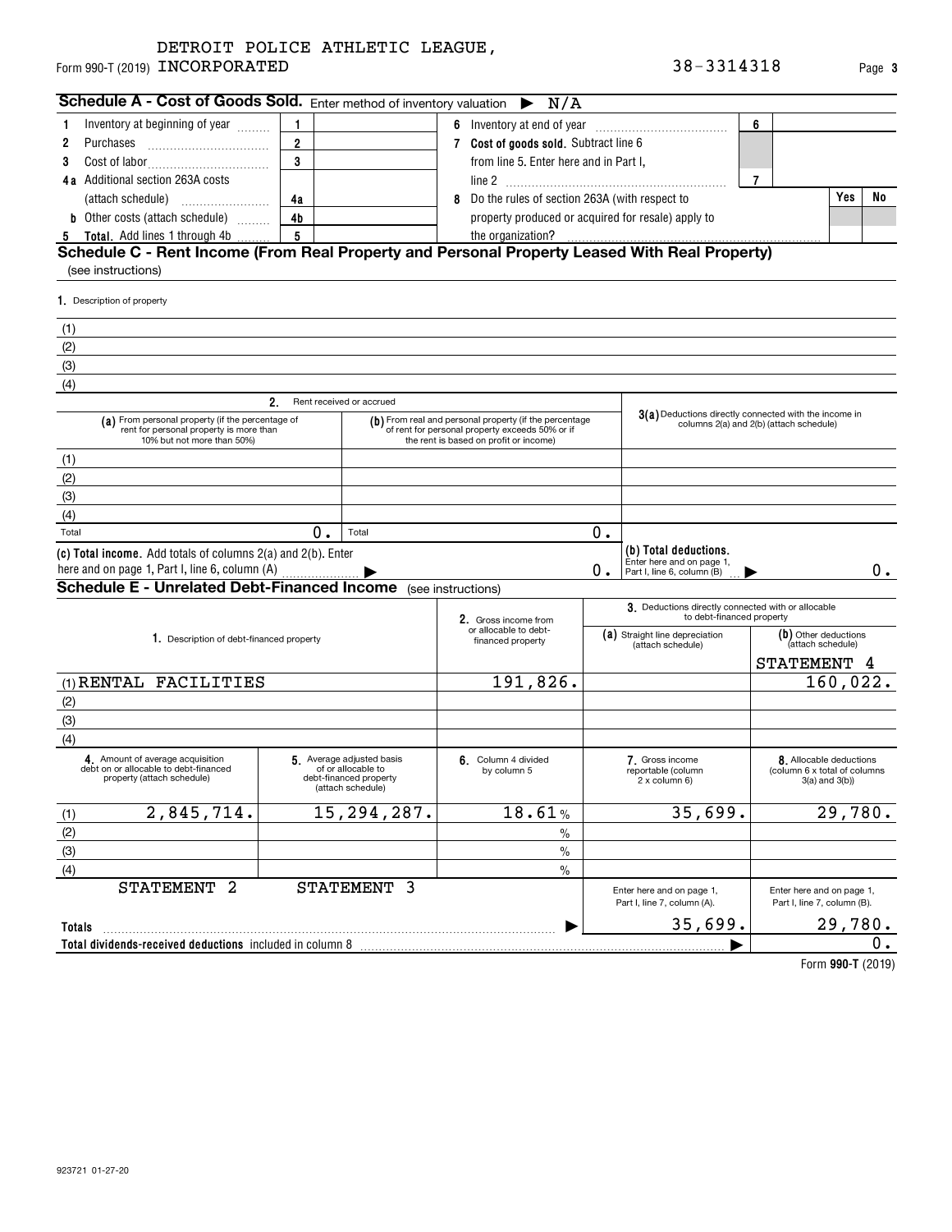DETROIT POLICE ATHLETIC LEAGUE,
Form 990-T (2019) INCORPORATED 38-3314318 Page 3

**Schedule A - Cost of Goods Sold.** Enter method of inventory valuation ▶ N/A

| | | | | | | |
|---|---|---|---|---|---|---|
| 1 Inventory at beginning of year | 1 | | 6 Inventory at end of year | 6 | | |
| 2 Purchases | 2 | | 7 **Cost of goods sold.** Subtract line 6 from line 5. Enter here and in Part I, line 2 | 7 | | |
| 3 Cost of labor | 3 | | 8 Do the rules of section 263A (with respect to property produced or acquired for resale) apply to the organization? | | Yes | No |
| 4a Additional section 263A costs (attach schedule) | 4a | | | | | |
| b Other costs (attach schedule) | 4b | | | | | |
| 5 **Total.** Add lines 1 through 4b | 5 | | | | | |

**Schedule C - Rent Income (From Real Property and Personal Property Leased With Real Property)**
(see instructions)

1. Description of property

(1)
(2)
(3)
(4)

| | 2. Rent received or accrued | | |
|---|---|---|---|
| | (a) From personal property (if the percentage of rent for personal property is more than 10% but not more than 50%) | (b) From real and personal property (if the percentage of rent for personal property exceeds 50% or if the rent is based on profit or income) | 3(a) Deductions directly connected with the income in columns 2(a) and 2(b) (attach schedule) |
| (1) | | | |
| (2) | | | |
| (3) | | | |
| (4) | | | |
| Total | 0. | Total 0. | |

(c) **Total income.** Add totals of columns 2(a) and 2(b). Enter here and on page 1, Part I, line 6, column (A) ▶ 0.

(b) **Total deductions.** Enter here and on page 1, Part I, line 6, column (B) ▶ 0.

**Schedule E - Unrelated Debt-Financed Income** (see instructions)

| 1. Description of debt-financed property | 2. Gross income from or allocable to debt-financed property | 3. Deductions directly connected with or allocable to debt-financed property: (a) Straight line depreciation (attach schedule) | 3. (b) Other deductions (attach schedule) STATEMENT 4 |
|---|---|---|---|
| (1) RENTAL FACILITIES | 191,826. | | 160,022. |
| (2) | | | |
| (3) | | | |
| (4) | | | |

| | 4. Amount of average acquisition debt on or allocable to debt-financed property (attach schedule) | 5. Average adjusted basis of or allocable to debt-financed property (attach schedule) | 6. Column 4 divided by column 5 | 7. Gross income reportable (column 2 x column 6) | 8. Allocable deductions (column 6 x total of columns 3(a) and 3(b)) |
|---|---|---|---|---|---|
| (1) | 2,845,714. | 15,294,287. | 18.61 % | 35,699. | 29,780. |
| (2) | | | % | | |
| (3) | | | % | | |
| (4) | | | % | | |
| | STATEMENT 2 | STATEMENT 3 | | Enter here and on page 1, Part I, line 7, column (A). | Enter here and on page 1, Part I, line 7, column (B). |
| **Totals** ▶ | | | | 35,699. | 29,780. |
| **Total dividends-received deductions** included in column 8 ▶ | | | | | 0. |

Form **990-T** (2019)

923721 01-27-20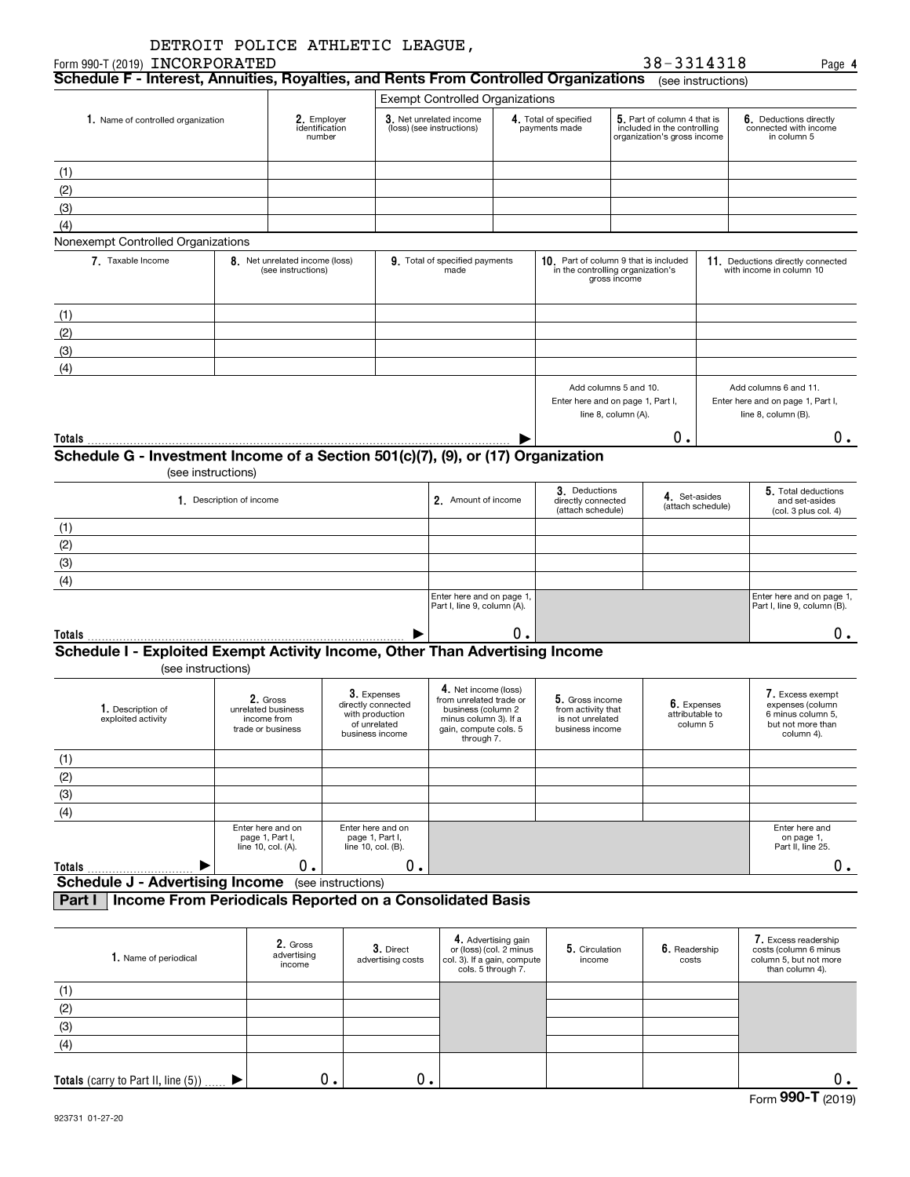DETROIT POLICE ATHLETIC LEAGUE, INCORPORATED

Form 990-T (2019) 38-3314318

## Schedule F - Interest, Annuities, Royalties, and Rents From Controlled Organizations (see instructions)

| | | Exempt Controlled Organizations | | | |
|---|---|---|---|---|---|
| 1. Name of controlled organization | 2. Employer identification number | 3. Net unrelated income (loss) (see instructions) | 4. Total of specified payments made | 5. Part of column 4 that is included in the controlling organization's gross income | 6. Deductions directly connected with income in column 5 |
| (1) | | | | | |
| (2) | | | | | |
| (3) | | | | | |
| (4) | | | | | |

Nonexempt Controlled Organizations

| 7. Taxable Income | 8. Net unrelated income (loss) (see instructions) | 9. Total of specified payments made | 10. Part of column 9 that is included in the controlling organization's gross income | 11. Deductions directly connected with income in column 10 |
|---|---|---|---|---|
| (1) | | | | |
| (2) | | | | |
| (3) | | | | |
| (4) | | | | |
| | | | Add columns 5 and 10. Enter here and on page 1, Part I, line 8, column (A). | Add columns 6 and 11. Enter here and on page 1, Part I, line 8, column (B). |
| Totals | | | 0. | 0. |

## Schedule G - Investment Income of a Section 501(c)(7), (9), or (17) Organization

(see instructions)

| 1. Description of income | 2. Amount of income | 3. Deductions directly connected (attach schedule) | 4. Set-asides (attach schedule) | 5. Total deductions and set-asides (col. 3 plus col. 4) |
|---|---|---|---|---|
| (1) | | | | |
| (2) | | | | |
| (3) | | | | |
| (4) | | | | |
| | Enter here and on page 1, Part I, line 9, column (A). | | | Enter here and on page 1, Part I, line 9, column (B). |
| Totals | 0. | | | 0. |

## Schedule I - Exploited Exempt Activity Income, Other Than Advertising Income

(see instructions)

| 1. Description of exploited activity | 2. Gross unrelated business income from trade or business | 3. Expenses directly connected with production of unrelated business income | 4. Net income (loss) from unrelated trade or business (column 2 minus column 3). If a gain, compute cols. 5 through 7. | 5. Gross income from activity that is not unrelated business income | 6. Expenses attributable to column 5 | 7. Excess exempt expenses (column 6 minus column 5, but not more than column 4). |
|---|---|---|---|---|---|---|
| (1) | | | | | | |
| (2) | | | | | | |
| (3) | | | | | | |
| (4) | | | | | | |
| | Enter here and on page 1, Part I, line 10, col. (A). | Enter here and on page 1, Part I, line 10, col. (B). | | | | Enter here and on page 1, Part II, line 25. |
| Totals | 0. | 0. | | | | 0. |

## Schedule J - Advertising Income (see instructions)

### Part I Income From Periodicals Reported on a Consolidated Basis

| 1. Name of periodical | 2. Gross advertising income | 3. Direct advertising costs | 4. Advertising gain or (loss) (col. 2 minus col. 3). If a gain, compute cols. 5 through 7. | 5. Circulation income | 6. Readership costs | 7. Excess readership costs (column 6 minus column 5, but not more than column 4). |
|---|---|---|---|---|---|---|
| (1) | | | | | | |
| (2) | | | | | | |
| (3) | | | | | | |
| (4) | | | | | | |
| Totals (carry to Part II, line (5)) | 0. | 0. | | | | 0. |

Form 990-T (2019)

923731 01-27-20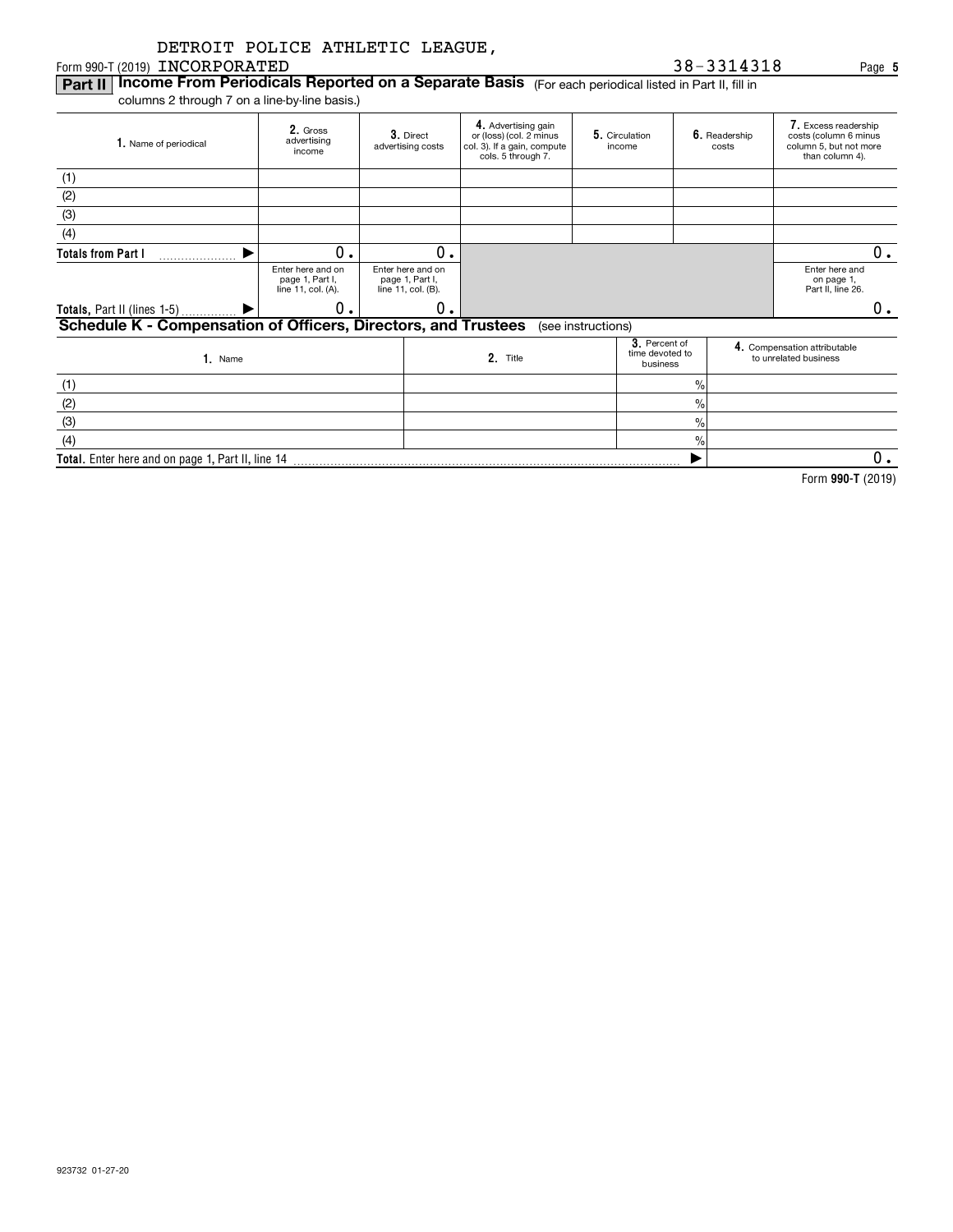DETROIT POLICE ATHLETIC LEAGUE,

Form 990-T (2019) INCORPORATED 38-3314318 Page 5

## Part II Income From Periodicals Reported on a Separate Basis (For each periodical listed in Part II, fill in columns 2 through 7 on a line-by-line basis.)

| 1. Name of periodical | 2. Gross advertising income | 3. Direct advertising costs | 4. Advertising gain or (loss) (col. 2 minus col. 3). If a gain, compute cols. 5 through 7. | 5. Circulation income | 6. Readership costs | 7. Excess readership costs (column 6 minus column 5, but not more than column 4). |
|---|---|---|---|---|---|---|
| (1) | | | | | | |
| (2) | | | | | | |
| (3) | | | | | | |
| (4) | | | | | | |
| **Totals from Part I** ▶ | 0. | 0. | | | | 0. |
| | Enter here and on page 1, Part I, line 11, col. (A). | Enter here and on page 1, Part I, line 11, col. (B). | | | | Enter here and on page 1, Part II, line 26. |
| **Totals,** Part II (lines 1-5) ▶ | 0. | 0. | | | | 0. |

## Schedule K - Compensation of Officers, Directors, and Trustees (see instructions)

| 1. Name | 2. Title | 3. Percent of time devoted to business | 4. Compensation attributable to unrelated business |
|---|---|---|---|
| (1) | | % | |
| (2) | | % | |
| (3) | | % | |
| (4) | | % | |
| **Total.** Enter here and on page 1, Part II, line 14 | | ▶ | 0. |

Form **990-T** (2019)

923732 01-27-20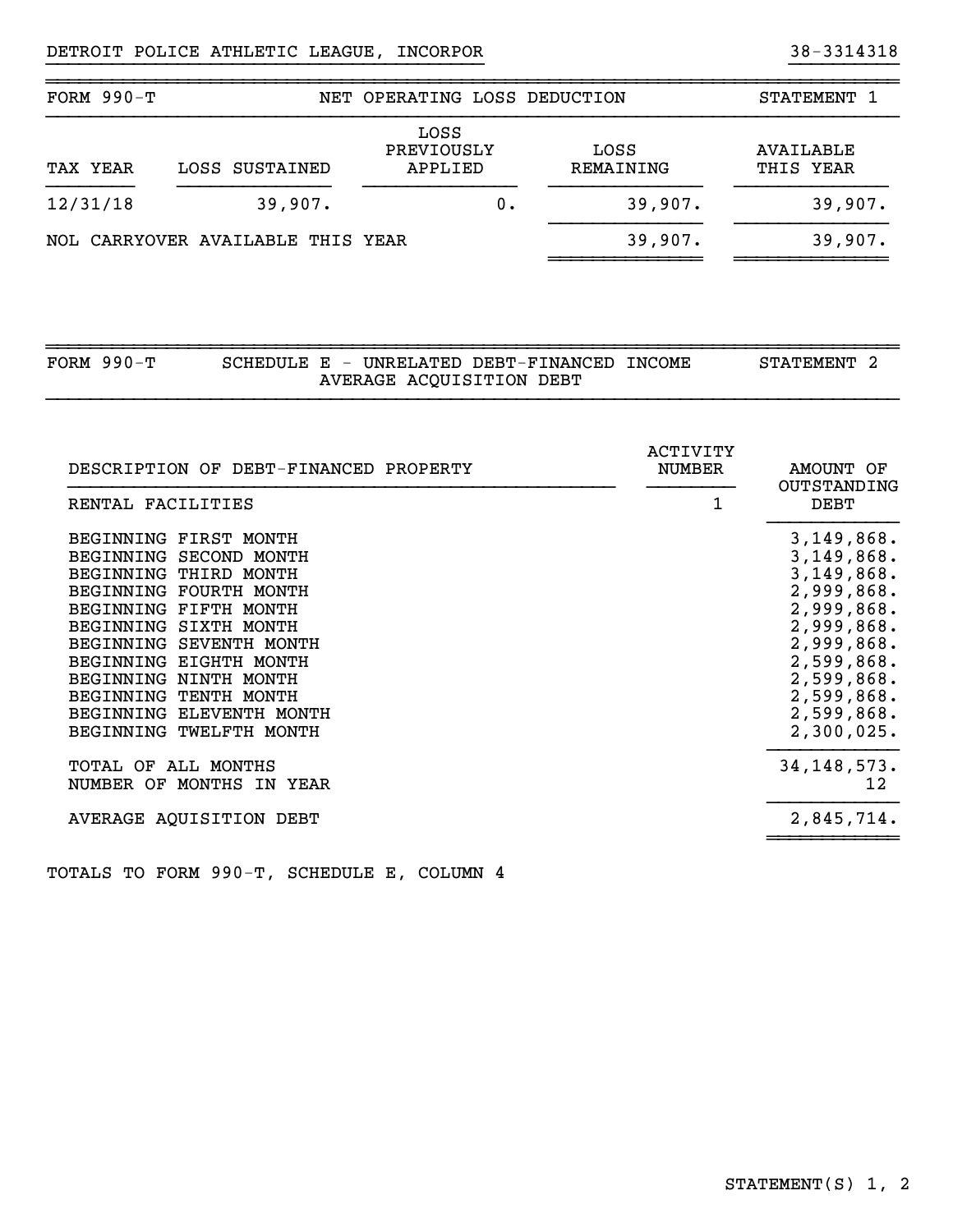DETROIT POLICE ATHLETIC LEAGUE, INCORPOR 38-3314318

## FORM 990-T NET OPERATING LOSS DEDUCTION STATEMENT 1

| TAX YEAR | LOSS SUSTAINED | LOSS PREVIOUSLY APPLIED | LOSS REMAINING | AVAILABLE THIS YEAR |
|---|---|---|---|---|
| 12/31/18 | 39,907. | 0. | 39,907. | 39,907. |
| NOL CARRYOVER AVAILABLE THIS YEAR | | | 39,907. | 39,907. |

## FORM 990-T SCHEDULE E - UNRELATED DEBT-FINANCED INCOME AVERAGE ACQUISITION DEBT STATEMENT 2

| DESCRIPTION OF DEBT-FINANCED PROPERTY | ACTIVITY NUMBER | AMOUNT OF OUTSTANDING DEBT |
|---|---|---|
| RENTAL FACILITIES | 1 | |
| BEGINNING FIRST MONTH | | 3,149,868. |
| BEGINNING SECOND MONTH | | 3,149,868. |
| BEGINNING THIRD MONTH | | 3,149,868. |
| BEGINNING FOURTH MONTH | | 2,999,868. |
| BEGINNING FIFTH MONTH | | 2,999,868. |
| BEGINNING SIXTH MONTH | | 2,999,868. |
| BEGINNING SEVENTH MONTH | | 2,999,868. |
| BEGINNING EIGHTH MONTH | | 2,599,868. |
| BEGINNING NINTH MONTH | | 2,599,868. |
| BEGINNING TENTH MONTH | | 2,599,868. |
| BEGINNING ELEVENTH MONTH | | 2,599,868. |
| BEGINNING TWELFTH MONTH | | 2,300,025. |
| TOTAL OF ALL MONTHS | | 34,148,573. |
| NUMBER OF MONTHS IN YEAR | | 12 |
| AVERAGE AQUISITION DEBT | | 2,845,714. |

TOTALS TO FORM 990-T, SCHEDULE E, COLUMN 4

STATEMENT(S) 1, 2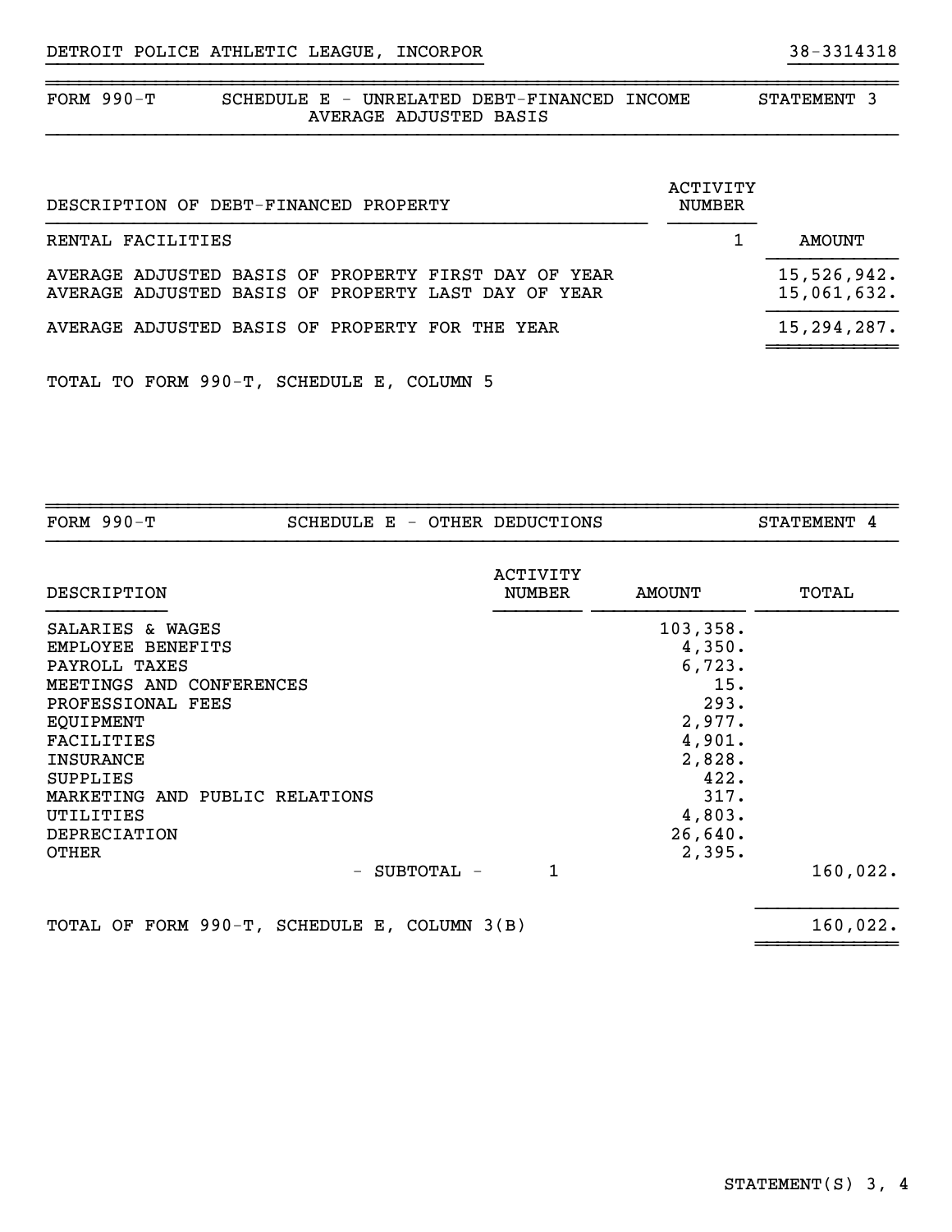DETROIT POLICE ATHLETIC LEAGUE, INCORPOR 38-3314318

## FORM 990-T SCHEDULE E - UNRELATED DEBT-FINANCED INCOME AVERAGE ADJUSTED BASIS — STATEMENT 3

| DESCRIPTION OF DEBT-FINANCED PROPERTY | ACTIVITY NUMBER | AMOUNT |
|---|---|---|
| RENTAL FACILITIES | 1 | |
| AVERAGE ADJUSTED BASIS OF PROPERTY FIRST DAY OF YEAR | | 15,526,942. |
| AVERAGE ADJUSTED BASIS OF PROPERTY LAST DAY OF YEAR | | 15,061,632. |
| AVERAGE ADJUSTED BASIS OF PROPERTY FOR THE YEAR | | 15,294,287. |

TOTAL TO FORM 990-T, SCHEDULE E, COLUMN 5

## FORM 990-T SCHEDULE E - OTHER DEDUCTIONS — STATEMENT 4

| DESCRIPTION | ACTIVITY NUMBER | AMOUNT | TOTAL |
|---|---|---|---|
| SALARIES & WAGES | | 103,358. | |
| EMPLOYEE BENEFITS | | 4,350. | |
| PAYROLL TAXES | | 6,723. | |
| MEETINGS AND CONFERENCES | | 15. | |
| PROFESSIONAL FEES | | 293. | |
| EQUIPMENT | | 2,977. | |
| FACILITIES | | 4,901. | |
| INSURANCE | | 2,828. | |
| SUPPLIES | | 422. | |
| MARKETING AND PUBLIC RELATIONS | | 317. | |
| UTILITIES | | 4,803. | |
| DEPRECIATION | | 26,640. | |
| OTHER | | 2,395. | |
| - SUBTOTAL - | 1 | | 160,022. |
| TOTAL OF FORM 990-T, SCHEDULE E, COLUMN 3(B) | | | 160,022. |

STATEMENT(S) 3, 4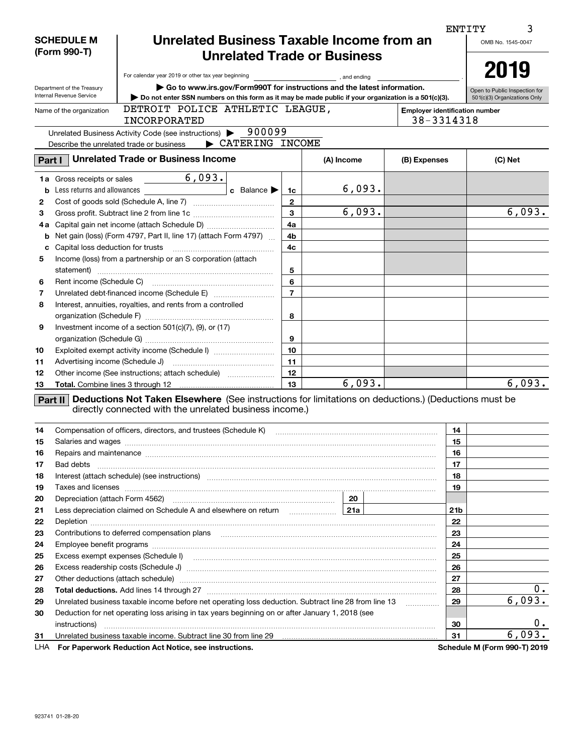ENTITY 3

**SCHEDULE M (Form 990-T)**

Department of the Treasury
Internal Revenue Service

# Unrelated Business Taxable Income from an Unrelated Trade or Business

For calendar year 2019 or other tax year beginning , and ending .

▶ Go to www.irs.gov/Form990T for instructions and the latest information.

▶ Do not enter SSN numbers on this form as it may be made public if your organization is a 501(c)(3).

OMB No. 1545-0047

**2019**

Open to Public Inspection for 501(c)(3) Organizations Only

Name of the organization: DETROIT POLICE ATHLETIC LEAGUE, INCORPORATED

Employer identification number: 38-3314318

Unrelated Business Activity Code (see instructions) ▶ 900099

Describe the unrelated trade or business ▶ CATERING INCOME

## Part I Unrelated Trade or Business Income

| | | | (A) Income | (B) Expenses | (C) Net |
|---|---|---|---|---|---|
| **1a** | Gross receipts or sales 6,093. | | | | |
| **b** | Less returns and allowances **c** Balance ▶ | 1c | 6,093. | | |
| **2** | Cost of goods sold (Schedule A, line 7) | 2 | | | |
| **3** | Gross profit. Subtract line 2 from line 1c | 3 | 6,093. | | 6,093. |
| **4a** | Capital gain net income (attach Schedule D) | 4a | | | |
| **b** | Net gain (loss) (Form 4797, Part II, line 17) (attach Form 4797) | 4b | | | |
| **c** | Capital loss deduction for trusts | 4c | | | |
| **5** | Income (loss) from a partnership or an S corporation (attach statement) | 5 | | | |
| **6** | Rent income (Schedule C) | 6 | | | |
| **7** | Unrelated debt-financed income (Schedule E) | 7 | | | |
| **8** | Interest, annuities, royalties, and rents from a controlled organization (Schedule F) | 8 | | | |
| **9** | Investment income of a section 501(c)(7), (9), or (17) organization (Schedule G) | 9 | | | |
| **10** | Exploited exempt activity income (Schedule I) | 10 | | | |
| **11** | Advertising income (Schedule J) | 11 | | | |
| **12** | Other income (See instructions; attach schedule) | 12 | | | |
| **13** | **Total.** Combine lines 3 through 12 | 13 | 6,093. | | 6,093. |

## Part II Deductions Not Taken Elsewhere (See instructions for limitations on deductions.) (Deductions must be directly connected with the unrelated business income.)

| | | | |
|---|---|---|---|
| **14** | Compensation of officers, directors, and trustees (Schedule K) | 14 | |
| **15** | Salaries and wages | 15 | |
| **16** | Repairs and maintenance | 16 | |
| **17** | Bad debts | 17 | |
| **18** | Interest (attach schedule) (see instructions) | 18 | |
| **19** | Taxes and licenses | 19 | |
| **20** | Depreciation (attach Form 4562) — 20 | | |
| **21** | Less depreciation claimed on Schedule A and elsewhere on return — 21a | 21b | |
| **22** | Depletion | 22 | |
| **23** | Contributions to deferred compensation plans | 23 | |
| **24** | Employee benefit programs | 24 | |
| **25** | Excess exempt expenses (Schedule I) | 25 | |
| **26** | Excess readership costs (Schedule J) | 26 | |
| **27** | Other deductions (attach schedule) | 27 | |
| **28** | **Total deductions.** Add lines 14 through 27 | 28 | 0. |
| **29** | Unrelated business taxable income before net operating loss deduction. Subtract line 28 from line 13 | 29 | 6,093. |
| **30** | Deduction for net operating loss arising in tax years beginning on or after January 1, 2018 (see instructions) | 30 | 0. |
| **31** | Unrelated business taxable income. Subtract line 30 from line 29 | 31 | 6,093. |

LHA **For Paperwork Reduction Act Notice, see instructions.** **Schedule M (Form 990-T) 2019**

923741 01-28-20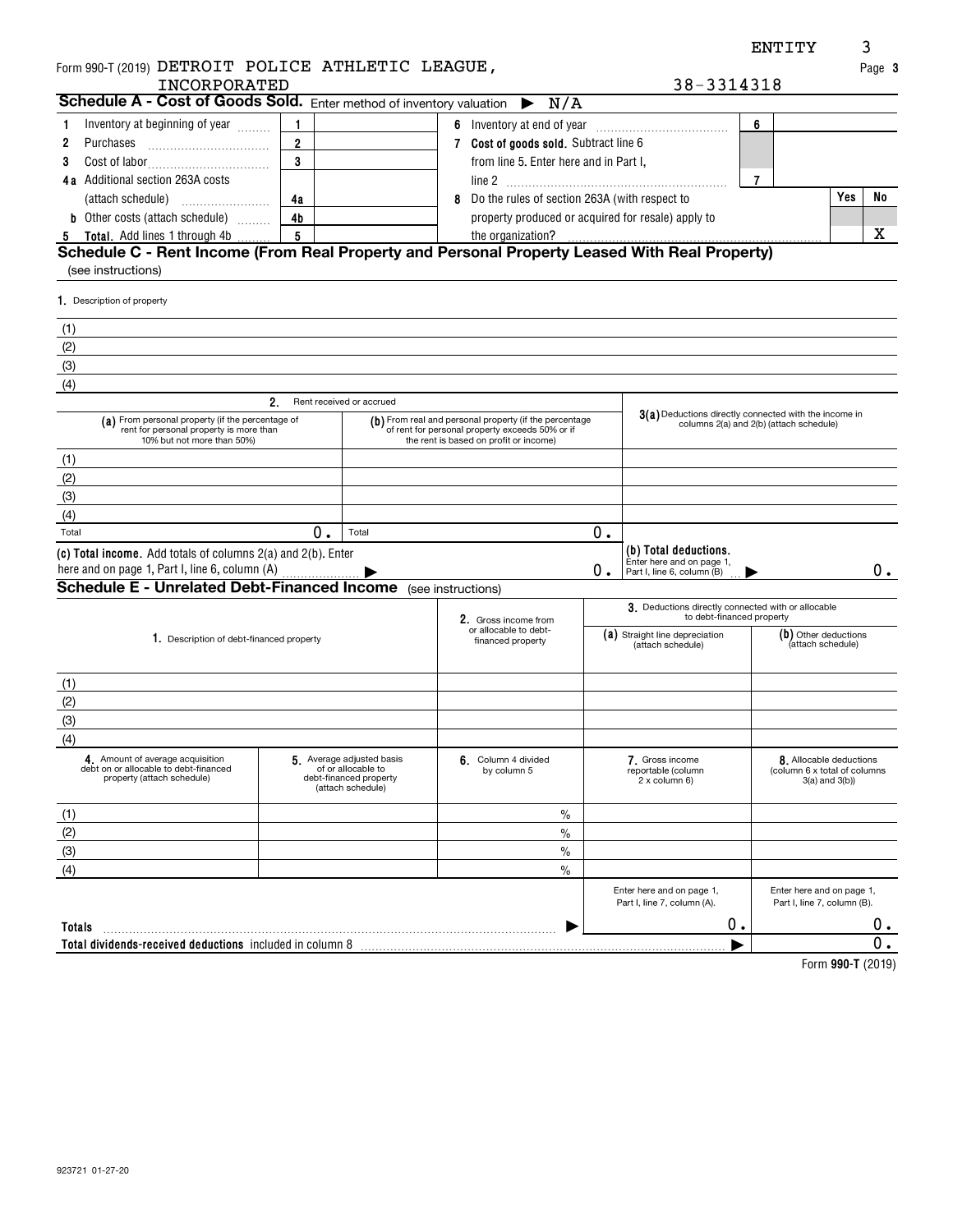Form 990-T (2019) DETROIT POLICE ATHLETIC LEAGUE, INCORPORATED 38-3314318

ENTITY 3

## Schedule A - Cost of Goods Sold. Enter method of inventory valuation ▶ N/A

| | | | | | |
|---|---|---|---|---|---|
| 1 Inventory at beginning of year | 1 | | 6 Inventory at end of year | 6 | |
| 2 Purchases | 2 | | 7 **Cost of goods sold.** Subtract line 6 from line 5. Enter here and in Part I, line 2 | 7 | |
| 3 Cost of labor | 3 | | | | |
| 4a Additional section 263A costs (attach schedule) | 4a | | 8 Do the rules of section 263A (with respect to property produced or acquired for resale) apply to the organization? | Yes | No X |
| b Other costs (attach schedule) | 4b | | | | |
| 5 **Total.** Add lines 1 through 4b | 5 | | | | |

## Schedule C - Rent Income (From Real Property and Personal Property Leased With Real Property)

(see instructions)

1. Description of property

(1)

(2)

(3)

(4)

| | 2. Rent received or accrued | | |
|---|---|---|---|
| | (a) From personal property (if the percentage of rent for personal property is more than 10% but not more than 50%) | (b) From real and personal property (if the percentage of rent for personal property exceeds 50% or if the rent is based on profit or income) | 3(a) Deductions directly connected with the income in columns 2(a) and 2(b) (attach schedule) |
| (1) | | | |
| (2) | | | |
| (3) | | | |
| (4) | | | |
| Total | 0. | 0. | |
| (c) **Total income.** Add totals of columns 2(a) and 2(b). Enter here and on page 1, Part I, line 6, column (A) ▶ | | 0. | (b) **Total deductions.** Enter here and on page 1, Part I, line 6, column (B) ▶ 0. |

## Schedule E - Unrelated Debt-Financed Income (see instructions)

| 1. Description of debt-financed property | 2. Gross income from or allocable to debt-financed property | 3. Deductions directly connected with or allocable to debt-financed property: (a) Straight line depreciation (attach schedule) | (b) Other deductions (attach schedule) |
|---|---|---|---|
| (1) | | | |
| (2) | | | |
| (3) | | | |
| (4) | | | |

| | 4. Amount of average acquisition debt on or allocable to debt-financed property (attach schedule) | 5. Average adjusted basis of or allocable to debt-financed property (attach schedule) | 6. Column 4 divided by column 5 | 7. Gross income reportable (column 2 x column 6) | 8. Allocable deductions (column 6 x total of columns 3(a) and 3(b)) |
|---|---|---|---|---|---|
| (1) | | | % | | |
| (2) | | | % | | |
| (3) | | | % | | |
| (4) | | | % | | |
| | | | | Enter here and on page 1, Part I, line 7, column (A). | Enter here and on page 1, Part I, line 7, column (B). |
| **Totals** ▶ | | | | 0. | 0. |
| **Total dividends-received deductions** included in column 8 ▶ | | | | | 0. |

Form **990-T** (2019)

923721 01-27-20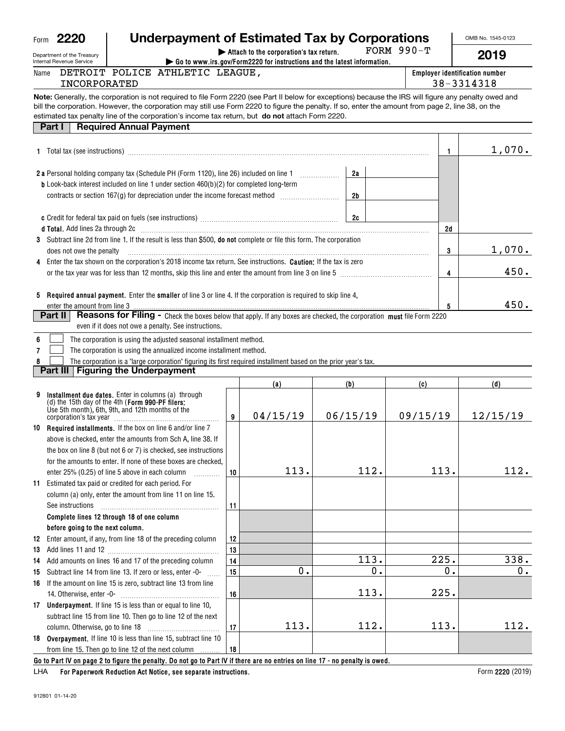Form **2220**

Department of the Treasury
Internal Revenue Service

# Underpayment of Estimated Tax by Corporations

▶ Attach to the corporation's tax return. FORM 990-T

▶ Go to www.irs.gov/Form2220 for instructions and the latest information.

OMB No. 1545-0123

**2019**

Name: DETROIT POLICE ATHLETIC LEAGUE, INCORPORATED

**Employer identification number**: 38-3314318

**Note:** Generally, the corporation is not required to file Form 2220 (see Part II below for exceptions) because the IRS will figure any penalty owed and bill the corporation. However, the corporation may still use Form 2220 to figure the penalty. If so, enter the amount from page 2, line 38, on the estimated tax penalty line of the corporation's income tax return, but **do not** attach Form 2220.

## Part I Required Annual Payment

| | | | |
|---|---|---|---|
| **1** | Total tax (see instructions) | 1 | 1,070. |
| **2a** | Personal holding company tax (Schedule PH (Form 1120), line 26) included on line 1 | 2a | |
| **b** | Look-back interest included on line 1 under section 460(b)(2) for completed long-term contracts or section 167(g) for depreciation under the income forecast method | 2b | |
| **c** | Credit for federal tax paid on fuels (see instructions) | 2c | |
| **d** | **Total.** Add lines 2a through 2c | 2d | |
| **3** | Subtract line 2d from line 1. If the result is less than $500, **do not** complete or file this form. The corporation does not owe the penalty | 3 | 1,070. |
| **4** | Enter the tax shown on the corporation's 2018 income tax return. See instructions. **Caution:** If the tax is zero or the tax year was for less than 12 months, skip this line and enter the amount from line 3 on line 5 | 4 | 450. |
| **5** | **Required annual payment.** Enter the **smaller** of line 3 or line 4. If the corporation is required to skip line 4, enter the amount from line 3 | 5 | 450. |

## Part II Reasons for Filing - Check the boxes below that apply. If any boxes are checked, the corporation **must** file Form 2220 even if it does not owe a penalty. See instructions.

- **6** ☐ The corporation is using the adjusted seasonal installment method.
- **7** ☐ The corporation is using the annualized income installment method.
- **8** ☐ The corporation is a "large corporation" figuring its first required installment based on the prior year's tax.

## Part III Figuring the Underpayment

| | | | (a) | (b) | (c) | (d) |
|---|---|---|---|---|---|---|
| **9** | **Installment due dates.** Enter in columns (a) through (d) the 15th day of the 4th (**Form 990-PF filers:** Use 5th month), 6th, 9th, and 12th months of the corporation's tax year | 9 | 04/15/19 | 06/15/19 | 09/15/19 | 12/15/19 |
| **10** | **Required installments.** If the box on line 6 and/or line 7 above is checked, enter the amounts from Sch A, line 38. If the box on line 8 (but not 6 or 7) is checked, see instructions for the amounts to enter. If none of these boxes are checked, enter 25% (0.25) of line 5 above in each column | 10 | 113. | 112. | 113. | 112. |
| **11** | Estimated tax paid or credited for each period. For column (a) only, enter the amount from line 11 on line 15. See instructions | 11 | | | | |
| | **Complete lines 12 through 18 of one column before going to the next column.** | | | | | |
| **12** | Enter amount, if any, from line 18 of the preceding column | 12 | | | | |
| **13** | Add lines 11 and 12 | 13 | | | | |
| **14** | Add amounts on lines 16 and 17 of the preceding column | 14 | | 113. | 225. | 338. |
| **15** | Subtract line 14 from line 13. If zero or less, enter -0- | 15 | 0. | 0. | 0. | 0. |
| **16** | If the amount on line 15 is zero, subtract line 13 from line 14. Otherwise, enter -0- | 16 | | 113. | 225. | |
| **17** | **Underpayment.** If line 15 is less than or equal to line 10, subtract line 15 from line 10. Then go to line 12 of the next column. Otherwise, go to line 18 | 17 | 113. | 112. | 113. | 112. |
| **18** | **Overpayment.** If line 10 is less than line 15, subtract line 10 from line 15. Then go to line 12 of the next column | 18 | | | | |

**Go to Part IV on page 2 to figure the penalty. Do not go to Part IV if there are no entries on line 17 - no penalty is owed.**

LHA **For Paperwork Reduction Act Notice, see separate instructions.** Form **2220** (2019)

912801 01-14-20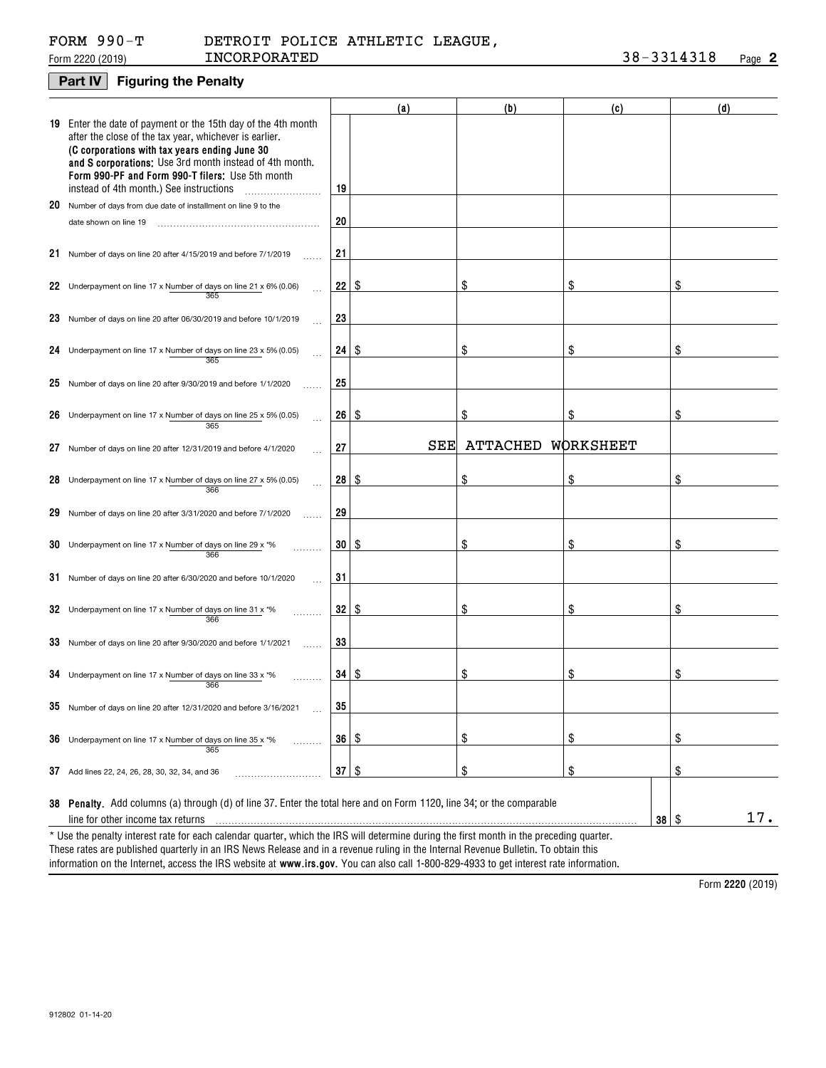FORM 990-T DETROIT POLICE ATHLETIC LEAGUE, INCORPORATED 38-3314318

Form 2220 (2019) Page 2

## Part IV Figuring the Penalty

| | | (a) | (b) | (c) | (d) |
|---|---|---|---|---|---|
| **19** Enter the date of payment or the 15th day of the 4th month after the close of the tax year, whichever is earlier. **(C corporations with tax years ending June 30 and S corporations:** Use 3rd month instead of 4th month. **Form 990-PF and Form 990-T filers:** Use 5th month instead of 4th month.) See instructions | 19 | | | | |
| **20** Number of days from due date of installment on line 9 to the date shown on line 19 | 20 | | | | |
| **21** Number of days on line 20 after 4/15/2019 and before 7/1/2019 | 21 | | | | |
| **22** Underpayment on line 17 x Number of days on line 21 / 365 x 6% (0.06) | 22 | $ | $ | $ | $ |
| **23** Number of days on line 20 after 06/30/2019 and before 10/1/2019 | 23 | | | | |
| **24** Underpayment on line 17 x Number of days on line 23 / 365 x 5% (0.05) | 24 | $ | $ | $ | $ |
| **25** Number of days on line 20 after 9/30/2019 and before 1/1/2020 | 25 | | | | |
| **26** Underpayment on line 17 x Number of days on line 25 / 365 x 5% (0.05) | 26 | $ | $ | $ | $ |
| **27** Number of days on line 20 after 12/31/2019 and before 4/1/2020 | 27 | SEE | ATTACHED | WORKSHEET | |
| **28** Underpayment on line 17 x Number of days on line 27 / 366 x 5% (0.05) | 28 | $ | $ | $ | $ |
| **29** Number of days on line 20 after 3/31/2020 and before 7/1/2020 | 29 | | | | |
| **30** Underpayment on line 17 x Number of days on line 29 / 366 x *% | 30 | $ | $ | $ | $ |
| **31** Number of days on line 20 after 6/30/2020 and before 10/1/2020 | 31 | | | | |
| **32** Underpayment on line 17 x Number of days on line 31 / 366 x *% | 32 | $ | $ | $ | $ |
| **33** Number of days on line 20 after 9/30/2020 and before 1/1/2021 | 33 | | | | |
| **34** Underpayment on line 17 x Number of days on line 33 / 366 x *% | 34 | $ | $ | $ | $ |
| **35** Number of days on line 20 after 12/31/2020 and before 3/16/2021 | 35 | | | | |
| **36** Underpayment on line 17 x Number of days on line 35 / 365 x *% | 36 | $ | $ | $ | $ |
| **37** Add lines 22, 24, 26, 28, 30, 32, 34, and 36 | 37 | $ | $ | $ | $ |

**38 Penalty.** Add columns (a) through (d) of line 37. Enter the total here and on Form 1120, line 34; or the comparable line for other income tax returns ..... **38** $ 17.

\* Use the penalty interest rate for each calendar quarter, which the IRS will determine during the first month in the preceding quarter. These rates are published quarterly in an IRS News Release and in a revenue ruling in the Internal Revenue Bulletin. To obtain this information on the Internet, access the IRS website at **www.irs.gov**. You can also call 1-800-829-4933 to get interest rate information.

Form **2220** (2019)

912802 01-14-20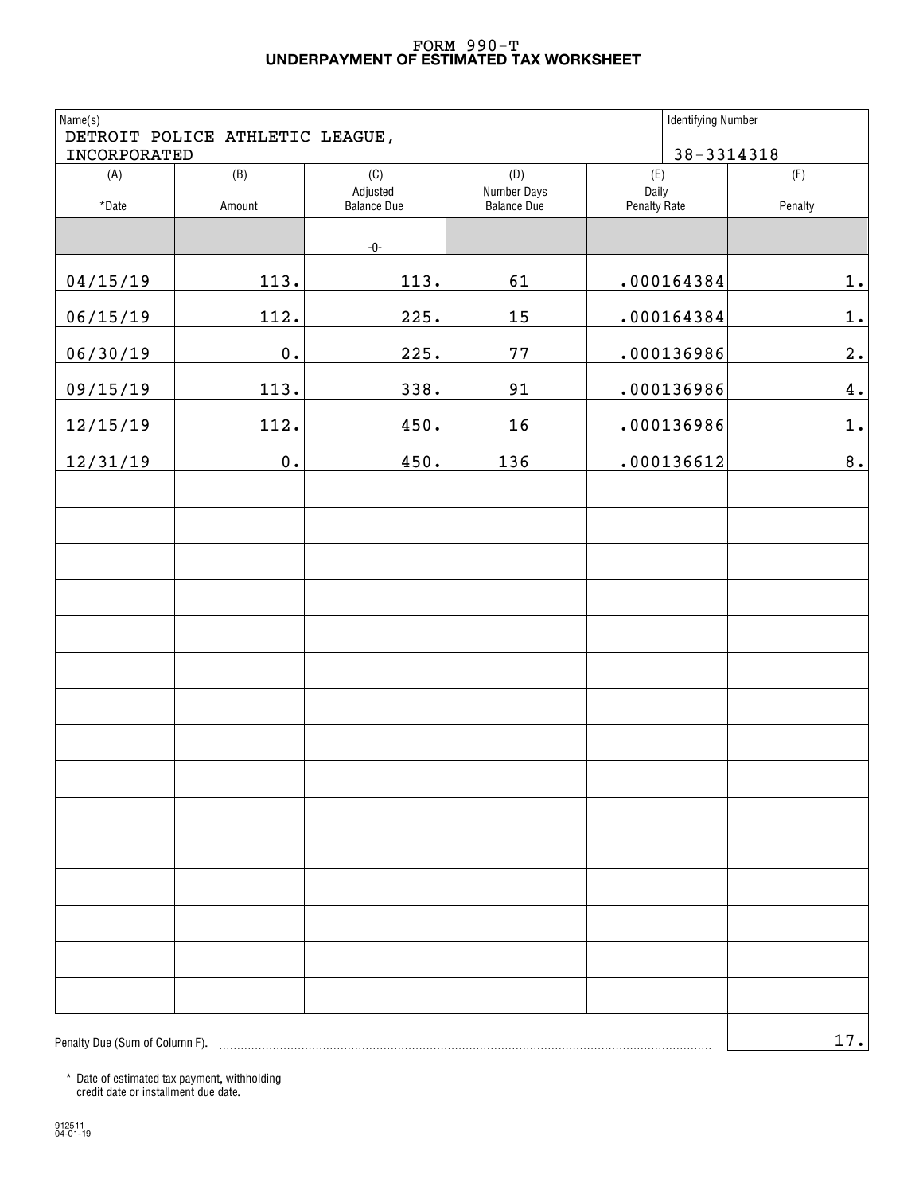# FORM 990-T
## UNDERPAYMENT OF ESTIMATED TAX WORKSHEET

| Name(s) | | | | Identifying Number | |
|---|---|---|---|---|---|
| DETROIT POLICE ATHLETIC LEAGUE, INCORPORATED | | | | 38-3314318 | |

| (A) *Date | (B) Amount | (C) Adjusted Balance Due | (D) Number Days Balance Due | (E) Daily Penalty Rate | (F) Penalty |
|---|---|---|---|---|---|
| | | -0- | | | |
| 04/15/19 | 113. | 113. | 61 | .000164384 | 1. |
| 06/15/19 | 112. | 225. | 15 | .000164384 | 1. |
| 06/30/19 | 0. | 225. | 77 | .000136986 | 2. |
| 09/15/19 | 113. | 338. | 91 | .000136986 | 4. |
| 12/15/19 | 112. | 450. | 16 | .000136986 | 1. |
| 12/31/19 | 0. | 450. | 136 | .000136612 | 8. |

Penalty Due (Sum of Column F). 17.

\* Date of estimated tax payment, withholding credit date or installment due date.

912511
04-01-19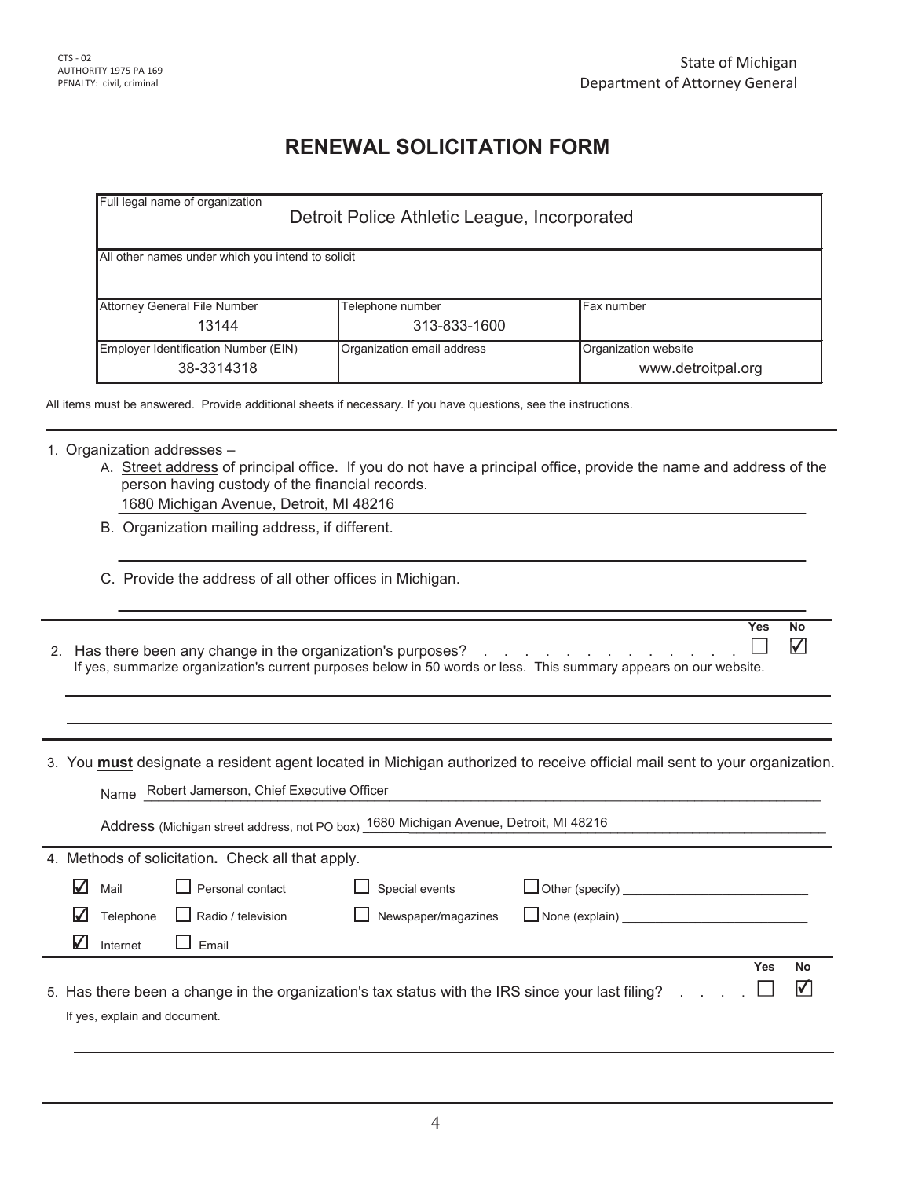CTS - 02
AUTHORITY 1975 PA 169
PENALTY: civil, criminal

State of Michigan
Department of Attorney General

# RENEWAL SOLICITATION FORM

| Full legal name of organization | | |
|---|---|---|
| Detroit Police Athletic League, Incorporated | | |
| **All other names under which you intend to solicit** | | |
| | | |
| **Attorney General File Number** | **Telephone number** | **Fax number** |
| 13144 | 313-833-1600 | |
| **Employer Identification Number (EIN)** | **Organization email address** | **Organization website** |
| 38-3314318 | | www.detroitpal.org |

All items must be answered. Provide additional sheets if necessary. If you have questions, see the instructions.

1. Organization addresses –
   A. Street address of principal office. If you do not have a principal office, provide the name and address of the person having custody of the financial records.
   1680 Michigan Avenue, Detroit, MI 48216
   B. Organization mailing address, if different.
   C. Provide the address of all other offices in Michigan.

2. Has there been any change in the organization's purposes? . . . . . . . . . . . . . . Yes ☐ No ☑
   If yes, summarize organization's current purposes below in 50 words or less. This summary appears on our website.

3. You **must** designate a resident agent located in Michigan authorized to receive official mail sent to your organization.
   Name: Robert Jamerson, Chief Executive Officer
   Address (Michigan street address, not PO box): 1680 Michigan Avenue, Detroit, MI 48216

4. Methods of solicitation. Check all that apply.

| | | | |
|---|---|---|---|
| ☑ Mail | ☐ Personal contact | ☐ Special events | ☐ Other (specify) ______ |
| ☑ Telephone | ☐ Radio / television | ☐ Newspaper/magazines | ☐ None (explain) ______ |
| ☑ Internet | ☐ Email | | |

5. Has there been a change in the organization's tax status with the IRS since your last filing? . . . . . Yes ☐ No ☑
   If yes, explain and document.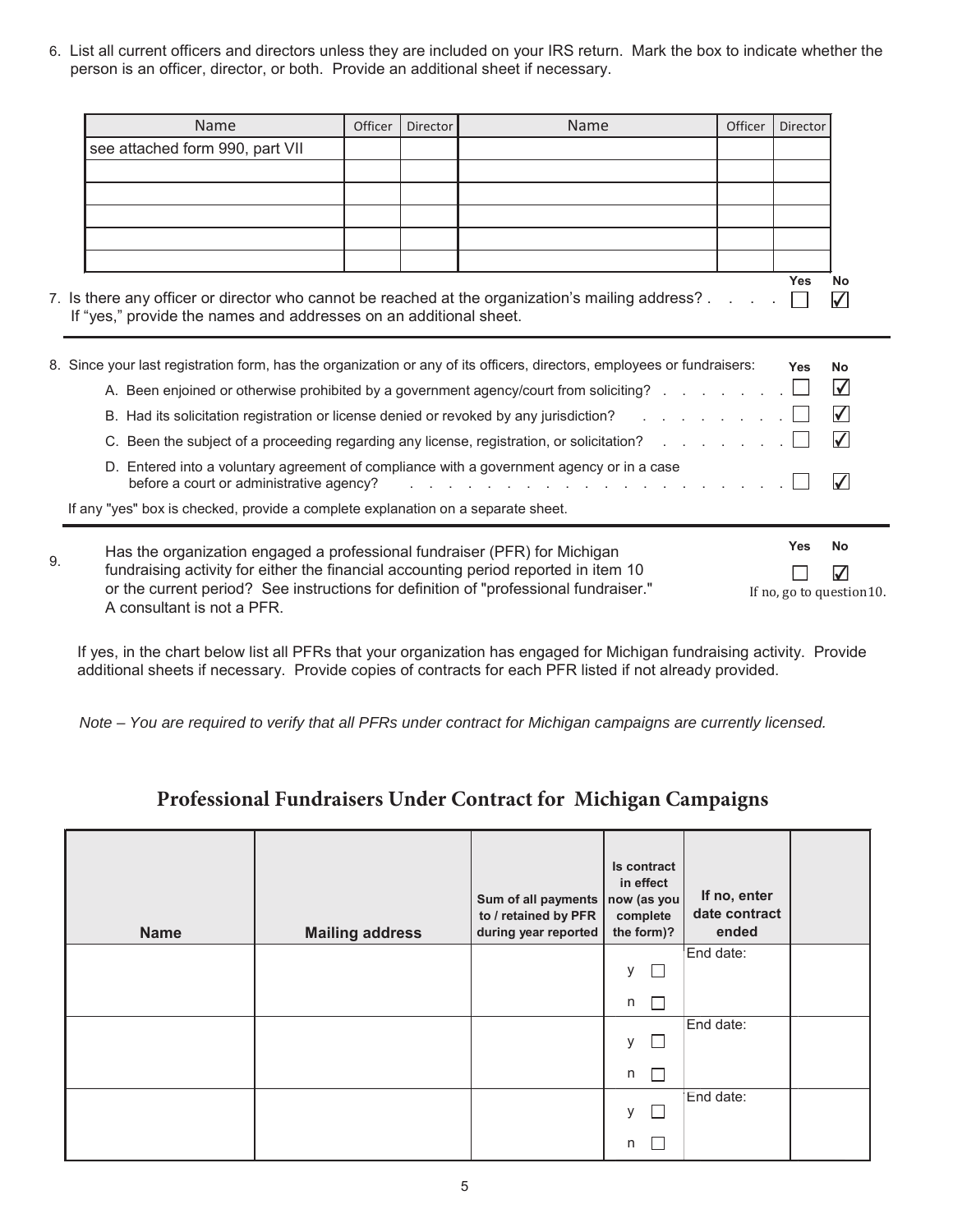6. List all current officers and directors unless they are included on your IRS return. Mark the box to indicate whether the person is an officer, director, or both. Provide an additional sheet if necessary.

| Name | Officer | Director | Name | Officer | Director |
|---|---|---|---|---|---|
| see attached form 990, part VII | | | | | |
| | | | | | |
| | | | | | |
| | | | | | |
| | | | | | |
| | | | | | |

7. Is there any officer or director who cannot be reached at the organization's mailing address? Yes ☐ No ☑
If "yes," provide the names and addresses on an additional sheet.

8. Since your last registration form, has the organization or any of its officers, directors, employees or fundraisers:

| | Yes | No |
|---|---|---|
| A. Been enjoined or otherwise prohibited by a government agency/court from soliciting? | ☐ | ☑ |
| B. Had its solicitation registration or license denied or revoked by any jurisdiction? | ☐ | ☑ |
| C. Been the subject of a proceeding regarding any license, registration, or solicitation? | ☐ | ☑ |
| D. Entered into a voluntary agreement of compliance with a government agency or in a case before a court or administrative agency? | ☐ | ☑ |

If any "yes" box is checked, provide a complete explanation on a separate sheet.

9. Has the organization engaged a professional fundraiser (PFR) for Michigan fundraising activity for either the financial accounting period reported in item 10 or the current period? See instructions for definition of "professional fundraiser." A consultant is not a PFR. Yes ☐ No ☑ If no, go to question 10.

If yes, in the chart below list all PFRs that your organization has engaged for Michigan fundraising activity. Provide additional sheets if necessary. Provide copies of contracts for each PFR listed if not already provided.

*Note – You are required to verify that all PFRs under contract for Michigan campaigns are currently licensed.*

## Professional Fundraisers Under Contract for Michigan Campaigns

| Name | Mailing address | Sum of all payments to / retained by PFR during year reported | Is contract in effect now (as you complete the form)? | If no, enter date contract ended | |
|---|---|---|---|---|---|
| | | | y ☐ n ☐ | End date: | |
| | | | y ☐ n ☐ | End date: | |
| | | | y ☐ n ☐ | End date: | |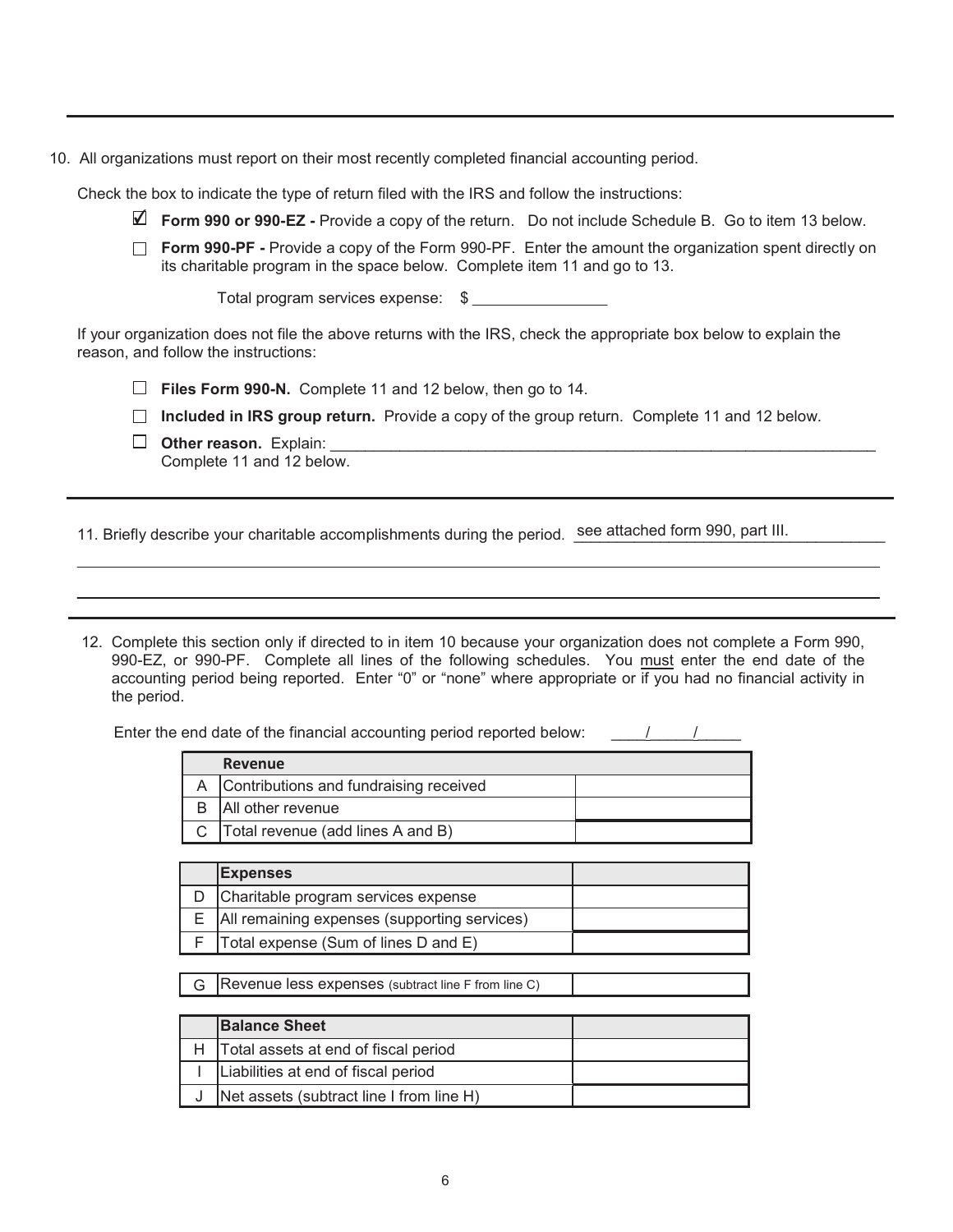10. All organizations must report on their most recently completed financial accounting period.

Check the box to indicate the type of return filed with the IRS and follow the instructions:

- ☑ **Form 990 or 990-EZ -** Provide a copy of the return. Do not include Schedule B. Go to item 13 below.
- ☐ **Form 990-PF -** Provide a copy of the Form 990-PF. Enter the amount the organization spent directly on its charitable program in the space below. Complete item 11 and go to 13.

  Total program services expense: $ _______________

If your organization does not file the above returns with the IRS, check the appropriate box below to explain the reason, and follow the instructions:

- ☐ **Files Form 990-N.** Complete 11 and 12 below, then go to 14.
- ☐ **Included in IRS group return.** Provide a copy of the group return. Complete 11 and 12 below.
- ☐ **Other reason.** Explain: _______________________________________________
  Complete 11 and 12 below.

---

11. Briefly describe your charitable accomplishments during the period. see attached form 990, part III.

---

12. Complete this section only if directed to in item 10 because your organization does not complete a Form 990, 990-EZ, or 990-PF. Complete all lines of the following schedules. You must enter the end date of the accounting period being reported. Enter "0" or "none" where appropriate or if you had no financial activity in the period.

Enter the end date of the financial accounting period reported below: ____/____/_____

| | Revenue | |
|---|---|---|
| A | Contributions and fundraising received | |
| B | All other revenue | |
| C | Total revenue (add lines A and B) | |

| | Expenses | |
|---|---|---|
| D | Charitable program services expense | |
| E | All remaining expenses (supporting services) | |
| F | Total expense (Sum of lines D and E) | |

| | | |
|---|---|---|
| G | Revenue less expenses (subtract line F from line C) | |

| | Balance Sheet | |
|---|---|---|
| H | Total assets at end of fiscal period | |
| I | Liabilities at end of fiscal period | |
| J | Net assets (subtract line I from line H) | |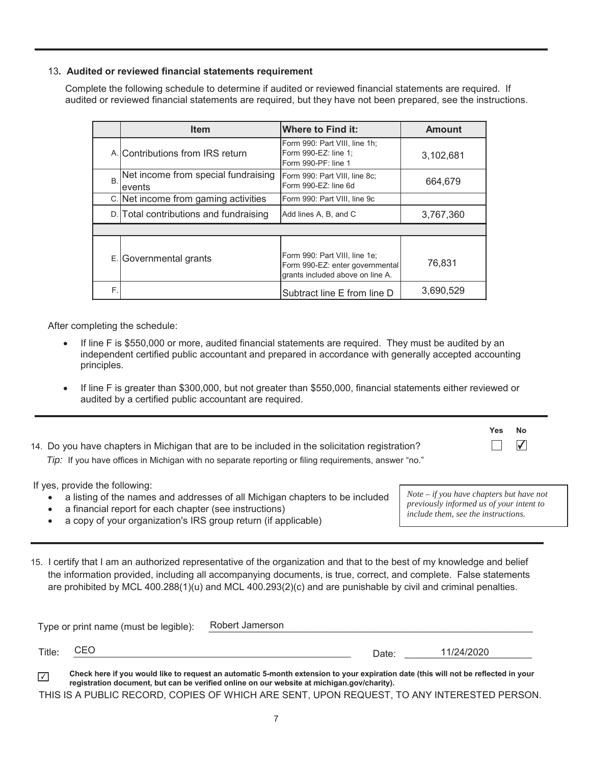13**. Audited or reviewed financial statements requirement**

Complete the following schedule to determine if audited or reviewed financial statements are required. If audited or reviewed financial statements are required, but they have not been prepared, see the instructions.

| | Item | Where to Find it: | Amount |
|---|---|---|---|
| A. | Contributions from IRS return | Form 990: Part VIII, line 1h; Form 990-EZ: line 1; Form 990-PF: line 1 | 3,102,681 |
| B. | Net income from special fundraising events | Form 990: Part VIII, line 8c; Form 990-EZ: line 6d | 664,679 |
| C. | Net income from gaming activities | Form 990: Part VIII, line 9c | |
| D. | Total contributions and fundraising | Add lines A, B, and C | 3,767,360 |
| | | | |
| E. | Governmental grants | Form 990: Part VIII, line 1e; Form 990-EZ: enter governmental grants included above on line A. | 76,831 |
| F. | | Subtract line E from line D | 3,690,529 |

After completing the schedule:

- If line F is $550,000 or more, audited financial statements are required. They must be audited by an independent certified public accountant and prepared in accordance with generally accepted accounting principles.
- If line F is greater than $300,000, but not greater than $550,000, financial statements either reviewed or audited by a certified public accountant are required.

14. Do you have chapters in Michigan that are to be included in the solicitation registration? Yes ☐ No ☑

*Tip:* If you have offices in Michigan with no separate reporting or filing requirements, answer "no."

If yes, provide the following:

- a listing of the names and addresses of all Michigan chapters to be included
- a financial report for each chapter (see instructions)
- a copy of your organization's IRS group return (if applicable)

*Note – if you have chapters but have not previously informed us of your intent to include them, see the instructions.*

15. I certify that I am an authorized representative of the organization and that to the best of my knowledge and belief the information provided, including all accompanying documents, is true, correct, and complete. False statements are prohibited by MCL 400.288(1)(u) and MCL 400.293(2)(c) and are punishable by civil and criminal penalties.

Type or print name (must be legible): Robert Jamerson

Title: CEO Date: 11/24/2020

☑ **Check here if you would like to request an automatic 5-month extension to your expiration date (this will not be reflected in your registration document, but can be verified online on our website at michigan.gov/charity).**

THIS IS A PUBLIC RECORD, COPIES OF WHICH ARE SENT, UPON REQUEST, TO ANY INTERESTED PERSON.